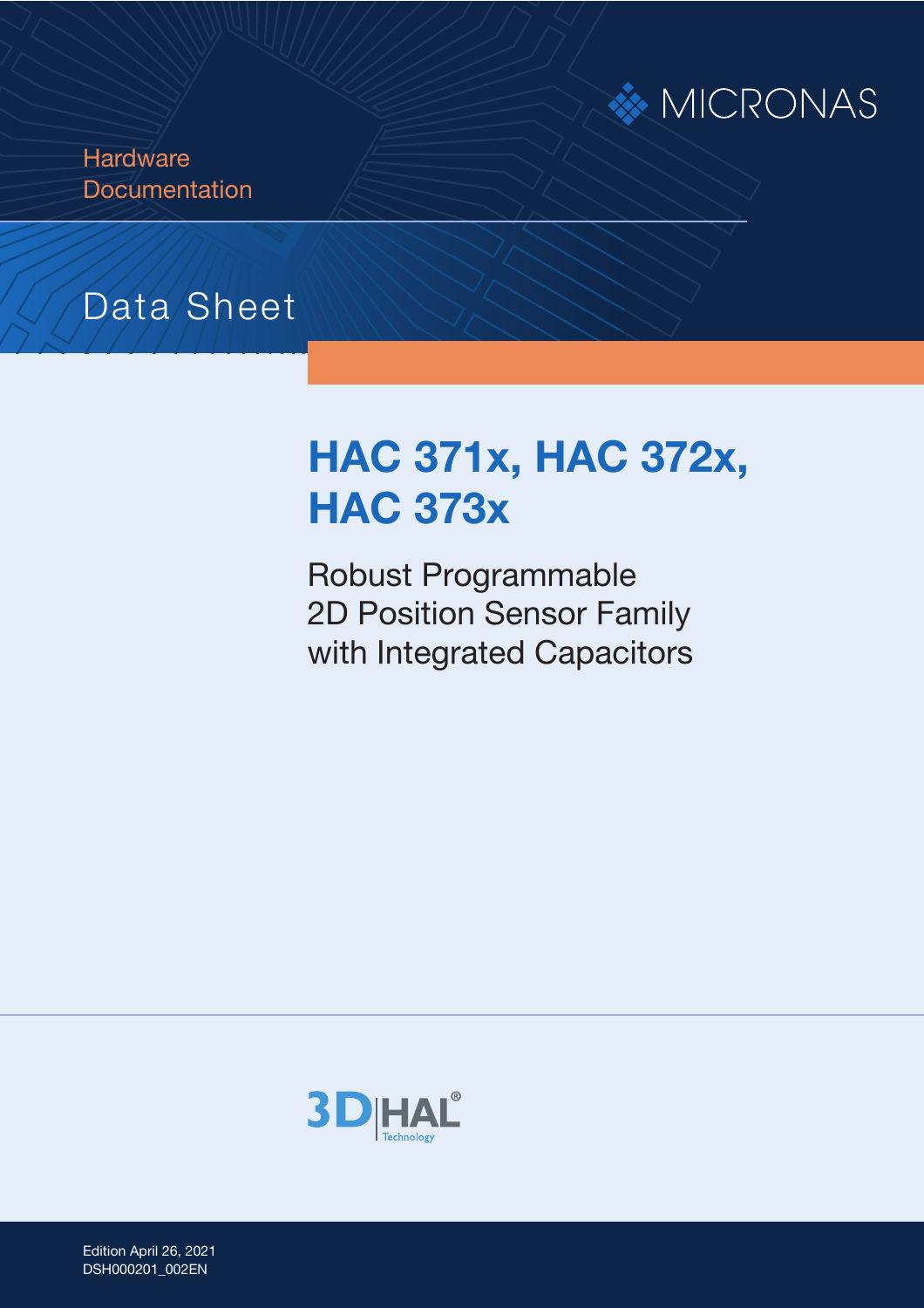MICRONAS

Hardware
Documentation

Data Sheet

# HAC 371x, HAC 372x, HAC 373x

Robust Programmable
2D Position Sensor Family
with Integrated Capacitors

3D HAL®
Technology

Edition April 26, 2021
DSH000201_002EN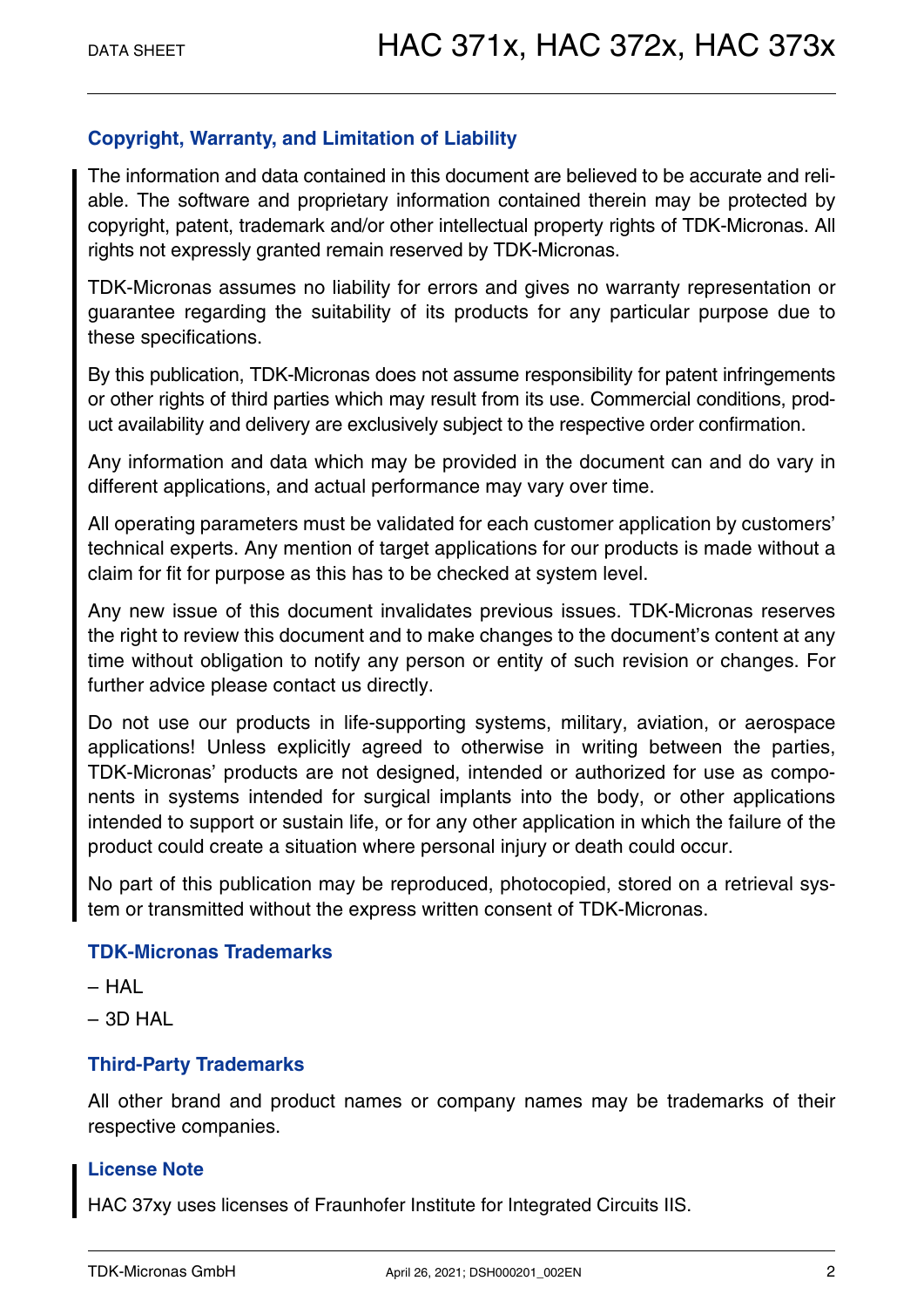## Copyright, Warranty, and Limitation of Liability

The information and data contained in this document are believed to be accurate and reliable. The software and proprietary information contained therein may be protected by copyright, patent, trademark and/or other intellectual property rights of TDK-Micronas. All rights not expressly granted remain reserved by TDK-Micronas.

TDK-Micronas assumes no liability for errors and gives no warranty representation or guarantee regarding the suitability of its products for any particular purpose due to these specifications.

By this publication, TDK-Micronas does not assume responsibility for patent infringements or other rights of third parties which may result from its use. Commercial conditions, product availability and delivery are exclusively subject to the respective order confirmation.

Any information and data which may be provided in the document can and do vary in different applications, and actual performance may vary over time.

All operating parameters must be validated for each customer application by customers' technical experts. Any mention of target applications for our products is made without a claim for fit for purpose as this has to be checked at system level.

Any new issue of this document invalidates previous issues. TDK-Micronas reserves the right to review this document and to make changes to the document's content at any time without obligation to notify any person or entity of such revision or changes. For further advice please contact us directly.

Do not use our products in life-supporting systems, military, aviation, or aerospace applications! Unless explicitly agreed to otherwise in writing between the parties, TDK-Micronas' products are not designed, intended or authorized for use as components in systems intended for surgical implants into the body, or other applications intended to support or sustain life, or for any other application in which the failure of the product could create a situation where personal injury or death could occur.

No part of this publication may be reproduced, photocopied, stored on a retrieval system or transmitted without the express written consent of TDK-Micronas.

## TDK-Micronas Trademarks

– HAL

– 3D HAL

## Third-Party Trademarks

All other brand and product names or company names may be trademarks of their respective companies.

## License Note

HAC 37xy uses licenses of Fraunhofer Institute for Integrated Circuits IIS.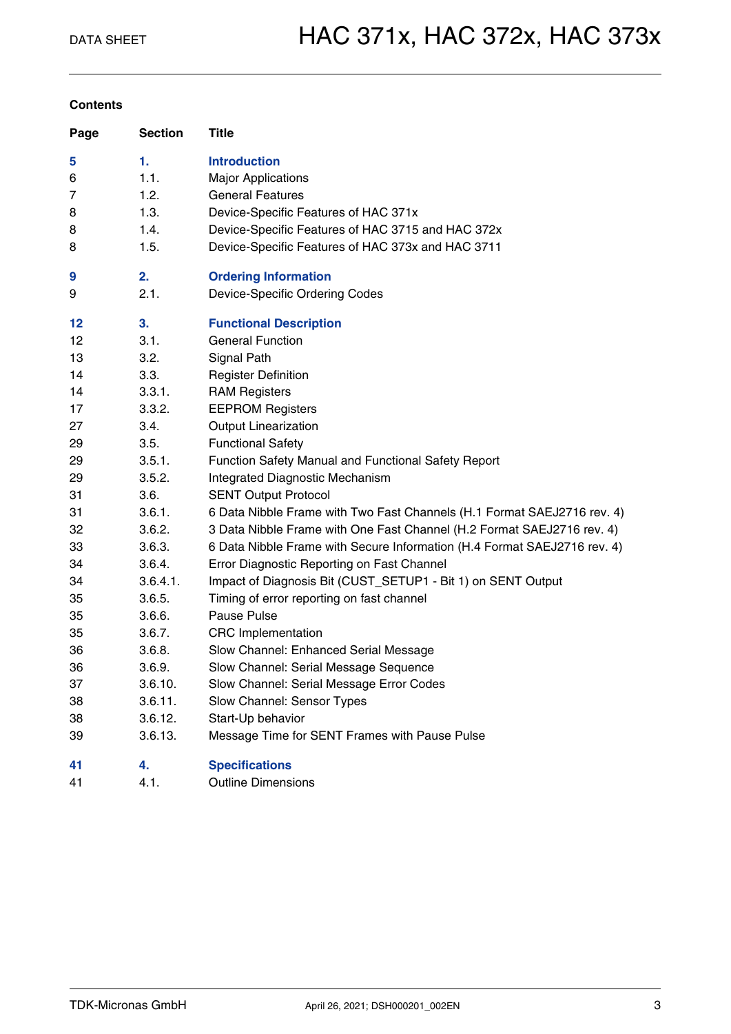## Contents

| Page | Section | Title |
|---|---|---|
| **5** | **1.** | **Introduction** |
| 6 | 1.1. | Major Applications |
| 7 | 1.2. | General Features |
| 8 | 1.3. | Device-Specific Features of HAC 371x |
| 8 | 1.4. | Device-Specific Features of HAC 3715 and HAC 372x |
| 8 | 1.5. | Device-Specific Features of HAC 373x and HAC 3711 |
| **9** | **2.** | **Ordering Information** |
| 9 | 2.1. | Device-Specific Ordering Codes |
| **12** | **3.** | **Functional Description** |
| 12 | 3.1. | General Function |
| 13 | 3.2. | Signal Path |
| 14 | 3.3. | Register Definition |
| 14 | 3.3.1. | RAM Registers |
| 17 | 3.3.2. | EEPROM Registers |
| 27 | 3.4. | Output Linearization |
| 29 | 3.5. | Functional Safety |
| 29 | 3.5.1. | Function Safety Manual and Functional Safety Report |
| 29 | 3.5.2. | Integrated Diagnostic Mechanism |
| 31 | 3.6. | SENT Output Protocol |
| 31 | 3.6.1. | 6 Data Nibble Frame with Two Fast Channels (H.1 Format SAEJ2716 rev. 4) |
| 32 | 3.6.2. | 3 Data Nibble Frame with One Fast Channel (H.2 Format SAEJ2716 rev. 4) |
| 33 | 3.6.3. | 6 Data Nibble Frame with Secure Information (H.4 Format SAEJ2716 rev. 4) |
| 34 | 3.6.4. | Error Diagnostic Reporting on Fast Channel |
| 34 | 3.6.4.1. | Impact of Diagnosis Bit (CUST_SETUP1 - Bit 1) on SENT Output |
| 35 | 3.6.5. | Timing of error reporting on fast channel |
| 35 | 3.6.6. | Pause Pulse |
| 35 | 3.6.7. | CRC Implementation |
| 36 | 3.6.8. | Slow Channel: Enhanced Serial Message |
| 36 | 3.6.9. | Slow Channel: Serial Message Sequence |
| 37 | 3.6.10. | Slow Channel: Serial Message Error Codes |
| 38 | 3.6.11. | Slow Channel: Sensor Types |
| 38 | 3.6.12. | Start-Up behavior |
| 39 | 3.6.13. | Message Time for SENT Frames with Pause Pulse |
| **41** | **4.** | **Specifications** |
| 41 | 4.1. | Outline Dimensions |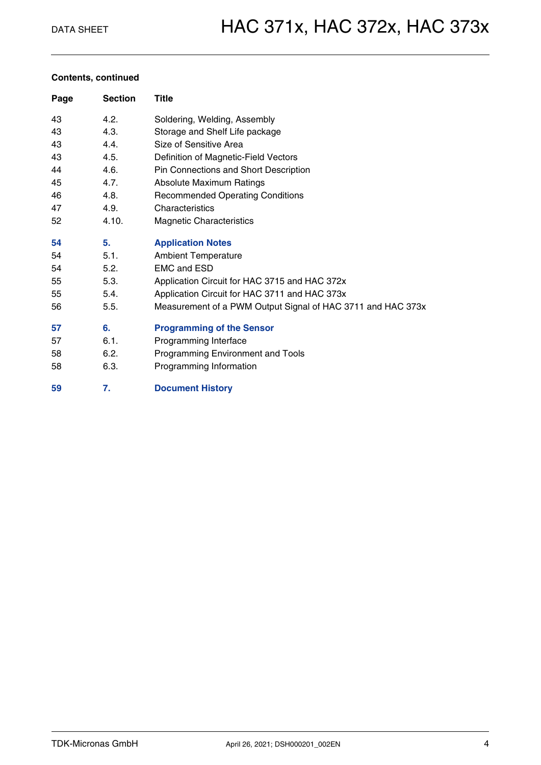**Contents, continued**

| Page | Section | Title |
|---|---|---|
| 43 | 4.2. | Soldering, Welding, Assembly |
| 43 | 4.3. | Storage and Shelf Life package |
| 43 | 4.4. | Size of Sensitive Area |
| 43 | 4.5. | Definition of Magnetic-Field Vectors |
| 44 | 4.6. | Pin Connections and Short Description |
| 45 | 4.7. | Absolute Maximum Ratings |
| 46 | 4.8. | Recommended Operating Conditions |
| 47 | 4.9. | Characteristics |
| 52 | 4.10. | Magnetic Characteristics |
| **54** | **5.** | **Application Notes** |
| 54 | 5.1. | Ambient Temperature |
| 54 | 5.2. | EMC and ESD |
| 55 | 5.3. | Application Circuit for HAC 3715 and HAC 372x |
| 55 | 5.4. | Application Circuit for HAC 3711 and HAC 373x |
| 56 | 5.5. | Measurement of a PWM Output Signal of HAC 3711 and HAC 373x |
| **57** | **6.** | **Programming of the Sensor** |
| 57 | 6.1. | Programming Interface |
| 58 | 6.2. | Programming Environment and Tools |
| 58 | 6.3. | Programming Information |
| **59** | **7.** | **Document History** |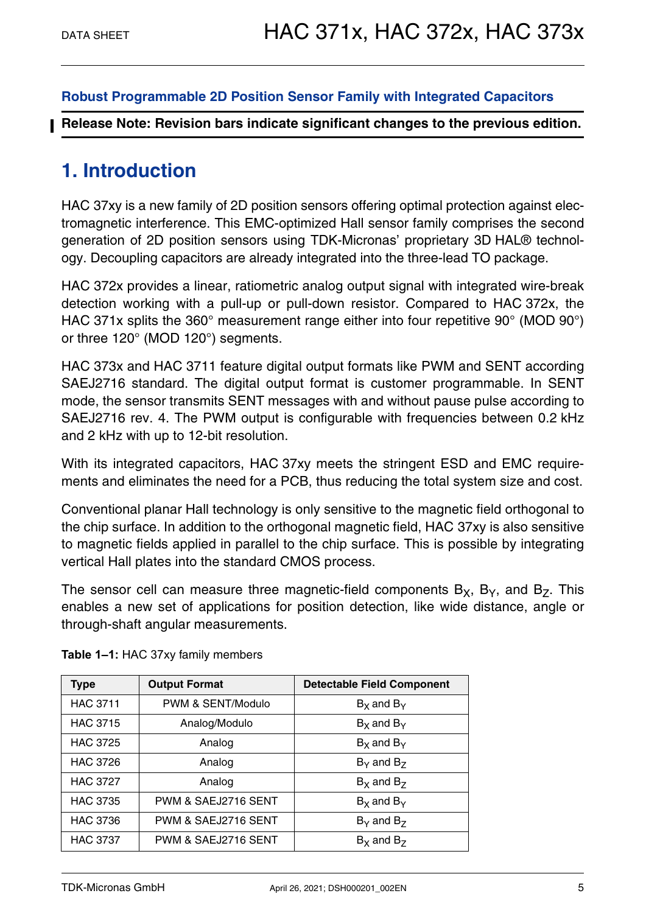**Robust Programmable 2D Position Sensor Family with Integrated Capacitors**

**Release Note: Revision bars indicate significant changes to the previous edition.**

# 1. Introduction

HAC 37xy is a new family of 2D position sensors offering optimal protection against electromagnetic interference. This EMC-optimized Hall sensor family comprises the second generation of 2D position sensors using TDK-Micronas' proprietary 3D HAL® technology. Decoupling capacitors are already integrated into the three-lead TO package.

HAC 372x provides a linear, ratiometric analog output signal with integrated wire-break detection working with a pull-up or pull-down resistor. Compared to HAC 372x, the HAC 371x splits the 360° measurement range either into four repetitive 90° (MOD 90°) or three 120° (MOD 120°) segments.

HAC 373x and HAC 3711 feature digital output formats like PWM and SENT according SAEJ2716 standard. The digital output format is customer programmable. In SENT mode, the sensor transmits SENT messages with and without pause pulse according to SAEJ2716 rev. 4. The PWM output is configurable with frequencies between 0.2 kHz and 2 kHz with up to 12-bit resolution.

With its integrated capacitors, HAC 37xy meets the stringent ESD and EMC requirements and eliminates the need for a PCB, thus reducing the total system size and cost.

Conventional planar Hall technology is only sensitive to the magnetic field orthogonal to the chip surface. In addition to the orthogonal magnetic field, HAC 37xy is also sensitive to magnetic fields applied in parallel to the chip surface. This is possible by integrating vertical Hall plates into the standard CMOS process.

The sensor cell can measure three magnetic-field components $B_X$, $B_Y$, and $B_Z$. This enables a new set of applications for position detection, like wide distance, angle or through-shaft angular measurements.

**Table 1–1:** HAC 37xy family members

| Type | Output Format | Detectable Field Component |
|---|---|---|
| HAC 3711 | PWM & SENT/Modulo | $B_X$ and $B_Y$ |
| HAC 3715 | Analog/Modulo | $B_X$ and $B_Y$ |
| HAC 3725 | Analog | $B_X$ and $B_Y$ |
| HAC 3726 | Analog | $B_Y$ and $B_Z$ |
| HAC 3727 | Analog | $B_X$ and $B_Z$ |
| HAC 3735 | PWM & SAEJ2716 SENT | $B_X$ and $B_Y$ |
| HAC 3736 | PWM & SAEJ2716 SENT | $B_Y$ and $B_Z$ |
| HAC 3737 | PWM & SAEJ2716 SENT | $B_X$ and $B_Z$ |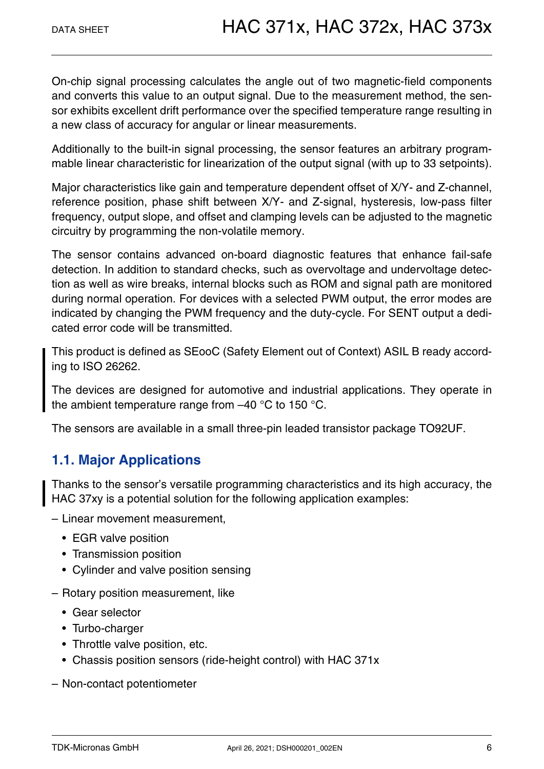On-chip signal processing calculates the angle out of two magnetic-field components and converts this value to an output signal. Due to the measurement method, the sensor exhibits excellent drift performance over the specified temperature range resulting in a new class of accuracy for angular or linear measurements.

Additionally to the built-in signal processing, the sensor features an arbitrary programmable linear characteristic for linearization of the output signal (with up to 33 setpoints).

Major characteristics like gain and temperature dependent offset of X/Y- and Z-channel, reference position, phase shift between X/Y- and Z-signal, hysteresis, low-pass filter frequency, output slope, and offset and clamping levels can be adjusted to the magnetic circuitry by programming the non-volatile memory.

The sensor contains advanced on-board diagnostic features that enhance fail-safe detection. In addition to standard checks, such as overvoltage and undervoltage detection as well as wire breaks, internal blocks such as ROM and signal path are monitored during normal operation. For devices with a selected PWM output, the error modes are indicated by changing the PWM frequency and the duty-cycle. For SENT output a dedicated error code will be transmitted.

This product is defined as SEooC (Safety Element out of Context) ASIL B ready according to ISO 26262.

The devices are designed for automotive and industrial applications. They operate in the ambient temperature range from –40 °C to 150 °C.

The sensors are available in a small three-pin leaded transistor package TO92UF.

## 1.1. Major Applications

Thanks to the sensor's versatile programming characteristics and its high accuracy, the HAC 37xy is a potential solution for the following application examples:

– Linear movement measurement,
  - EGR valve position
  - Transmission position
  - Cylinder and valve position sensing

– Rotary position measurement, like
  - Gear selector
  - Turbo-charger
  - Throttle valve position, etc.
  - Chassis position sensors (ride-height control) with HAC 371x

– Non-contact potentiometer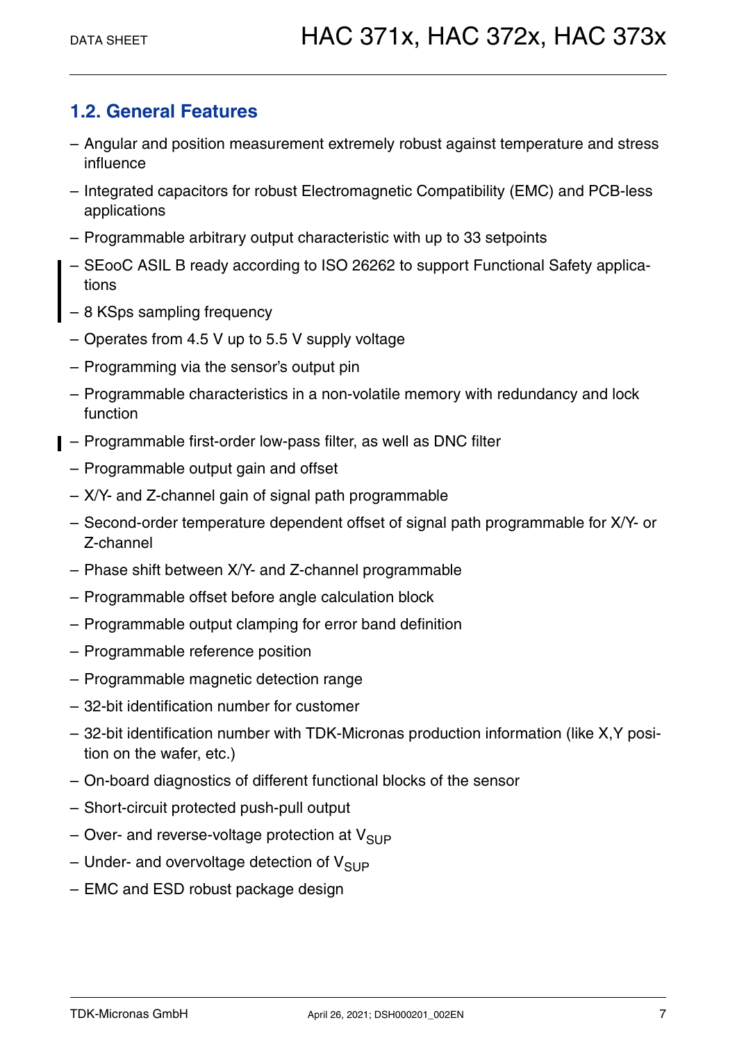## 1.2. General Features

- Angular and position measurement extremely robust against temperature and stress influence
- Integrated capacitors for robust Electromagnetic Compatibility (EMC) and PCB-less applications
- Programmable arbitrary output characteristic with up to 33 setpoints
- SEooC ASIL B ready according to ISO 26262 to support Functional Safety applications
- 8 KSps sampling frequency
- Operates from 4.5 V up to 5.5 V supply voltage
- Programming via the sensor's output pin
- Programmable characteristics in a non-volatile memory with redundancy and lock function
- Programmable first-order low-pass filter, as well as DNC filter
- Programmable output gain and offset
- X/Y- and Z-channel gain of signal path programmable
- Second-order temperature dependent offset of signal path programmable for X/Y- or Z-channel
- Phase shift between X/Y- and Z-channel programmable
- Programmable offset before angle calculation block
- Programmable output clamping for error band definition
- Programmable reference position
- Programmable magnetic detection range
- 32-bit identification number for customer
- 32-bit identification number with TDK-Micronas production information (like X,Y position on the wafer, etc.)
- On-board diagnostics of different functional blocks of the sensor
- Short-circuit protected push-pull output
- Over- and reverse-voltage protection at $V_{SUP}$
- Under- and overvoltage detection of $V_{SUP}$
- EMC and ESD robust package design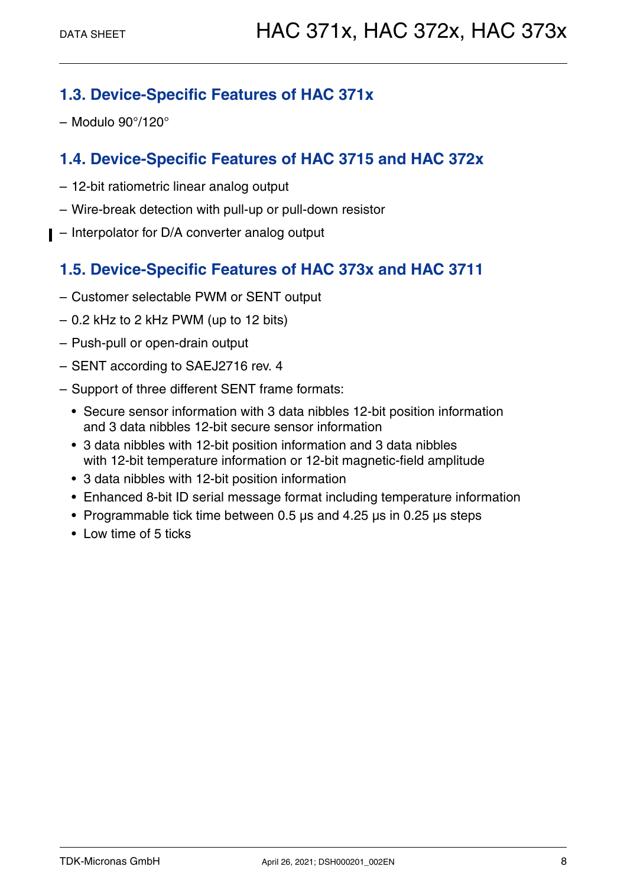## 1.3. Device-Specific Features of HAC 371x

– Modulo 90°/120°

## 1.4. Device-Specific Features of HAC 3715 and HAC 372x

– 12-bit ratiometric linear analog output

– Wire-break detection with pull-up or pull-down resistor

– Interpolator for D/A converter analog output

## 1.5. Device-Specific Features of HAC 373x and HAC 3711

– Customer selectable PWM or SENT output

– 0.2 kHz to 2 kHz PWM (up to 12 bits)

– Push-pull or open-drain output

– SENT according to SAEJ2716 rev. 4

– Support of three different SENT frame formats:

- Secure sensor information with 3 data nibbles 12-bit position information and 3 data nibbles 12-bit secure sensor information
- 3 data nibbles with 12-bit position information and 3 data nibbles with 12-bit temperature information or 12-bit magnetic-field amplitude
- 3 data nibbles with 12-bit position information
- Enhanced 8-bit ID serial message format including temperature information
- Programmable tick time between 0.5 µs and 4.25 µs in 0.25 µs steps
- Low time of 5 ticks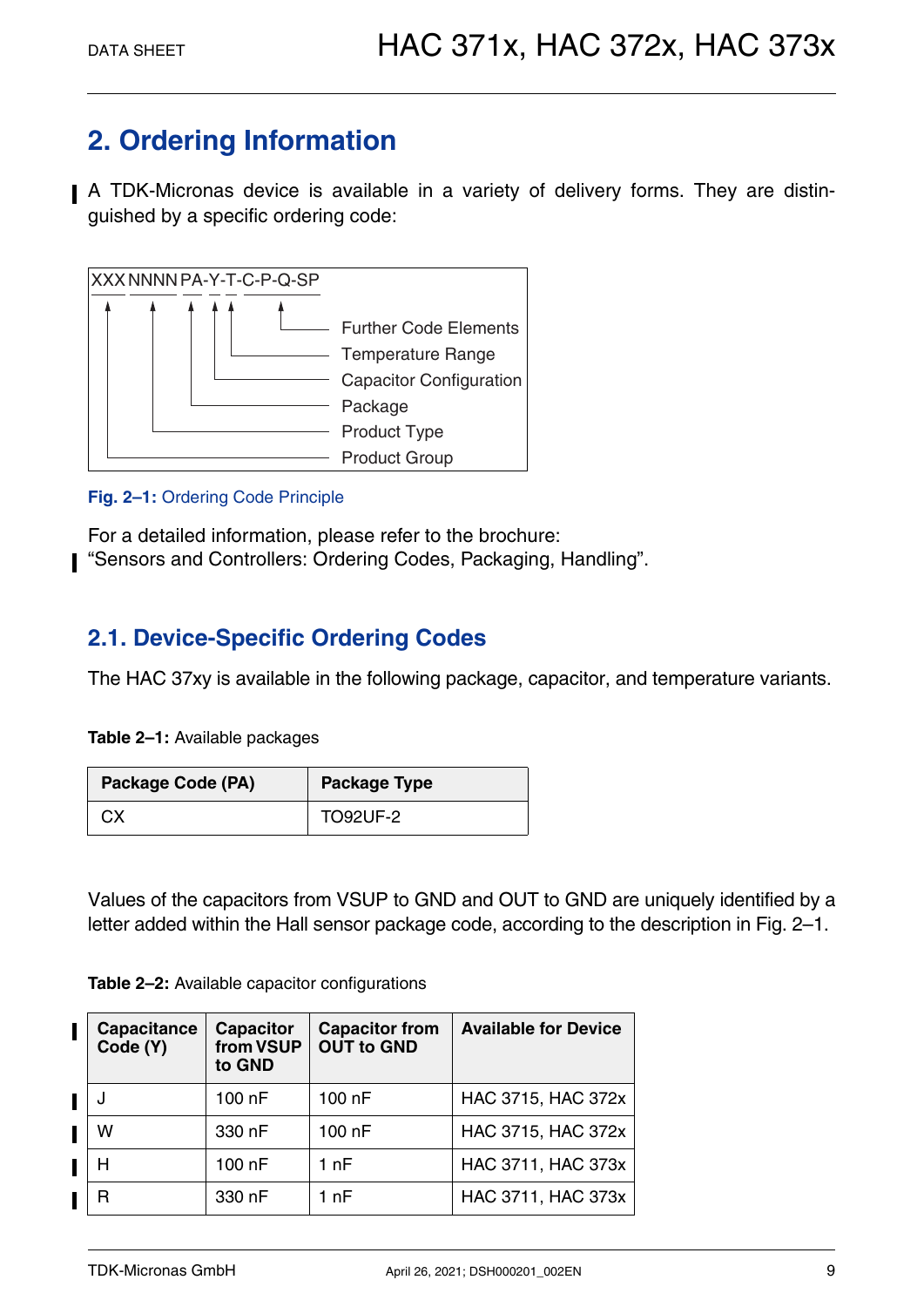# 2. Ordering Information

A TDK-Micronas device is available in a variety of delivery forms. They are distinguished by a specific ordering code:

```
XXX NNNN PA-Y-T-C-P-Q-SP
 |    |   |  | |    |
 |    |   |  | |    └── Further Code Elements
 |    |   |  | └─────── Temperature Range
 |    |   |  └───────── Capacitor Configuration
 |    |   └──────────── Package
 |    └──────────────── Product Type
 └───────────────────── Product Group
```

**Fig. 2–1:** Ordering Code Principle

For a detailed information, please refer to the brochure:
"Sensors and Controllers: Ordering Codes, Packaging, Handling".

## 2.1. Device-Specific Ordering Codes

The HAC 37xy is available in the following package, capacitor, and temperature variants.

**Table 2–1:** Available packages

| Package Code (PA) | Package Type |
|---|---|
| CX | TO92UF-2 |

Values of the capacitors from VSUP to GND and OUT to GND are uniquely identified by a letter added within the Hall sensor package code, according to the description in Fig. 2–1.

**Table 2–2:** Available capacitor configurations

| Capacitance Code (Y) | Capacitor from VSUP to GND | Capacitor from OUT to GND | Available for Device |
|---|---|---|---|
| J | 100 nF | 100 nF | HAC 3715, HAC 372x |
| W | 330 nF | 100 nF | HAC 3715, HAC 372x |
| H | 100 nF | 1 nF | HAC 3711, HAC 373x |
| R | 330 nF | 1 nF | HAC 3711, HAC 373x |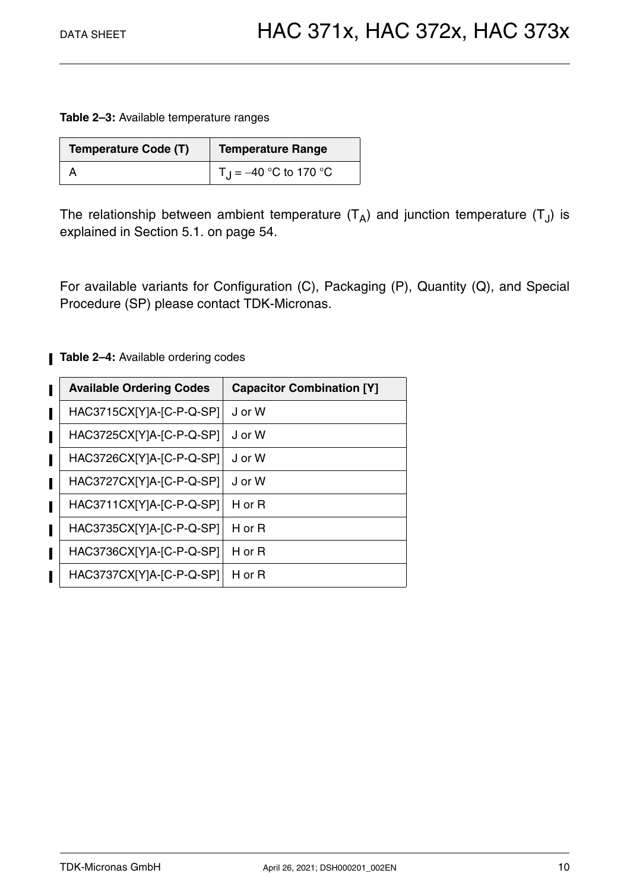**Table 2–3:** Available temperature ranges

| Temperature Code (T) | Temperature Range |
|---|---|
| A | $T_J$ = −40 °C to 170 °C |

The relationship between ambient temperature ($T_A$) and junction temperature ($T_J$) is explained in Section 5.1. on page 54.

For available variants for Configuration (C), Packaging (P), Quantity (Q), and Special Procedure (SP) please contact TDK-Micronas.

**Table 2–4:** Available ordering codes

| Available Ordering Codes | Capacitor Combination [Y] |
|---|---|
| HAC3715CX[Y]A-[C-P-Q-SP] | J or W |
| HAC3725CX[Y]A-[C-P-Q-SP] | J or W |
| HAC3726CX[Y]A-[C-P-Q-SP] | J or W |
| HAC3727CX[Y]A-[C-P-Q-SP] | J or W |
| HAC3711CX[Y]A-[C-P-Q-SP] | H or R |
| HAC3735CX[Y]A-[C-P-Q-SP] | H or R |
| HAC3736CX[Y]A-[C-P-Q-SP] | H or R |
| HAC3737CX[Y]A-[C-P-Q-SP] | H or R |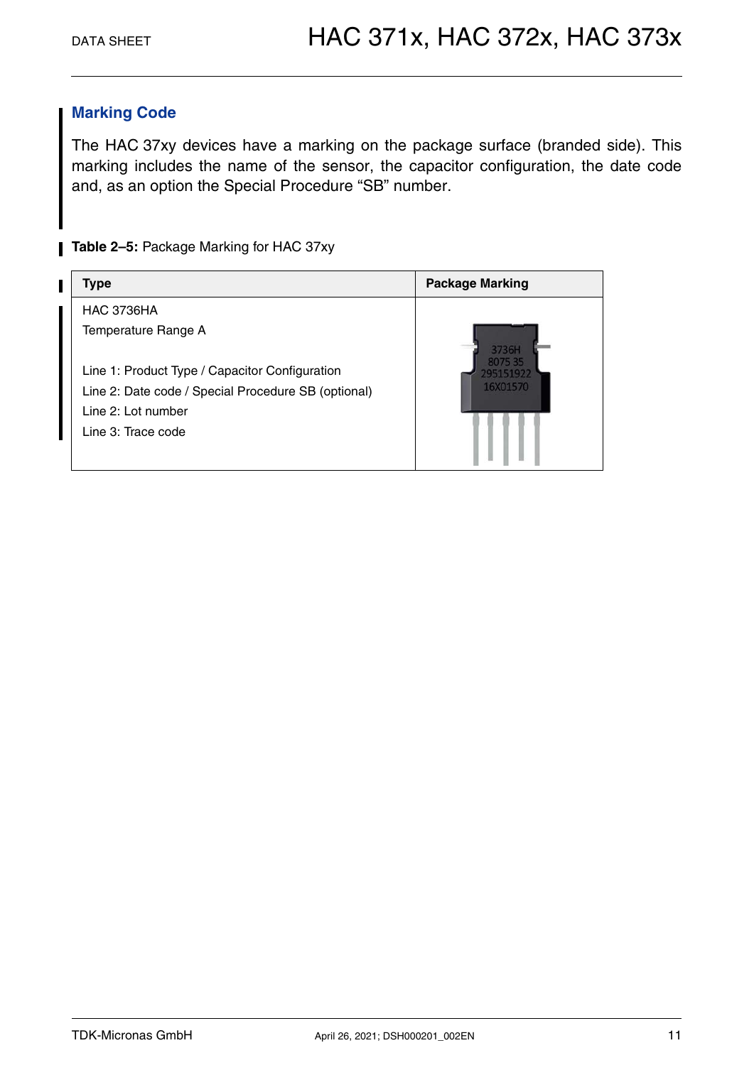## Marking Code

The HAC 37xy devices have a marking on the package surface (branded side). This marking includes the name of the sensor, the capacitor configuration, the date code and, as an option the Special Procedure “SB” number.

**Table 2–5:** Package Marking for HAC 37xy

| Type | Package Marking |
|---|---|
| HAC 3736HA<br>Temperature Range A<br><br>Line 1: Product Type / Capacitor Configuration<br>Line 2: Date code / Special Procedure SB (optional)<br>Line 2: Lot number<br>Line 3: Trace code | 3736H<br>8075 35<br>295151922<br>16X01570 |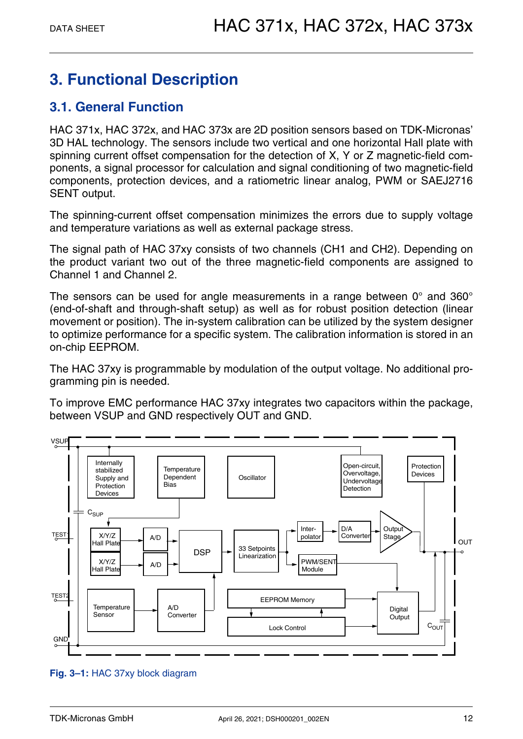# 3. Functional Description

## 3.1. General Function

HAC 371x, HAC 372x, and HAC 373x are 2D position sensors based on TDK-Micronas' 3D HAL technology. The sensors include two vertical and one horizontal Hall plate with spinning current offset compensation for the detection of X, Y or Z magnetic-field components, a signal processor for calculation and signal conditioning of two magnetic-field components, protection devices, and a ratiometric linear analog, PWM or SAEJ2716 SENT output.

The spinning-current offset compensation minimizes the errors due to supply voltage and temperature variations as well as external package stress.

The signal path of HAC 37xy consists of two channels (CH1 and CH2). Depending on the product variant two out of the three magnetic-field components are assigned to Channel 1 and Channel 2.

The sensors can be used for angle measurements in a range between 0° and 360° (end-of-shaft and through-shaft setup) as well as for robust position detection (linear movement or position). The in-system calibration can be utilized by the system designer to optimize performance for a specific system. The calibration information is stored in an on-chip EEPROM.

The HAC 37xy is programmable by modulation of the output voltage. No additional programming pin is needed.

To improve EMC performance HAC 37xy integrates two capacitors within the package, between VSUP and GND respectively OUT and GND.

**Fig. 3–1:** HAC 37xy block diagram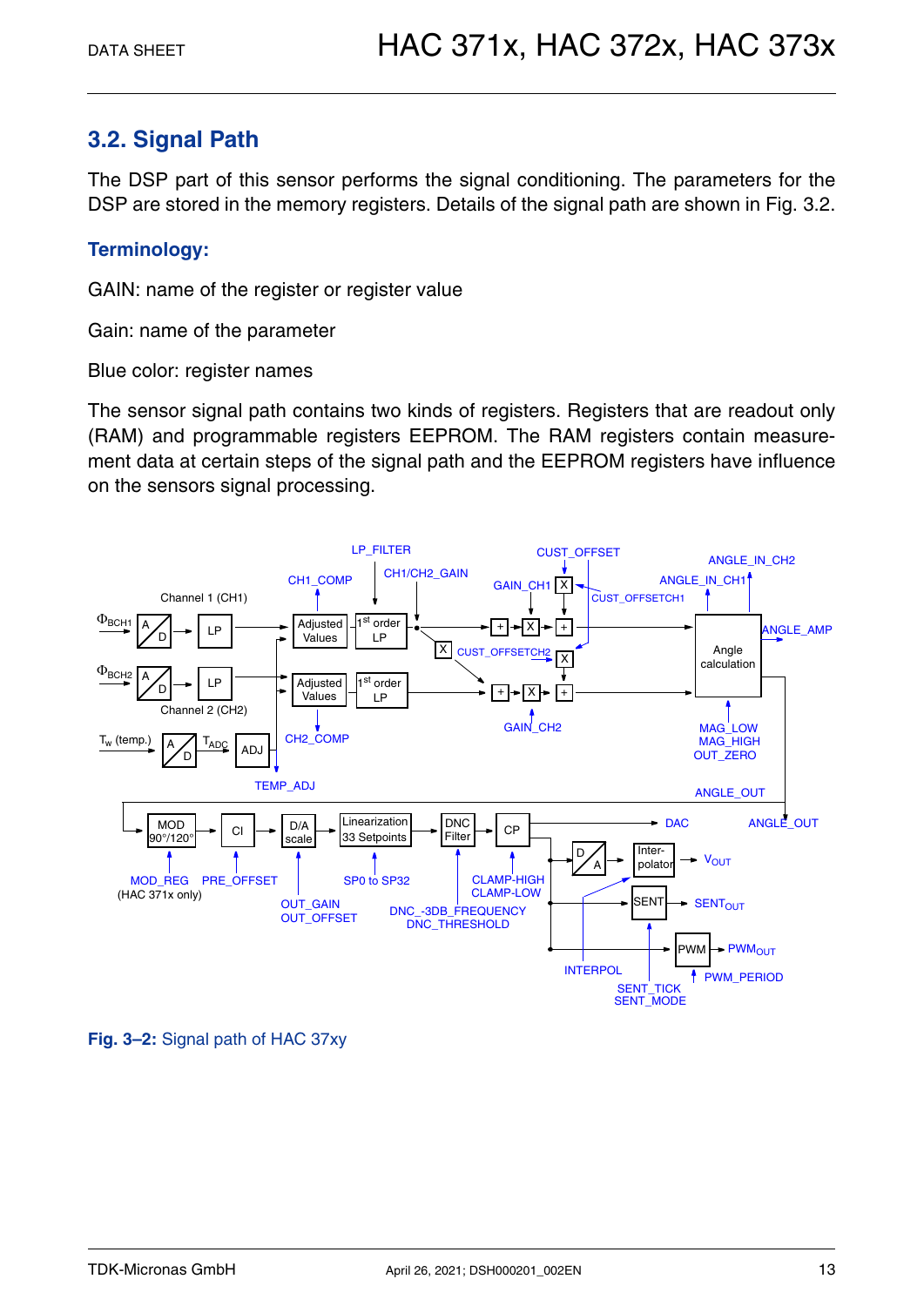## 3.2. Signal Path

The DSP part of this sensor performs the signal conditioning. The parameters for the DSP are stored in the memory registers. Details of the signal path are shown in Fig. 3.2.

### Terminology:

GAIN: name of the register or register value

Gain: name of the parameter

Blue color: register names

The sensor signal path contains two kinds of registers. Registers that are readout only (RAM) and programmable registers EEPROM. The RAM registers contain measurement data at certain steps of the signal path and the EEPROM registers have influence on the sensors signal processing.

**Fig. 3–2:** Signal path of HAC 37xy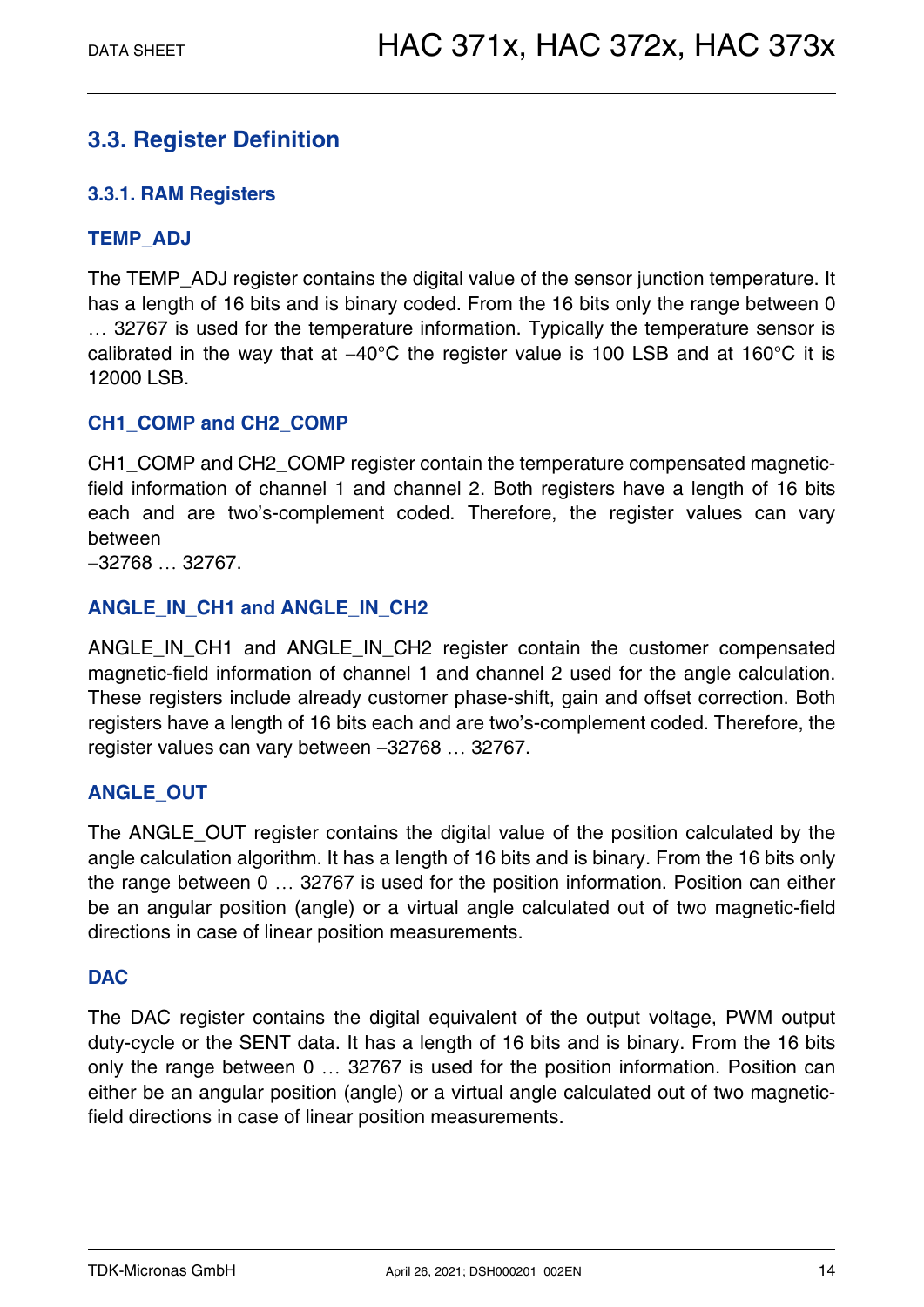## 3.3. Register Definition

### 3.3.1. RAM Registers

#### TEMP_ADJ

The TEMP_ADJ register contains the digital value of the sensor junction temperature. It has a length of 16 bits and is binary coded. From the 16 bits only the range between 0 … 32767 is used for the temperature information. Typically the temperature sensor is calibrated in the way that at −40°C the register value is 100 LSB and at 160°C it is 12000 LSB.

#### CH1_COMP and CH2_COMP

CH1_COMP and CH2_COMP register contain the temperature compensated magnetic-field information of channel 1 and channel 2. Both registers have a length of 16 bits each and are two's-complement coded. Therefore, the register values can vary between
−32768 … 32767.

#### ANGLE_IN_CH1 and ANGLE_IN_CH2

ANGLE_IN_CH1 and ANGLE_IN_CH2 register contain the customer compensated magnetic-field information of channel 1 and channel 2 used for the angle calculation. These registers include already customer phase-shift, gain and offset correction. Both registers have a length of 16 bits each and are two's-complement coded. Therefore, the register values can vary between −32768 … 32767.

#### ANGLE_OUT

The ANGLE_OUT register contains the digital value of the position calculated by the angle calculation algorithm. It has a length of 16 bits and is binary. From the 16 bits only the range between 0 … 32767 is used for the position information. Position can either be an angular position (angle) or a virtual angle calculated out of two magnetic-field directions in case of linear position measurements.

#### DAC

The DAC register contains the digital equivalent of the output voltage, PWM output duty-cycle or the SENT data. It has a length of 16 bits and is binary. From the 16 bits only the range between 0 … 32767 is used for the position information. Position can either be an angular position (angle) or a virtual angle calculated out of two magnetic-field directions in case of linear position measurements.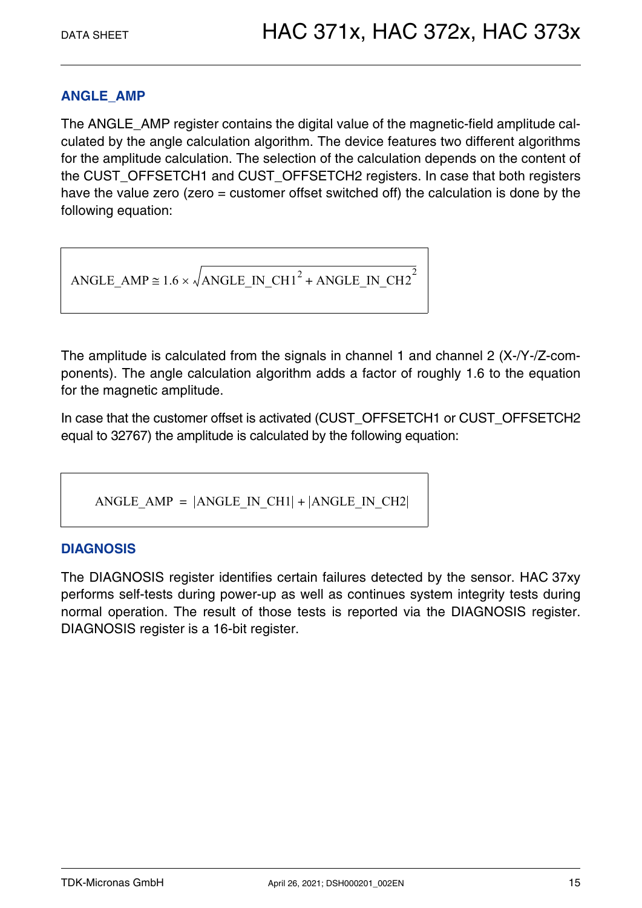## ANGLE_AMP

The ANGLE_AMP register contains the digital value of the magnetic-field amplitude calculated by the angle calculation algorithm. The device features two different algorithms for the amplitude calculation. The selection of the calculation depends on the content of the CUST_OFFSETCH1 and CUST_OFFSETCH2 registers. In case that both registers have the value zero (zero = customer offset switched off) the calculation is done by the following equation:

$$\text{ANGLE\_AMP} \cong 1.6 \times \sqrt{\text{ANGLE\_IN\_CH1}^2 + \text{ANGLE\_IN\_CH2}^2}$$

The amplitude is calculated from the signals in channel 1 and channel 2 (X-/Y-/Z-components). The angle calculation algorithm adds a factor of roughly 1.6 to the equation for the magnetic amplitude.

In case that the customer offset is activated (CUST_OFFSETCH1 or CUST_OFFSETCH2 equal to 32767) the amplitude is calculated by the following equation:

$$\text{ANGLE\_AMP} = |\text{ANGLE\_IN\_CH1}| + |\text{ANGLE\_IN\_CH2}|$$

## DIAGNOSIS

The DIAGNOSIS register identifies certain failures detected by the sensor. HAC 37xy performs self-tests during power-up as well as continues system integrity tests during normal operation. The result of those tests is reported via the DIAGNOSIS register. DIAGNOSIS register is a 16-bit register.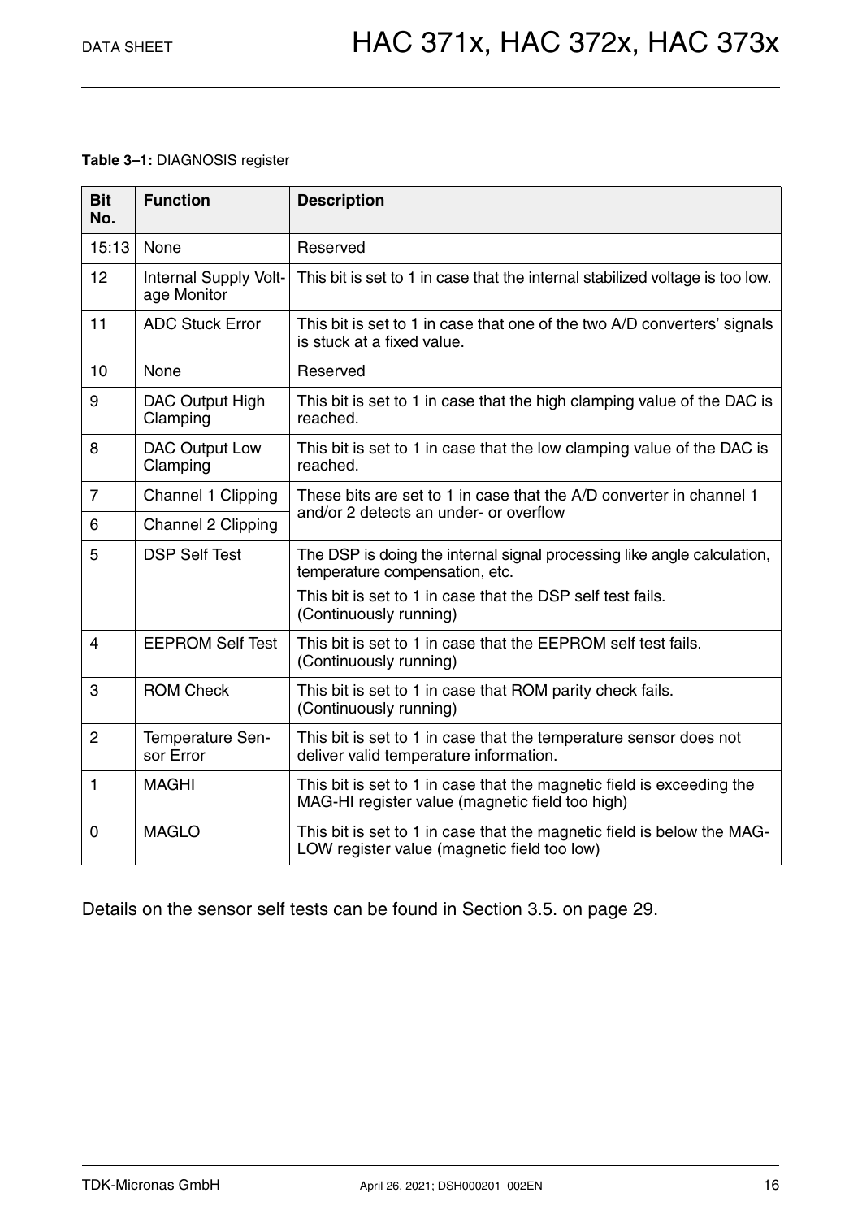**Table 3–1:** DIAGNOSIS register

| Bit No. | Function | Description |
|---|---|---|
| 15:13 | None | Reserved |
| 12 | Internal Supply Voltage Monitor | This bit is set to 1 in case that the internal stabilized voltage is too low. |
| 11 | ADC Stuck Error | This bit is set to 1 in case that one of the two A/D converters' signals is stuck at a fixed value. |
| 10 | None | Reserved |
| 9 | DAC Output High Clamping | This bit is set to 1 in case that the high clamping value of the DAC is reached. |
| 8 | DAC Output Low Clamping | This bit is set to 1 in case that the low clamping value of the DAC is reached. |
| 7 | Channel 1 Clipping | These bits are set to 1 in case that the A/D converter in channel 1 and/or 2 detects an under- or overflow |
| 6 | Channel 2 Clipping | |
| 5 | DSP Self Test | The DSP is doing the internal signal processing like angle calculation, temperature compensation, etc.<br>This bit is set to 1 in case that the DSP self test fails. (Continuously running) |
| 4 | EEPROM Self Test | This bit is set to 1 in case that the EEPROM self test fails. (Continuously running) |
| 3 | ROM Check | This bit is set to 1 in case that ROM parity check fails. (Continuously running) |
| 2 | Temperature Sensor Error | This bit is set to 1 in case that the temperature sensor does not deliver valid temperature information. |
| 1 | MAGHI | This bit is set to 1 in case that the magnetic field is exceeding the MAG-HI register value (magnetic field too high) |
| 0 | MAGLO | This bit is set to 1 in case that the magnetic field is below the MAG-LOW register value (magnetic field too low) |

Details on the sensor self tests can be found in Section 3.5. on page 29.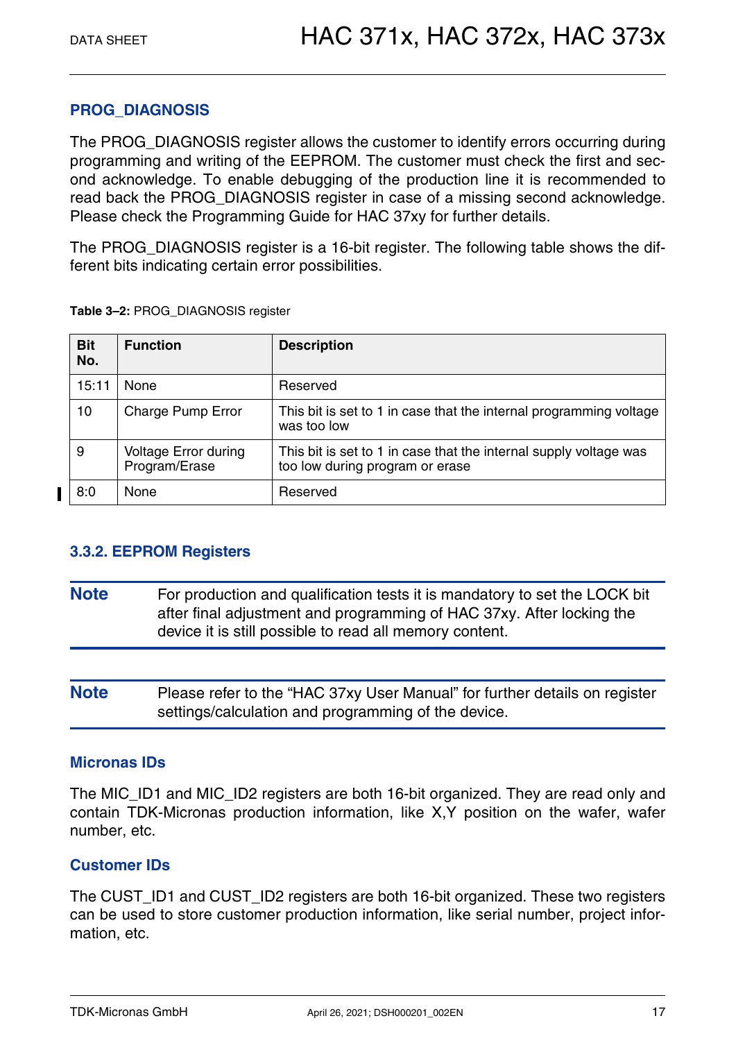### PROG_DIAGNOSIS

The PROG_DIAGNOSIS register allows the customer to identify errors occurring during programming and writing of the EEPROM. The customer must check the first and second acknowledge. To enable debugging of the production line it is recommended to read back the PROG_DIAGNOSIS register in case of a missing second acknowledge. Please check the Programming Guide for HAC 37xy for further details.

The PROG_DIAGNOSIS register is a 16-bit register. The following table shows the different bits indicating certain error possibilities.

**Table 3–2:** PROG_DIAGNOSIS register

| Bit No. | Function | Description |
|---|---|---|
| 15:11 | None | Reserved |
| 10 | Charge Pump Error | This bit is set to 1 in case that the internal programming voltage was too low |
| 9 | Voltage Error during Program/Erase | This bit is set to 1 in case that the internal supply voltage was too low during program or erase |
| 8:0 | None | Reserved |

## 3.3.2. EEPROM Registers

**Note** For production and qualification tests it is mandatory to set the LOCK bit after final adjustment and programming of HAC 37xy. After locking the device it is still possible to read all memory content.

**Note** Please refer to the “HAC 37xy User Manual” for further details on register settings/calculation and programming of the device.

### Micronas IDs

The MIC_ID1 and MIC_ID2 registers are both 16-bit organized. They are read only and contain TDK-Micronas production information, like X,Y position on the wafer, wafer number, etc.

### Customer IDs

The CUST_ID1 and CUST_ID2 registers are both 16-bit organized. These two registers can be used to store customer production information, like serial number, project information, etc.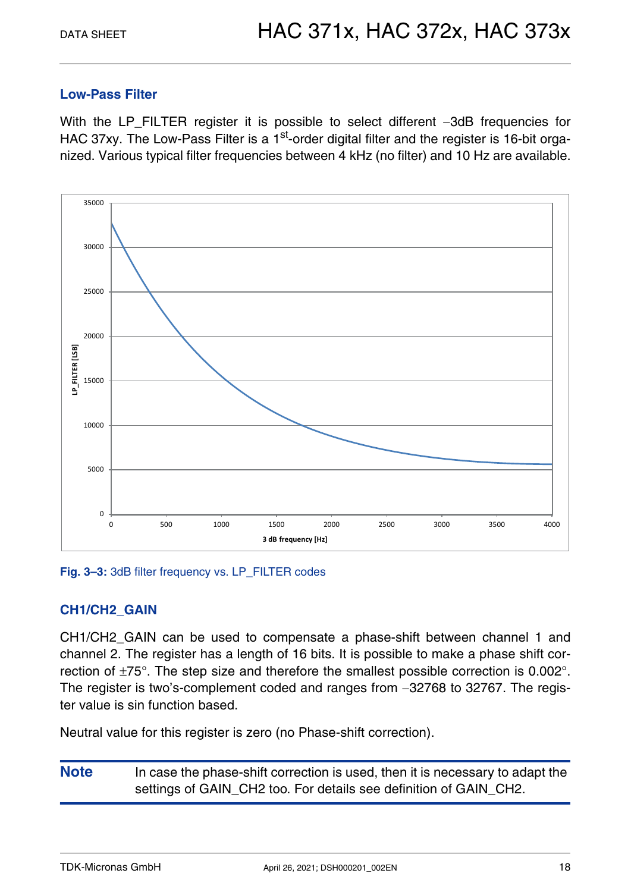### Low-Pass Filter

With the LP_FILTER register it is possible to select different −3dB frequencies for HAC 37xy. The Low-Pass Filter is a 1st-order digital filter and the register is 16-bit organized. Various typical filter frequencies between 4 kHz (no filter) and 10 Hz are available.

**Fig. 3–3:** 3dB filter frequency vs. LP_FILTER codes

### CH1/CH2_GAIN

CH1/CH2_GAIN can be used to compensate a phase-shift between channel 1 and channel 2. The register has a length of 16 bits. It is possible to make a phase shift correction of ±75°. The step size and therefore the smallest possible correction is 0.002°. The register is two's-complement coded and ranges from −32768 to 32767. The register value is sin function based.

Neutral value for this register is zero (no Phase-shift correction).

**Note** In case the phase-shift correction is used, then it is necessary to adapt the settings of GAIN_CH2 too. For details see definition of GAIN_CH2.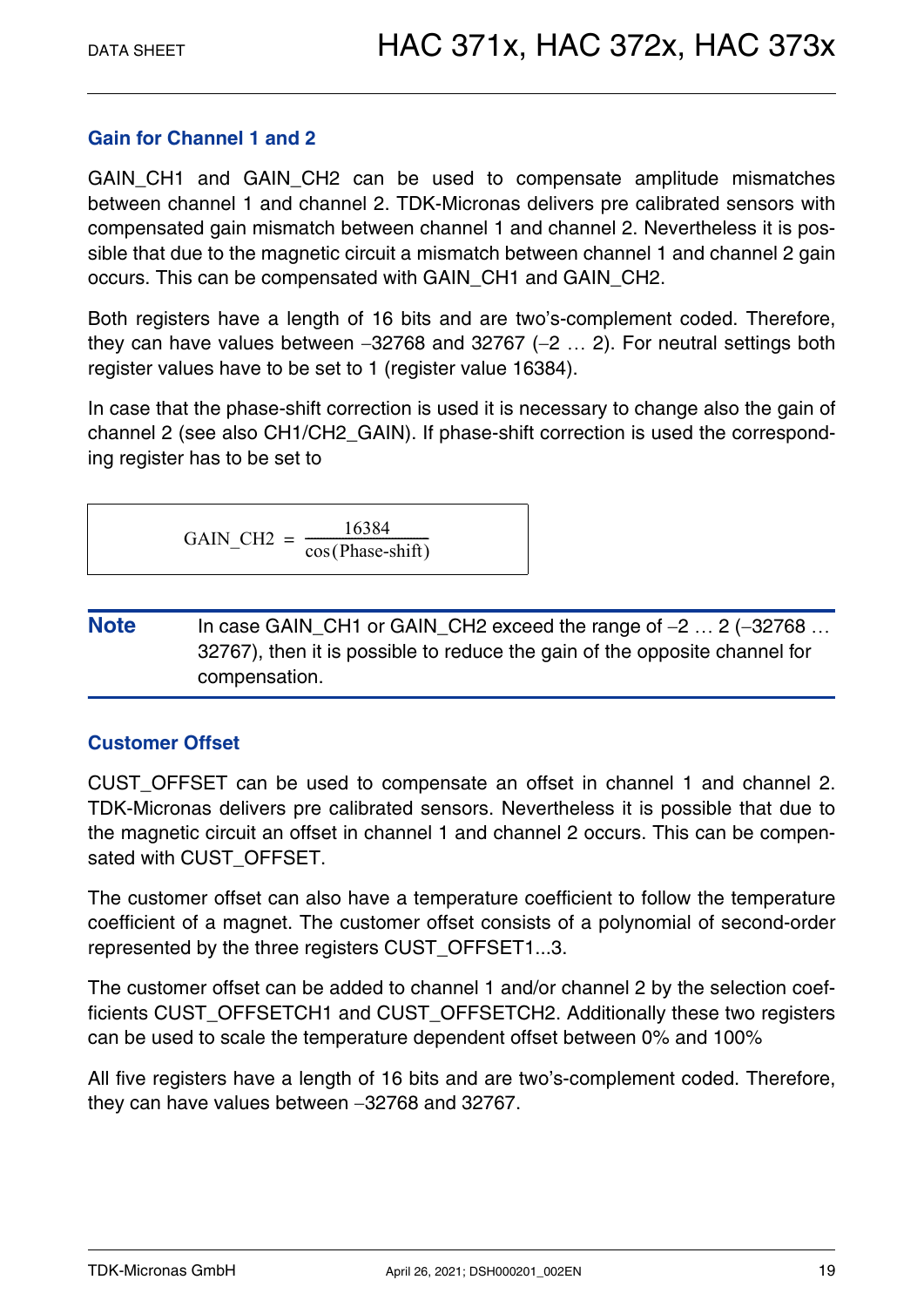### Gain for Channel 1 and 2

GAIN_CH1 and GAIN_CH2 can be used to compensate amplitude mismatches between channel 1 and channel 2. TDK-Micronas delivers pre calibrated sensors with compensated gain mismatch between channel 1 and channel 2. Nevertheless it is possible that due to the magnetic circuit a mismatch between channel 1 and channel 2 gain occurs. This can be compensated with GAIN_CH1 and GAIN_CH2.

Both registers have a length of 16 bits and are two's-complement coded. Therefore, they can have values between −32768 and 32767 (−2 … 2). For neutral settings both register values have to be set to 1 (register value 16384).

In case that the phase-shift correction is used it is necessary to change also the gain of channel 2 (see also CH1/CH2_GAIN). If phase-shift correction is used the corresponding register has to be set to

$$\text{GAIN\_CH2} = \frac{16384}{\cos(\text{Phase-shift})}$$

**Note** In case GAIN_CH1 or GAIN_CH2 exceed the range of −2 … 2 (−32768 … 32767), then it is possible to reduce the gain of the opposite channel for compensation.

### Customer Offset

CUST_OFFSET can be used to compensate an offset in channel 1 and channel 2. TDK-Micronas delivers pre calibrated sensors. Nevertheless it is possible that due to the magnetic circuit an offset in channel 1 and channel 2 occurs. This can be compensated with CUST_OFFSET.

The customer offset can also have a temperature coefficient to follow the temperature coefficient of a magnet. The customer offset consists of a polynomial of second-order represented by the three registers CUST_OFFSET1...3.

The customer offset can be added to channel 1 and/or channel 2 by the selection coefficients CUST_OFFSETCH1 and CUST_OFFSETCH2. Additionally these two registers can be used to scale the temperature dependent offset between 0% and 100%

All five registers have a length of 16 bits and are two's-complement coded. Therefore, they can have values between −32768 and 32767.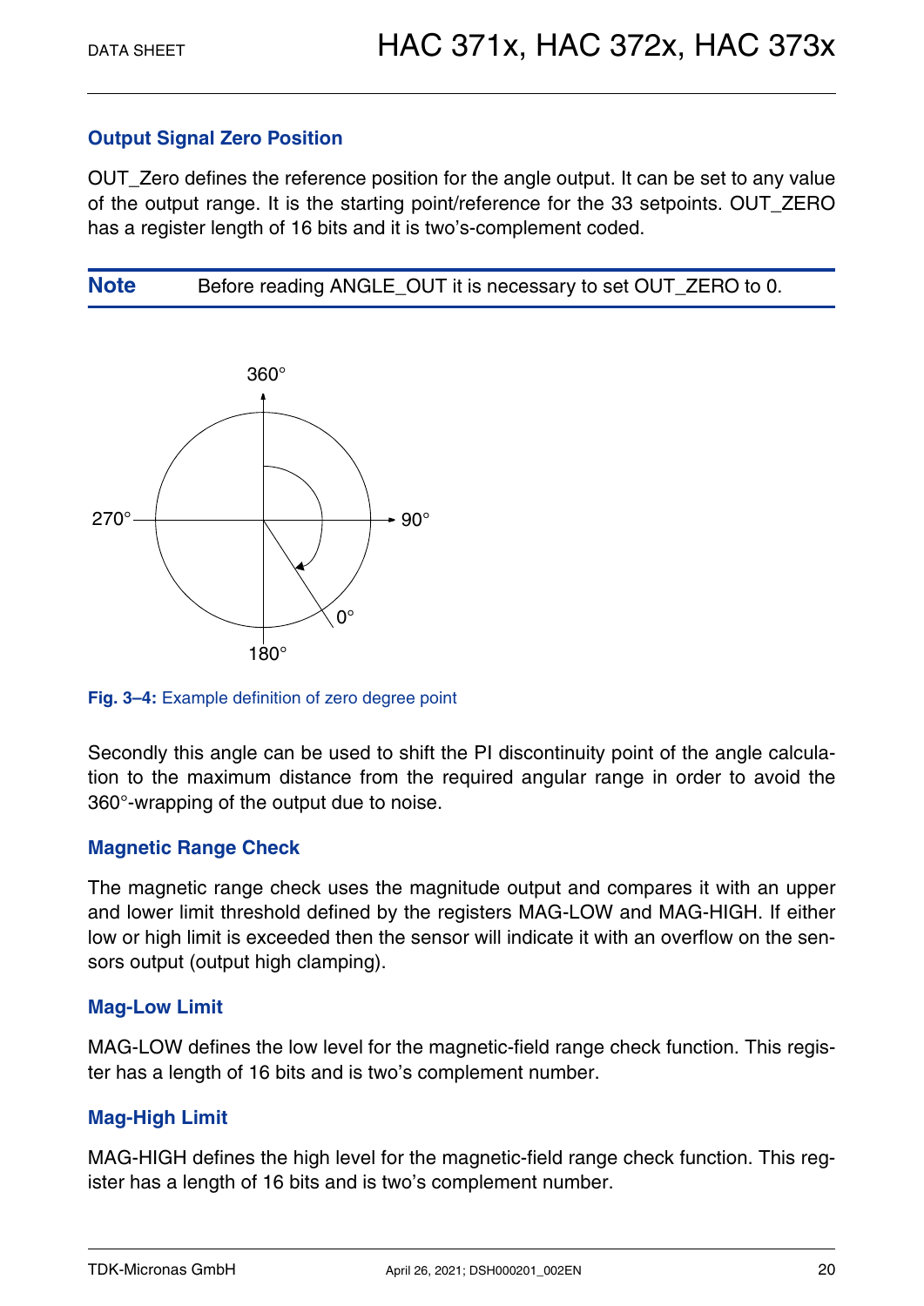### Output Signal Zero Position

OUT_Zero defines the reference position for the angle output. It can be set to any value of the output range. It is the starting point/reference for the 33 setpoints. OUT_ZERO has a register length of 16 bits and it is two's-complement coded.

| **Note** | Before reading ANGLE_OUT it is necessary to set OUT_ZERO to 0. |
|---|---|

**Fig. 3–4:** Example definition of zero degree point

Secondly this angle can be used to shift the PI discontinuity point of the angle calculation to the maximum distance from the required angular range in order to avoid the 360°-wrapping of the output due to noise.

### Magnetic Range Check

The magnetic range check uses the magnitude output and compares it with an upper and lower limit threshold defined by the registers MAG-LOW and MAG-HIGH. If either low or high limit is exceeded then the sensor will indicate it with an overflow on the sensors output (output high clamping).

### Mag-Low Limit

MAG-LOW defines the low level for the magnetic-field range check function. This register has a length of 16 bits and is two's complement number.

### Mag-High Limit

MAG-HIGH defines the high level for the magnetic-field range check function. This register has a length of 16 bits and is two's complement number.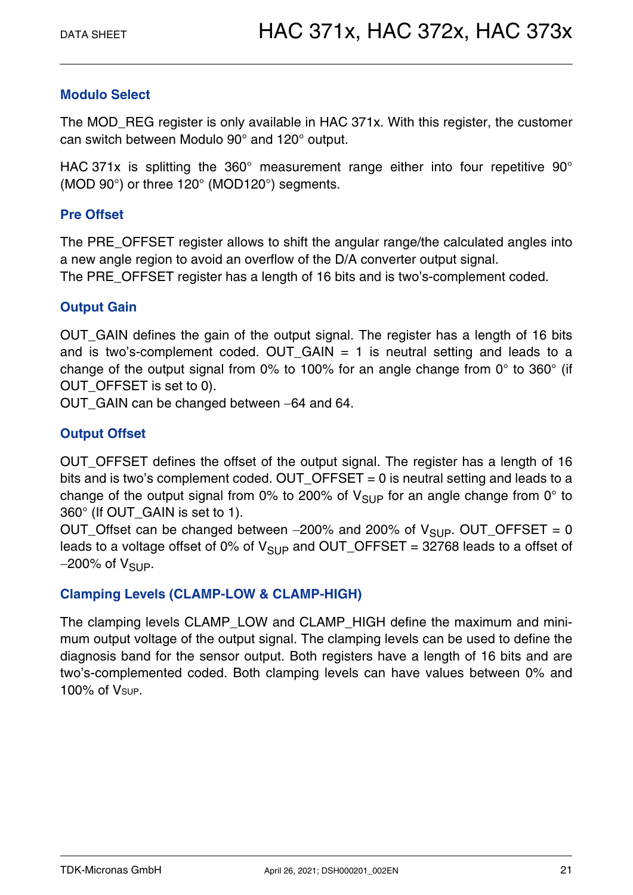### Modulo Select

The MOD_REG register is only available in HAC 371x. With this register, the customer can switch between Modulo 90° and 120° output.

HAC 371x is splitting the 360° measurement range either into four repetitive 90° (MOD 90°) or three 120° (MOD120°) segments.

### Pre Offset

The PRE_OFFSET register allows to shift the angular range/the calculated angles into a new angle region to avoid an overflow of the D/A converter output signal.
The PRE_OFFSET register has a length of 16 bits and is two's-complement coded.

### Output Gain

OUT_GAIN defines the gain of the output signal. The register has a length of 16 bits and is two's-complement coded. OUT_GAIN = 1 is neutral setting and leads to a change of the output signal from 0% to 100% for an angle change from 0° to 360° (if OUT_OFFSET is set to 0).
OUT_GAIN can be changed between −64 and 64.

### Output Offset

OUT_OFFSET defines the offset of the output signal. The register has a length of 16 bits and is two's complement coded. OUT_OFFSET = 0 is neutral setting and leads to a change of the output signal from 0% to 200% of $V_{SUP}$ for an angle change from 0° to 360° (If OUT_GAIN is set to 1).
OUT_Offset can be changed between −200% and 200% of $V_{SUP}$. OUT_OFFSET = 0 leads to a voltage offset of 0% of $V_{SUP}$ and OUT_OFFSET = 32768 leads to a offset of −200% of $V_{SUP}$.

### Clamping Levels (CLAMP-LOW & CLAMP-HIGH)

The clamping levels CLAMP_LOW and CLAMP_HIGH define the maximum and minimum output voltage of the output signal. The clamping levels can be used to define the diagnosis band for the sensor output. Both registers have a length of 16 bits and are two's-complemented coded. Both clamping levels can have values between 0% and 100% of $V_{SUP}$.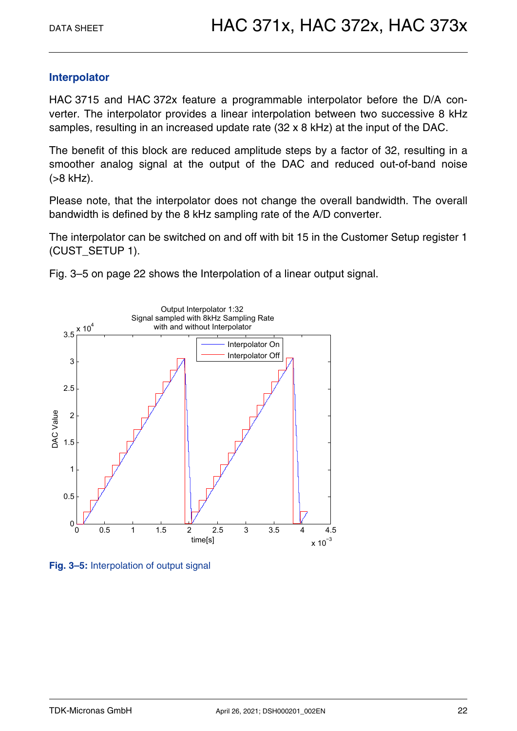## Interpolator

HAC 3715 and HAC 372x feature a programmable interpolator before the D/A converter. The interpolator provides a linear interpolation between two successive 8 kHz samples, resulting in an increased update rate (32 x 8 kHz) at the input of the DAC.

The benefit of this block are reduced amplitude steps by a factor of 32, resulting in a smoother analog signal at the output of the DAC and reduced out-of-band noise (>8 kHz).

Please note, that the interpolator does not change the overall bandwidth. The overall bandwidth is defined by the 8 kHz sampling rate of the A/D converter.

The interpolator can be switched on and off with bit 15 in the Customer Setup register 1 (CUST_SETUP 1).

Fig. 3–5 on page 22 shows the Interpolation of a linear output signal.

**Fig. 3–5:** Interpolation of output signal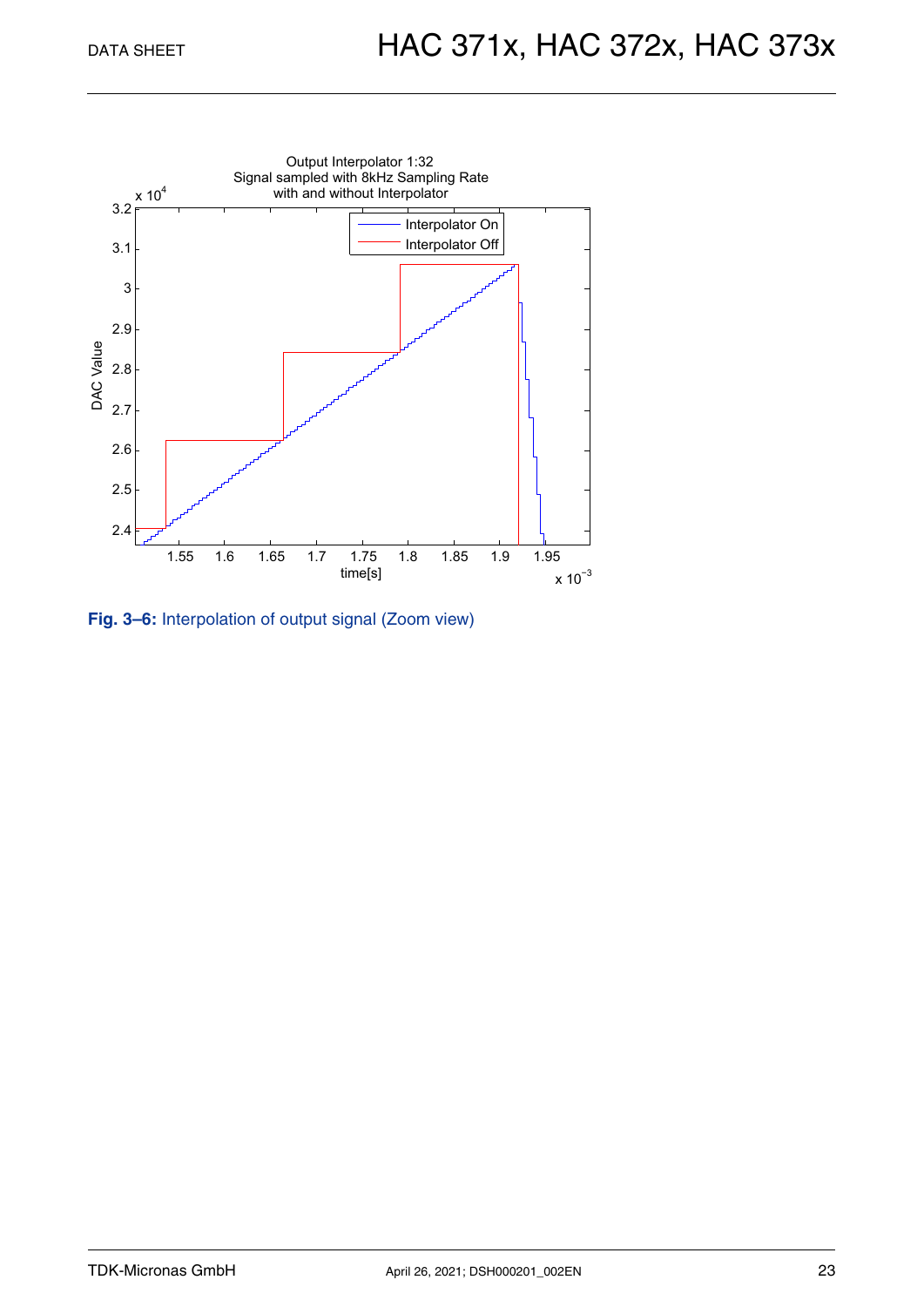Fig. 3–6: Interpolation of output signal (Zoom view)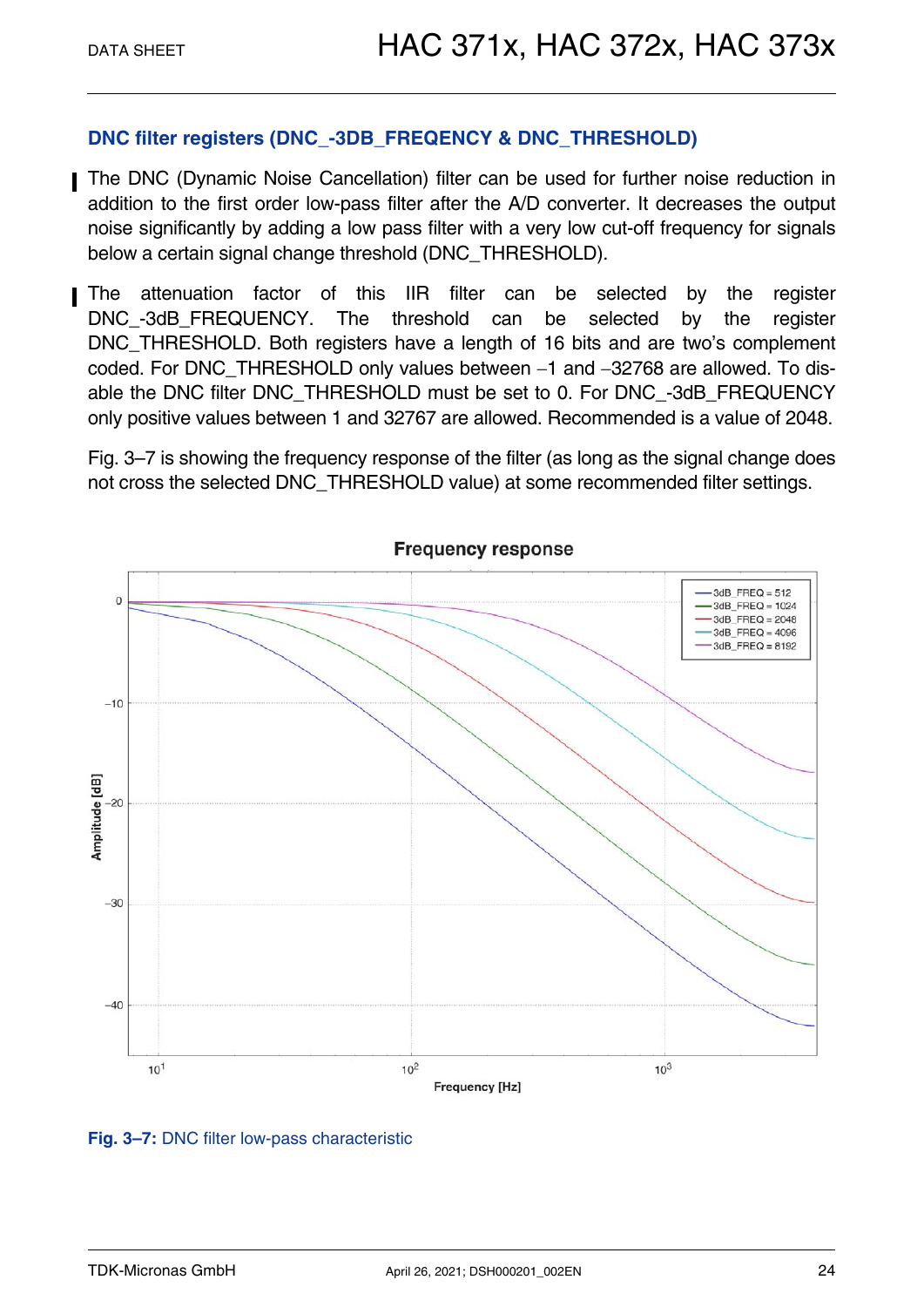## DNC filter registers (DNC_-3DB_FREQENCY & DNC_THRESHOLD)

The DNC (Dynamic Noise Cancellation) filter can be used for further noise reduction in addition to the first order low-pass filter after the A/D converter. It decreases the output noise significantly by adding a low pass filter with a very low cut-off frequency for signals below a certain signal change threshold (DNC_THRESHOLD).

The attenuation factor of this IIR filter can be selected by the register DNC_-3dB_FREQUENCY. The threshold can be selected by the register DNC_THRESHOLD. Both registers have a length of 16 bits and are two's complement coded. For DNC_THRESHOLD only values between −1 and −32768 are allowed. To disable the DNC filter DNC_THRESHOLD must be set to 0. For DNC_-3dB_FREQUENCY only positive values between 1 and 32767 are allowed. Recommended is a value of 2048.

Fig. 3–7 is showing the frequency response of the filter (as long as the signal change does not cross the selected DNC_THRESHOLD value) at some recommended filter settings.

**Fig. 3–7:** DNC filter low-pass characteristic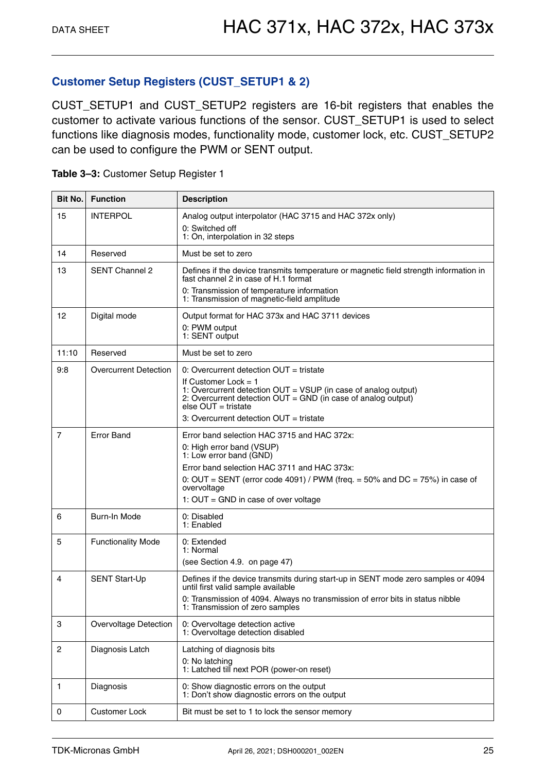## Customer Setup Registers (CUST_SETUP1 & 2)

CUST_SETUP1 and CUST_SETUP2 registers are 16-bit registers that enables the customer to activate various functions of the sensor. CUST_SETUP1 is used to select functions like diagnosis modes, functionality mode, customer lock, etc. CUST_SETUP2 can be used to configure the PWM or SENT output.

**Table 3–3:** Customer Setup Register 1

| Bit No. | Function | Description |
|---|---|---|
| 15 | INTERPOL | Analog output interpolator (HAC 3715 and HAC 372x only)<br>0: Switched off<br>1: On, interpolation in 32 steps |
| 14 | Reserved | Must be set to zero |
| 13 | SENT Channel 2 | Defines if the device transmits temperature or magnetic field strength information in fast channel 2 in case of H.1 format<br>0: Transmission of temperature information<br>1: Transmission of magnetic-field amplitude |
| 12 | Digital mode | Output format for HAC 373x and HAC 3711 devices<br>0: PWM output<br>1: SENT output |
| 11:10 | Reserved | Must be set to zero |
| 9:8 | Overcurrent Detection | 0: Overcurrent detection OUT = tristate<br>If Customer Lock = 1<br>1: Overcurrent detection OUT = VSUP (in case of analog output)<br>2: Overcurrent detection OUT = GND (in case of analog output)<br>else OUT = tristate<br>3: Overcurrent detection OUT = tristate |
| 7 | Error Band | Error band selection HAC 3715 and HAC 372x:<br>0: High error band (VSUP)<br>1: Low error band (GND)<br>Error band selection HAC 3711 and HAC 373x:<br>0: OUT = SENT (error code 4091) / PWM (freq. = 50% and DC = 75%) in case of overvoltage<br>1: OUT = GND in case of over voltage |
| 6 | Burn-In Mode | 0: Disabled<br>1: Enabled |
| 5 | Functionality Mode | 0: Extended<br>1: Normal<br>(see Section 4.9. on page 47) |
| 4 | SENT Start-Up | Defines if the device transmits during start-up in SENT mode zero samples or 4094 until first valid sample available<br>0: Transmission of 4094. Always no transmission of error bits in status nibble<br>1: Transmission of zero samples |
| 3 | Overvoltage Detection | 0: Overvoltage detection active<br>1: Overvoltage detection disabled |
| 2 | Diagnosis Latch | Latching of diagnosis bits<br>0: No latching<br>1: Latched till next POR (power-on reset) |
| 1 | Diagnosis | 0: Show diagnostic errors on the output<br>1: Don't show diagnostic errors on the output |
| 0 | Customer Lock | Bit must be set to 1 to lock the sensor memory |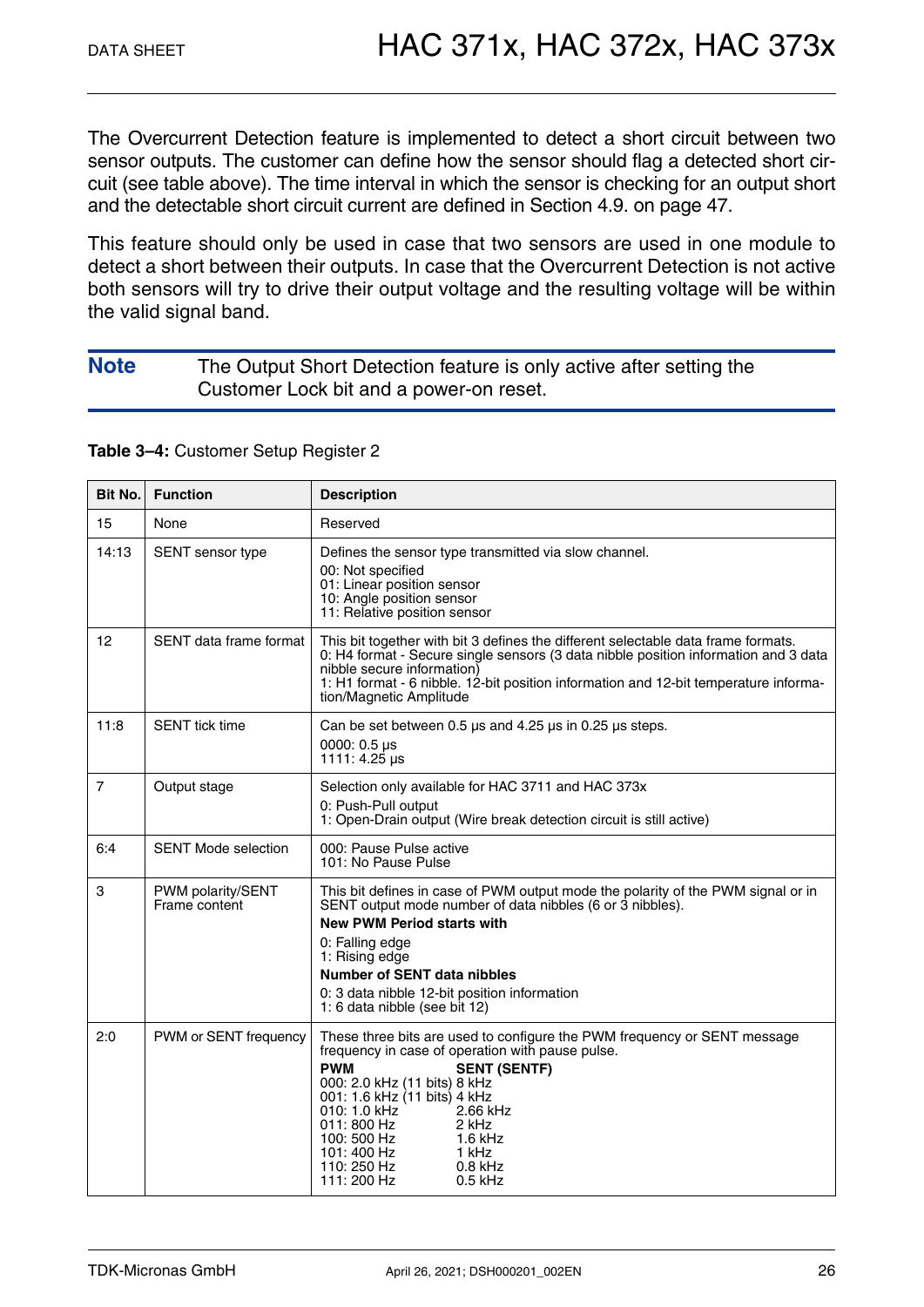The Overcurrent Detection feature is implemented to detect a short circuit between two sensor outputs. The customer can define how the sensor should flag a detected short circuit (see table above). The time interval in which the sensor is checking for an output short and the detectable short circuit current are defined in Section 4.9. on page 47.

This feature should only be used in case that two sensors are used in one module to detect a short between their outputs. In case that the Overcurrent Detection is not active both sensors will try to drive their output voltage and the resulting voltage will be within the valid signal band.

**Note** The Output Short Detection feature is only active after setting the Customer Lock bit and a power-on reset.

**Table 3–4:** Customer Setup Register 2

| Bit No. | Function | Description |
|---|---|---|
| 15 | None | Reserved |
| 14:13 | SENT sensor type | Defines the sensor type transmitted via slow channel.<br>00: Not specified<br>01: Linear position sensor<br>10: Angle position sensor<br>11: Relative position sensor |
| 12 | SENT data frame format | This bit together with bit 3 defines the different selectable data frame formats.<br>0: H4 format - Secure single sensors (3 data nibble position information and 3 data nibble secure information)<br>1: H1 format - 6 nibble. 12-bit position information and 12-bit temperature information/Magnetic Amplitude |
| 11:8 | SENT tick time | Can be set between 0.5 µs and 4.25 µs in 0.25 µs steps.<br>0000: 0.5 µs<br>1111: 4.25 µs |
| 7 | Output stage | Selection only available for HAC 3711 and HAC 373x<br>0: Push-Pull output<br>1: Open-Drain output (Wire break detection circuit is still active) |
| 6:4 | SENT Mode selection | 000: Pause Pulse active<br>101: No Pause Pulse |
| 3 | PWM polarity/SENT Frame content | This bit defines in case of PWM output mode the polarity of the PWM signal or in SENT output mode number of data nibbles (6 or 3 nibbles).<br>**New PWM Period starts with**<br>0: Falling edge<br>1: Rising edge<br>**Number of SENT data nibbles**<br>0: 3 data nibble 12-bit position information<br>1: 6 data nibble (see bit 12) |
| 2:0 | PWM or SENT frequency | These three bits are used to configure the PWM frequency or SENT message frequency in case of operation with pause pulse.<br>**PWM** — **SENT (SENTF)**<br>000: 2.0 kHz (11 bits) — 8 kHz<br>001: 1.6 kHz (11 bits) — 4 kHz<br>010: 1.0 kHz — 2.66 kHz<br>011: 800 Hz — 2 kHz<br>100: 500 Hz — 1.6 kHz<br>101: 400 Hz — 1 kHz<br>110: 250 Hz — 0.8 kHz<br>111: 200 Hz — 0.5 kHz |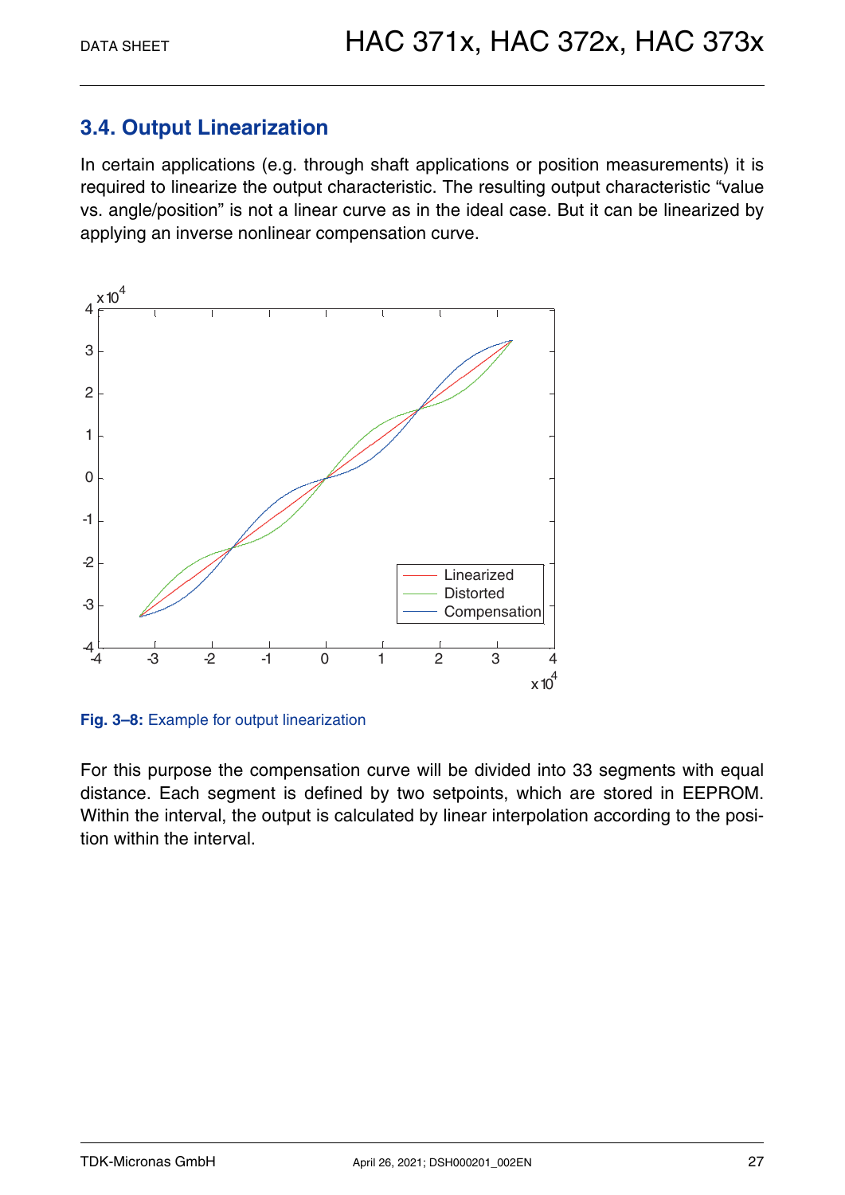## 3.4. Output Linearization

In certain applications (e.g. through shaft applications or position measurements) it is required to linearize the output characteristic. The resulting output characteristic "value vs. angle/position" is not a linear curve as in the ideal case. But it can be linearized by applying an inverse nonlinear compensation curve.

**Fig. 3–8:** Example for output linearization

For this purpose the compensation curve will be divided into 33 segments with equal distance. Each segment is defined by two setpoints, which are stored in EEPROM. Within the interval, the output is calculated by linear interpolation according to the position within the interval.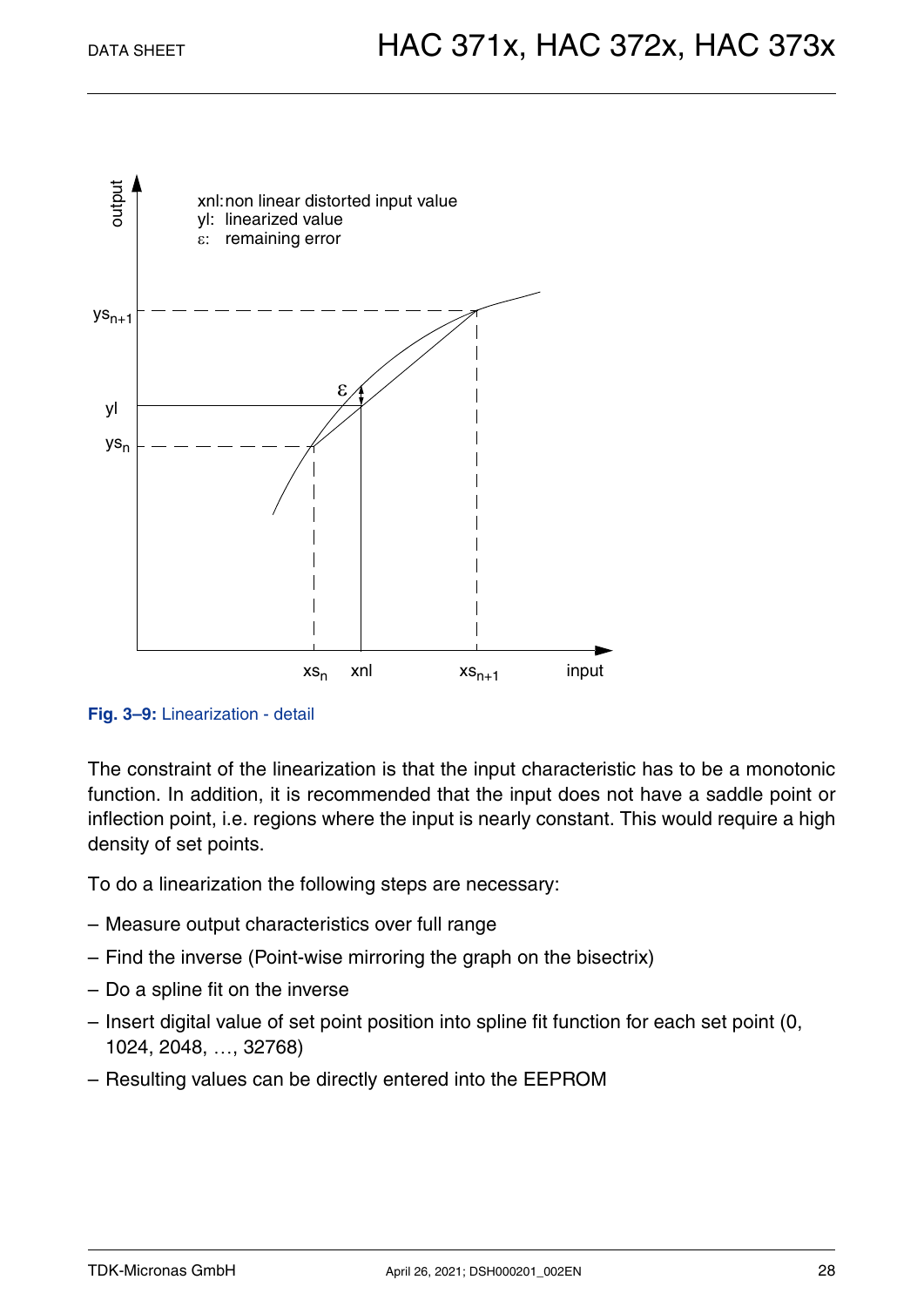**Fig. 3–9:** Linearization - detail

The constraint of the linearization is that the input characteristic has to be a monotonic function. In addition, it is recommended that the input does not have a saddle point or inflection point, i.e. regions where the input is nearly constant. This would require a high density of set points.

To do a linearization the following steps are necessary:

- Measure output characteristics over full range
- Find the inverse (Point-wise mirroring the graph on the bisectrix)
- Do a spline fit on the inverse
- Insert digital value of set point position into spline fit function for each set point (0, 1024, 2048, …, 32768)
- Resulting values can be directly entered into the EEPROM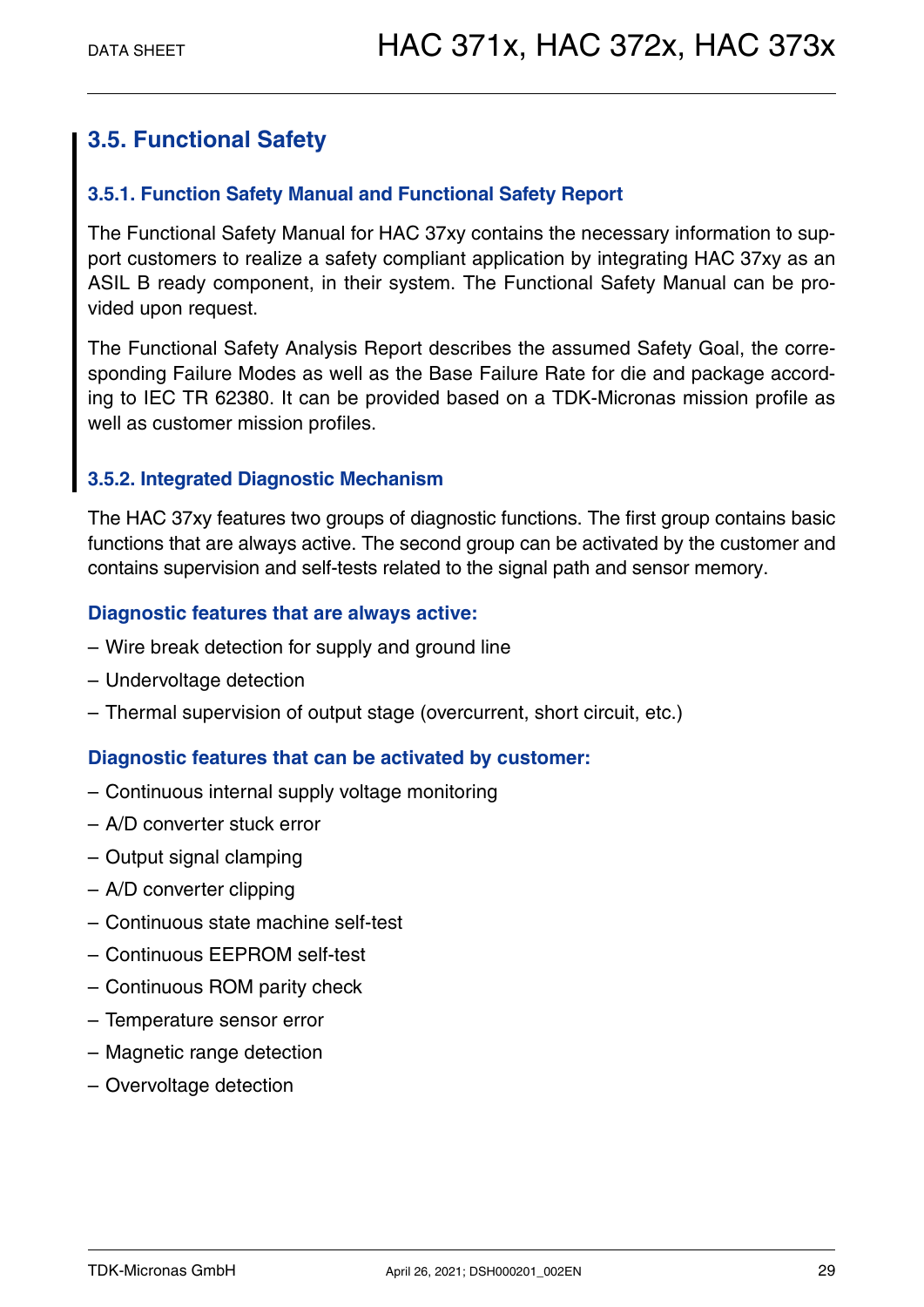## 3.5. Functional Safety

### 3.5.1. Function Safety Manual and Functional Safety Report

The Functional Safety Manual for HAC 37xy contains the necessary information to support customers to realize a safety compliant application by integrating HAC 37xy as an ASIL B ready component, in their system. The Functional Safety Manual can be provided upon request.

The Functional Safety Analysis Report describes the assumed Safety Goal, the corresponding Failure Modes as well as the Base Failure Rate for die and package according to IEC TR 62380. It can be provided based on a TDK-Micronas mission profile as well as customer mission profiles.

### 3.5.2. Integrated Diagnostic Mechanism

The HAC 37xy features two groups of diagnostic functions. The first group contains basic functions that are always active. The second group can be activated by the customer and contains supervision and self-tests related to the signal path and sensor memory.

#### Diagnostic features that are always active:

- Wire break detection for supply and ground line
- Undervoltage detection
- Thermal supervision of output stage (overcurrent, short circuit, etc.)

#### Diagnostic features that can be activated by customer:

- Continuous internal supply voltage monitoring
- A/D converter stuck error
- Output signal clamping
- A/D converter clipping
- Continuous state machine self-test
- Continuous EEPROM self-test
- Continuous ROM parity check
- Temperature sensor error
- Magnetic range detection
- Overvoltage detection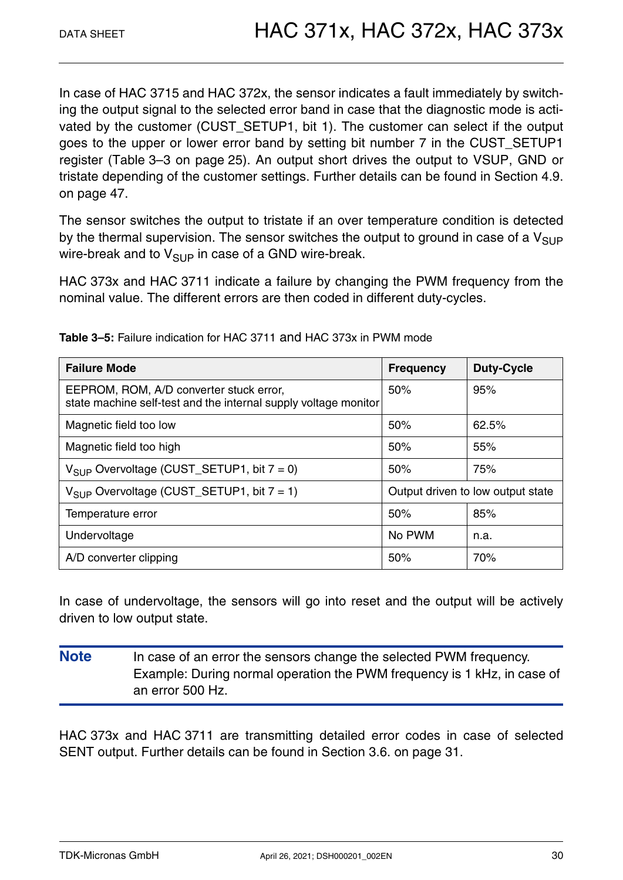In case of HAC 3715 and HAC 372x, the sensor indicates a fault immediately by switching the output signal to the selected error band in case that the diagnostic mode is activated by the customer (CUST_SETUP1, bit 1). The customer can select if the output goes to the upper or lower error band by setting bit number 7 in the CUST_SETUP1 register (Table 3–3 on page 25). An output short drives the output to VSUP, GND or tristate depending of the customer settings. Further details can be found in Section 4.9. on page 47.

The sensor switches the output to tristate if an over temperature condition is detected by the thermal supervision. The sensor switches the output to ground in case of a $V_{SUP}$ wire-break and to $V_{SUP}$ in case of a GND wire-break.

HAC 373x and HAC 3711 indicate a failure by changing the PWM frequency from the nominal value. The different errors are then coded in different duty-cycles.

**Table 3–5:** Failure indication for HAC 3711 and HAC 373x in PWM mode

| Failure Mode | Frequency | Duty-Cycle |
|---|---|---|
| EEPROM, ROM, A/D converter stuck error, state machine self-test and the internal supply voltage monitor | 50% | 95% |
| Magnetic field too low | 50% | 62.5% |
| Magnetic field too high | 50% | 55% |
| $V_{SUP}$ Overvoltage (CUST_SETUP1, bit 7 = 0) | 50% | 75% |
| $V_{SUP}$ Overvoltage (CUST_SETUP1, bit 7 = 1) | Output driven to low output state | |
| Temperature error | 50% | 85% |
| Undervoltage | No PWM | n.a. |
| A/D converter clipping | 50% | 70% |

In case of undervoltage, the sensors will go into reset and the output will be actively driven to low output state.

**Note** In case of an error the sensors change the selected PWM frequency. Example: During normal operation the PWM frequency is 1 kHz, in case of an error 500 Hz.

HAC 373x and HAC 3711 are transmitting detailed error codes in case of selected SENT output. Further details can be found in Section 3.6. on page 31.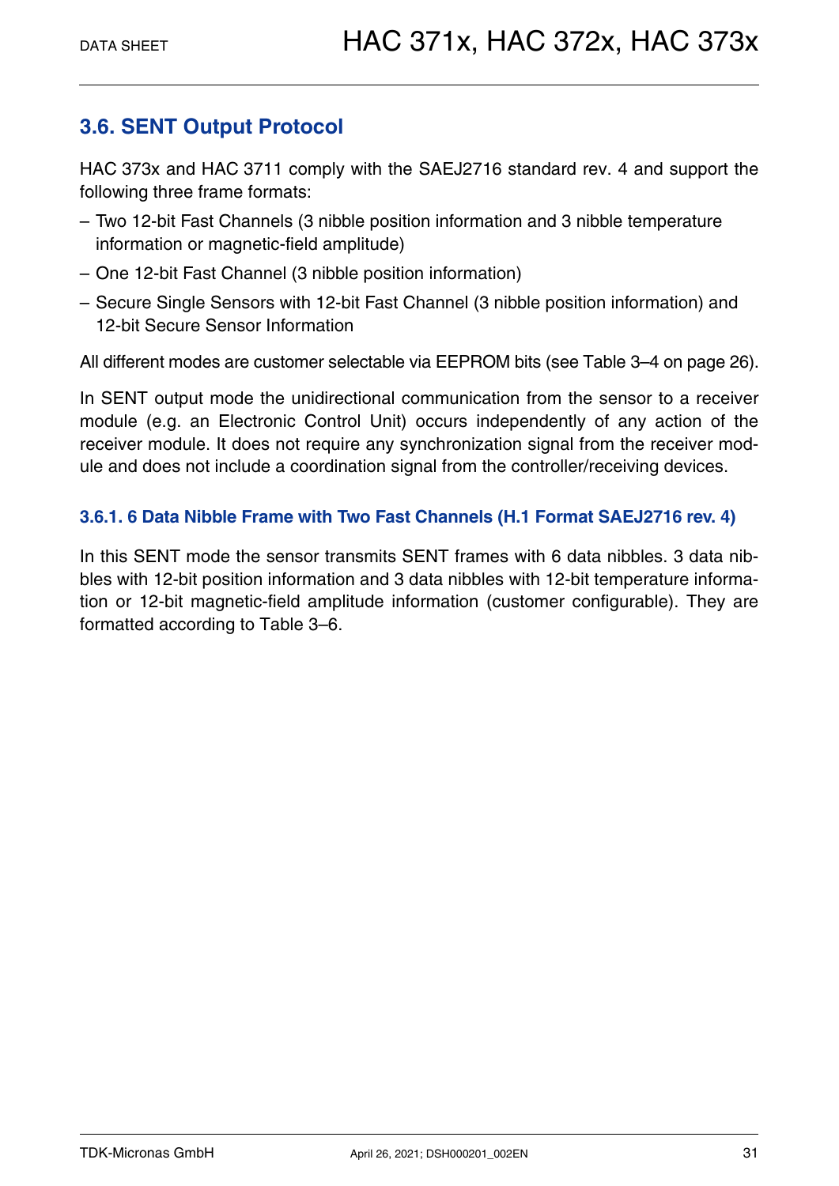## 3.6. SENT Output Protocol

HAC 373x and HAC 3711 comply with the SAEJ2716 standard rev. 4 and support the following three frame formats:

– Two 12-bit Fast Channels (3 nibble position information and 3 nibble temperature information or magnetic-field amplitude)

– One 12-bit Fast Channel (3 nibble position information)

– Secure Single Sensors with 12-bit Fast Channel (3 nibble position information) and 12-bit Secure Sensor Information

All different modes are customer selectable via EEPROM bits (see Table 3–4 on page 26).

In SENT output mode the unidirectional communication from the sensor to a receiver module (e.g. an Electronic Control Unit) occurs independently of any action of the receiver module. It does not require any synchronization signal from the receiver module and does not include a coordination signal from the controller/receiving devices.

### 3.6.1. 6 Data Nibble Frame with Two Fast Channels (H.1 Format SAEJ2716 rev. 4)

In this SENT mode the sensor transmits SENT frames with 6 data nibbles. 3 data nibbles with 12-bit position information and 3 data nibbles with 12-bit temperature information or 12-bit magnetic-field amplitude information (customer configurable). They are formatted according to Table 3–6.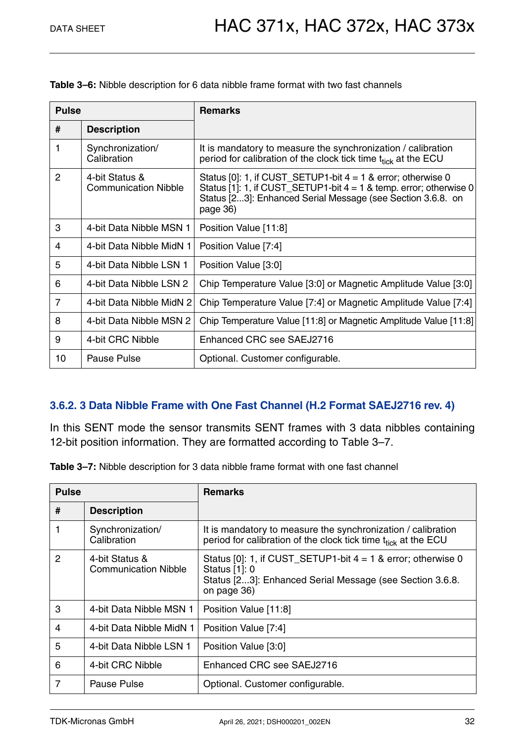**Table 3–6:** Nibble description for 6 data nibble frame format with two fast channels

| Pulse | | Remarks |
|---|---|---|
| # | Description | |
| 1 | Synchronization/ Calibration | It is mandatory to measure the synchronization / calibration period for calibration of the clock tick time $t_{tick}$ at the ECU |
| 2 | 4-bit Status & Communication Nibble | Status [0]: 1, if CUST_SETUP1-bit 4 = 1 & error; otherwise 0<br>Status [1]: 1, if CUST_SETUP1-bit 4 = 1 & temp. error; otherwise 0<br>Status [2...3]: Enhanced Serial Message (see Section 3.6.8. on page 36) |
| 3 | 4-bit Data Nibble MSN 1 | Position Value [11:8] |
| 4 | 4-bit Data Nibble MidN 1 | Position Value [7:4] |
| 5 | 4-bit Data Nibble LSN 1 | Position Value [3:0] |
| 6 | 4-bit Data Nibble LSN 2 | Chip Temperature Value [3:0] or Magnetic Amplitude Value [3:0] |
| 7 | 4-bit Data Nibble MidN 2 | Chip Temperature Value [7:4] or Magnetic Amplitude Value [7:4] |
| 8 | 4-bit Data Nibble MSN 2 | Chip Temperature Value [11:8] or Magnetic Amplitude Value [11:8] |
| 9 | 4-bit CRC Nibble | Enhanced CRC see SAEJ2716 |
| 10 | Pause Pulse | Optional. Customer configurable. |

### 3.6.2. 3 Data Nibble Frame with One Fast Channel (H.2 Format SAEJ2716 rev. 4)

In this SENT mode the sensor transmits SENT frames with 3 data nibbles containing 12-bit position information. They are formatted according to Table 3–7.

**Table 3–7:** Nibble description for 3 data nibble frame format with one fast channel

| Pulse | | Remarks |
|---|---|---|
| # | Description | |
| 1 | Synchronization/ Calibration | It is mandatory to measure the synchronization / calibration period for calibration of the clock tick time $t_{tick}$ at the ECU |
| 2 | 4-bit Status & Communication Nibble | Status [0]: 1, if CUST_SETUP1-bit 4 = 1 & error; otherwise 0<br>Status [1]: 0<br>Status [2...3]: Enhanced Serial Message (see Section 3.6.8. on page 36) |
| 3 | 4-bit Data Nibble MSN 1 | Position Value [11:8] |
| 4 | 4-bit Data Nibble MidN 1 | Position Value [7:4] |
| 5 | 4-bit Data Nibble LSN 1 | Position Value [3:0] |
| 6 | 4-bit CRC Nibble | Enhanced CRC see SAEJ2716 |
| 7 | Pause Pulse | Optional. Customer configurable. |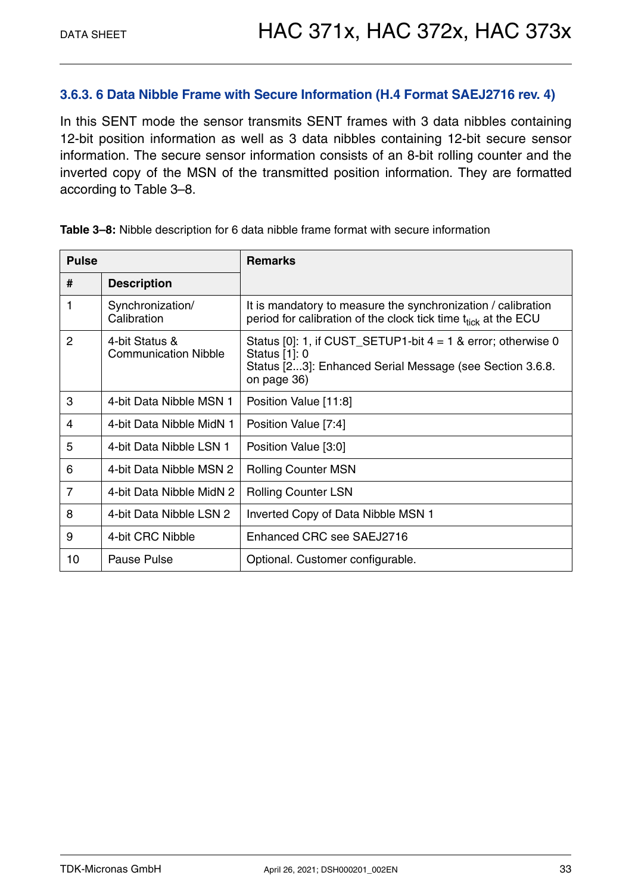### 3.6.3. 6 Data Nibble Frame with Secure Information (H.4 Format SAEJ2716 rev. 4)

In this SENT mode the sensor transmits SENT frames with 3 data nibbles containing 12-bit position information as well as 3 data nibbles containing 12-bit secure sensor information. The secure sensor information consists of an 8-bit rolling counter and the inverted copy of the MSN of the transmitted position information. They are formatted according to Table 3–8.

**Table 3–8:** Nibble description for 6 data nibble frame format with secure information

| Pulse | | Remarks |
|---|---|---|
| **#** | **Description** | |
| 1 | Synchronization/ Calibration | It is mandatory to measure the synchronization / calibration period for calibration of the clock tick time $t_{tick}$ at the ECU |
| 2 | 4-bit Status & Communication Nibble | Status [0]: 1, if CUST_SETUP1-bit 4 = 1 & error; otherwise 0<br>Status [1]: 0<br>Status [2...3]: Enhanced Serial Message (see Section 3.6.8. on page 36) |
| 3 | 4-bit Data Nibble MSN 1 | Position Value [11:8] |
| 4 | 4-bit Data Nibble MidN 1 | Position Value [7:4] |
| 5 | 4-bit Data Nibble LSN 1 | Position Value [3:0] |
| 6 | 4-bit Data Nibble MSN 2 | Rolling Counter MSN |
| 7 | 4-bit Data Nibble MidN 2 | Rolling Counter LSN |
| 8 | 4-bit Data Nibble LSN 2 | Inverted Copy of Data Nibble MSN 1 |
| 9 | 4-bit CRC Nibble | Enhanced CRC see SAEJ2716 |
| 10 | Pause Pulse | Optional. Customer configurable. |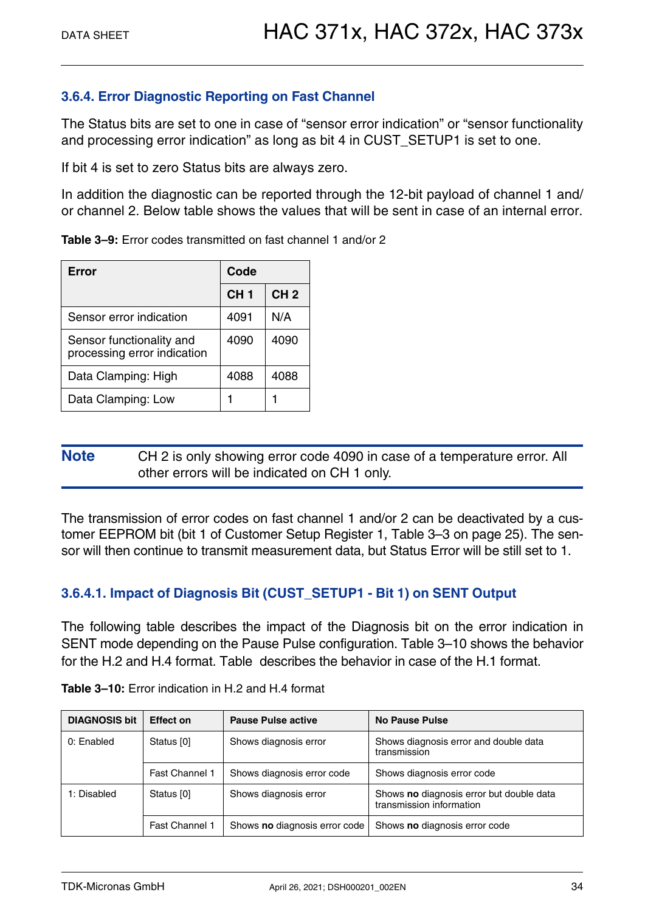### 3.6.4. Error Diagnostic Reporting on Fast Channel

The Status bits are set to one in case of "sensor error indication" or "sensor functionality and processing error indication" as long as bit 4 in CUST_SETUP1 is set to one.

If bit 4 is set to zero Status bits are always zero.

In addition the diagnostic can be reported through the 12-bit payload of channel 1 and/ or channel 2. Below table shows the values that will be sent in case of an internal error.

**Table 3–9:** Error codes transmitted on fast channel 1 and/or 2

| Error | Code | |
|---|---|---|
| | CH 1 | CH 2 |
| Sensor error indication | 4091 | N/A |
| Sensor functionality and processing error indication | 4090 | 4090 |
| Data Clamping: High | 4088 | 4088 |
| Data Clamping: Low | 1 | 1 |

**Note** CH 2 is only showing error code 4090 in case of a temperature error. All other errors will be indicated on CH 1 only.

The transmission of error codes on fast channel 1 and/or 2 can be deactivated by a customer EEPROM bit (bit 1 of Customer Setup Register 1, Table 3–3 on page 25). The sensor will then continue to transmit measurement data, but Status Error will be still set to 1.

#### 3.6.4.1. Impact of Diagnosis Bit (CUST_SETUP1 - Bit 1) on SENT Output

The following table describes the impact of the Diagnosis bit on the error indication in SENT mode depending on the Pause Pulse configuration. Table 3–10 shows the behavior for the H.2 and H.4 format. Table  describes the behavior in case of the H.1 format.

**Table 3–10:** Error indication in H.2 and H.4 format

| DIAGNOSIS bit | Effect on | Pause Pulse active | No Pause Pulse |
|---|---|---|---|
| 0: Enabled | Status [0] | Shows diagnosis error | Shows diagnosis error and double data transmission |
| | Fast Channel 1 | Shows diagnosis error code | Shows diagnosis error code |
| 1: Disabled | Status [0] | Shows diagnosis error | Shows **no** diagnosis error but double data transmission information |
| | Fast Channel 1 | Shows **no** diagnosis error code | Shows **no** diagnosis error code |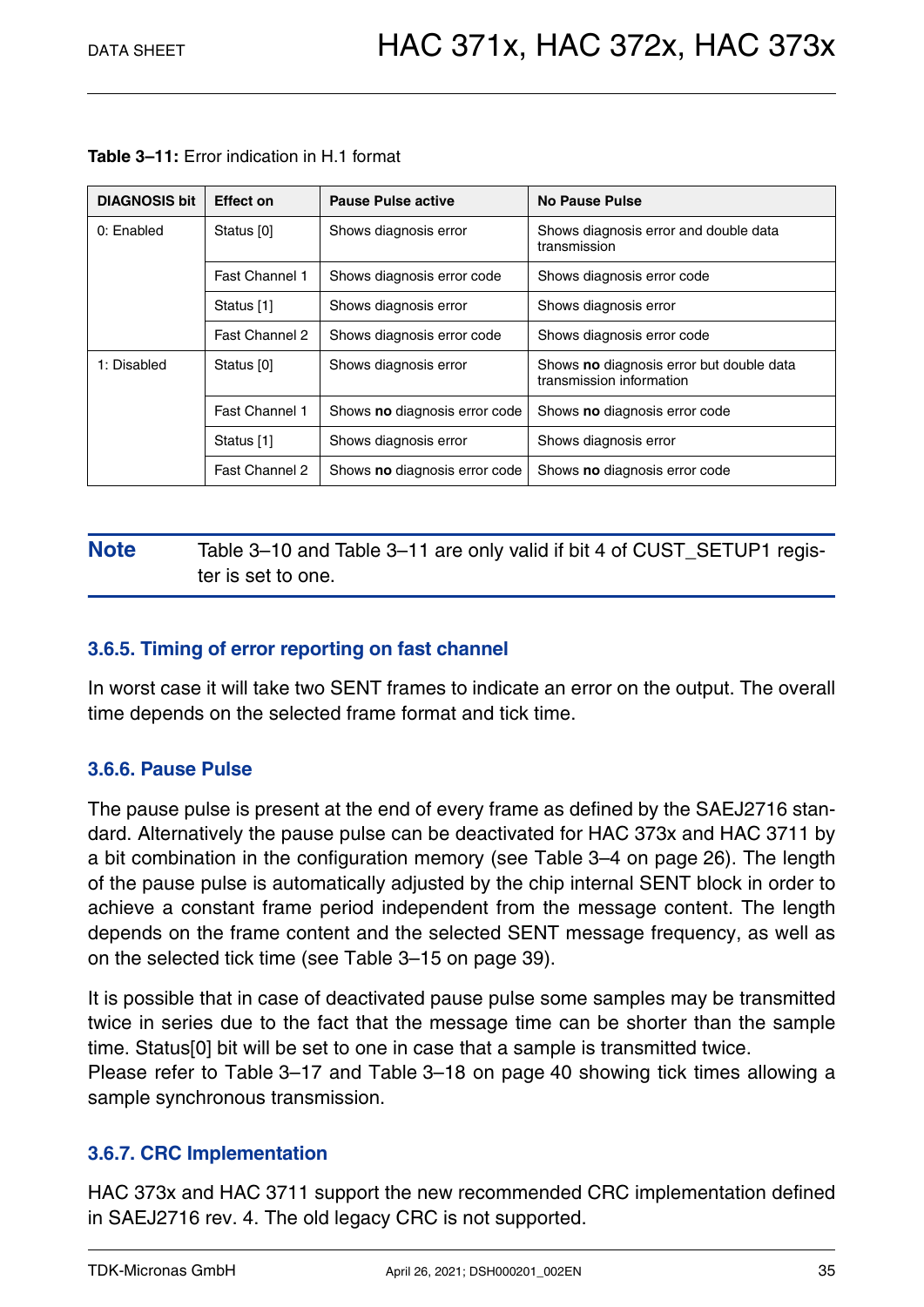**Table 3–11:** Error indication in H.1 format

| DIAGNOSIS bit | Effect on | Pause Pulse active | No Pause Pulse |
|---|---|---|---|
| 0: Enabled | Status [0] | Shows diagnosis error | Shows diagnosis error and double data transmission |
| | Fast Channel 1 | Shows diagnosis error code | Shows diagnosis error code |
| | Status [1] | Shows diagnosis error | Shows diagnosis error |
| | Fast Channel 2 | Shows diagnosis error code | Shows diagnosis error code |
| 1: Disabled | Status [0] | Shows diagnosis error | Shows **no** diagnosis error but double data transmission information |
| | Fast Channel 1 | Shows **no** diagnosis error code | Shows **no** diagnosis error code |
| | Status [1] | Shows diagnosis error | Shows diagnosis error |
| | Fast Channel 2 | Shows **no** diagnosis error code | Shows **no** diagnosis error code |

**Note** Table 3–10 and Table 3–11 are only valid if bit 4 of CUST_SETUP1 register is set to one.

### 3.6.5. Timing of error reporting on fast channel

In worst case it will take two SENT frames to indicate an error on the output. The overall time depends on the selected frame format and tick time.

### 3.6.6. Pause Pulse

The pause pulse is present at the end of every frame as defined by the SAEJ2716 standard. Alternatively the pause pulse can be deactivated for HAC 373x and HAC 3711 by a bit combination in the configuration memory (see Table 3–4 on page 26). The length of the pause pulse is automatically adjusted by the chip internal SENT block in order to achieve a constant frame period independent from the message content. The length depends on the frame content and the selected SENT message frequency, as well as on the selected tick time (see Table 3–15 on page 39).

It is possible that in case of deactivated pause pulse some samples may be transmitted twice in series due to the fact that the message time can be shorter than the sample time. Status[0] bit will be set to one in case that a sample is transmitted twice.
Please refer to Table 3–17 and Table 3–18 on page 40 showing tick times allowing a sample synchronous transmission.

### 3.6.7. CRC Implementation

HAC 373x and HAC 3711 support the new recommended CRC implementation defined in SAEJ2716 rev. 4. The old legacy CRC is not supported.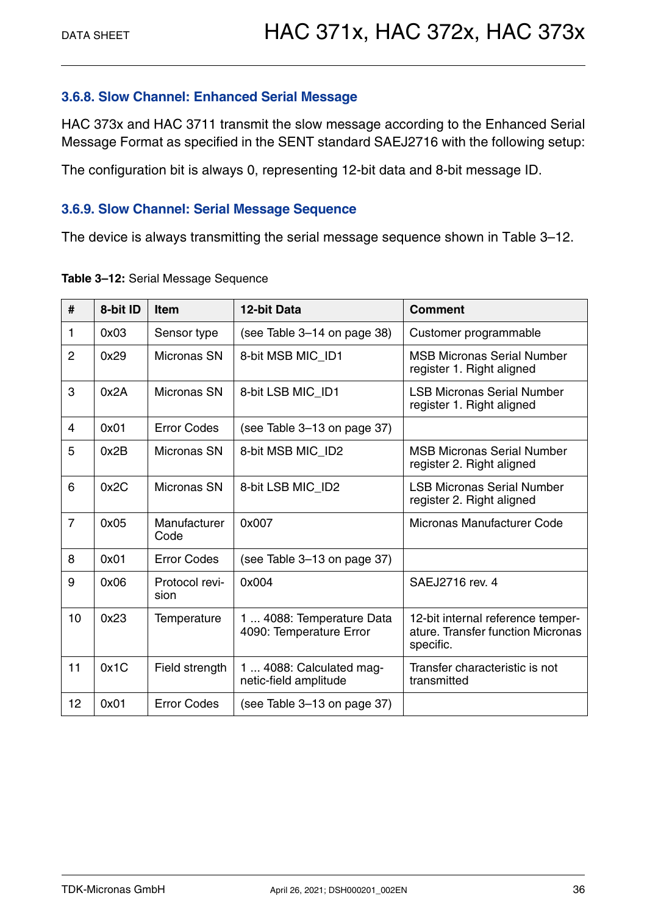### 3.6.8. Slow Channel: Enhanced Serial Message

HAC 373x and HAC 3711 transmit the slow message according to the Enhanced Serial Message Format as specified in the SENT standard SAEJ2716 with the following setup:

The configuration bit is always 0, representing 12-bit data and 8-bit message ID.

### 3.6.9. Slow Channel: Serial Message Sequence

The device is always transmitting the serial message sequence shown in Table 3–12.

**Table 3–12:** Serial Message Sequence

| # | 8-bit ID | Item | 12-bit Data | Comment |
|---|---|---|---|---|
| 1 | 0x03 | Sensor type | (see Table 3–14 on page 38) | Customer programmable |
| 2 | 0x29 | Micronas SN | 8-bit MSB MIC_ID1 | MSB Micronas Serial Number register 1. Right aligned |
| 3 | 0x2A | Micronas SN | 8-bit LSB MIC_ID1 | LSB Micronas Serial Number register 1. Right aligned |
| 4 | 0x01 | Error Codes | (see Table 3–13 on page 37) | |
| 5 | 0x2B | Micronas SN | 8-bit MSB MIC_ID2 | MSB Micronas Serial Number register 2. Right aligned |
| 6 | 0x2C | Micronas SN | 8-bit LSB MIC_ID2 | LSB Micronas Serial Number register 2. Right aligned |
| 7 | 0x05 | Manufacturer Code | 0x007 | Micronas Manufacturer Code |
| 8 | 0x01 | Error Codes | (see Table 3–13 on page 37) | |
| 9 | 0x06 | Protocol revision | 0x004 | SAEJ2716 rev. 4 |
| 10 | 0x23 | Temperature | 1 ... 4088: Temperature Data<br>4090: Temperature Error | 12-bit internal reference temperature. Transfer function Micronas specific. |
| 11 | 0x1C | Field strength | 1 ... 4088: Calculated magnetic-field amplitude | Transfer characteristic is not transmitted |
| 12 | 0x01 | Error Codes | (see Table 3–13 on page 37) | |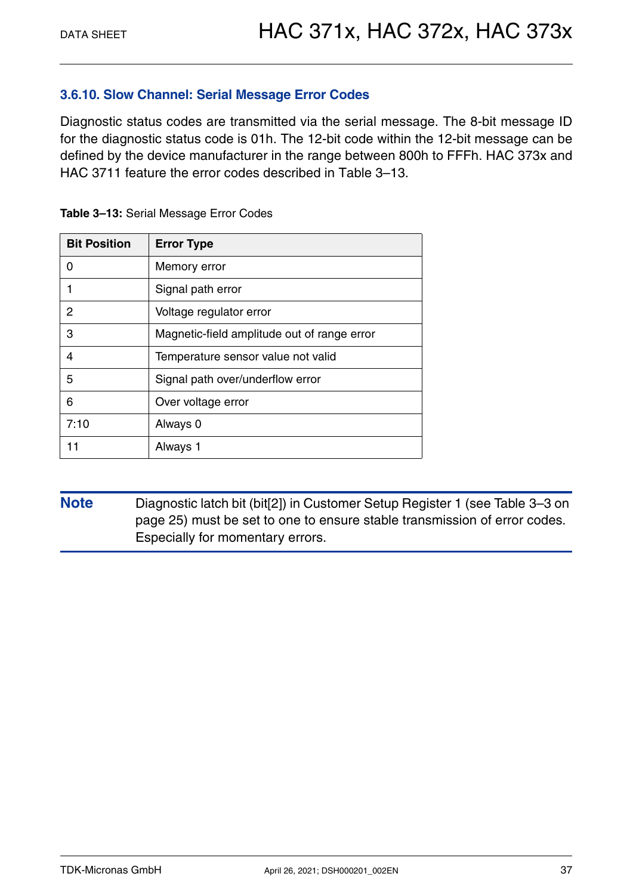### 3.6.10. Slow Channel: Serial Message Error Codes

Diagnostic status codes are transmitted via the serial message. The 8-bit message ID for the diagnostic status code is 01h. The 12-bit code within the 12-bit message can be defined by the device manufacturer in the range between 800h to FFFh. HAC 373x and HAC 3711 feature the error codes described in Table 3–13.

**Table 3–13:** Serial Message Error Codes

| Bit Position | Error Type |
|---|---|
| 0 | Memory error |
| 1 | Signal path error |
| 2 | Voltage regulator error |
| 3 | Magnetic-field amplitude out of range error |
| 4 | Temperature sensor value not valid |
| 5 | Signal path over/underflow error |
| 6 | Over voltage error |
| 7:10 | Always 0 |
| 11 | Always 1 |

**Note** Diagnostic latch bit (bit[2]) in Customer Setup Register 1 (see Table 3–3 on page 25) must be set to one to ensure stable transmission of error codes. Especially for momentary errors.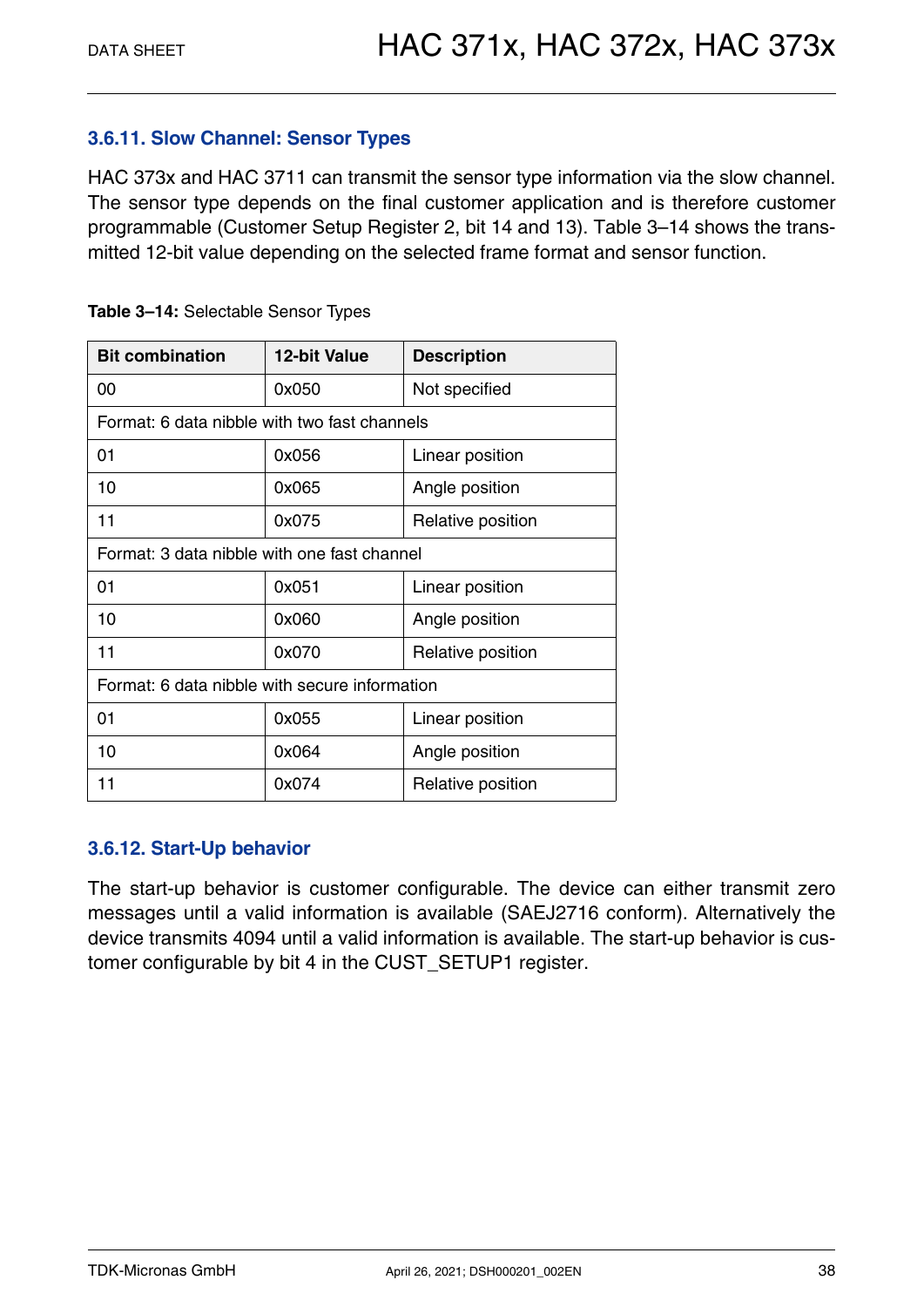### 3.6.11. Slow Channel: Sensor Types

HAC 373x and HAC 3711 can transmit the sensor type information via the slow channel. The sensor type depends on the final customer application and is therefore customer programmable (Customer Setup Register 2, bit 14 and 13). Table 3–14 shows the transmitted 12-bit value depending on the selected frame format and sensor function.

**Table 3–14:** Selectable Sensor Types

| Bit combination | 12-bit Value | Description |
|---|---|---|
| 00 | 0x050 | Not specified |
| Format: 6 data nibble with two fast channels | | |
| 01 | 0x056 | Linear position |
| 10 | 0x065 | Angle position |
| 11 | 0x075 | Relative position |
| Format: 3 data nibble with one fast channel | | |
| 01 | 0x051 | Linear position |
| 10 | 0x060 | Angle position |
| 11 | 0x070 | Relative position |
| Format: 6 data nibble with secure information | | |
| 01 | 0x055 | Linear position |
| 10 | 0x064 | Angle position |
| 11 | 0x074 | Relative position |

### 3.6.12. Start-Up behavior

The start-up behavior is customer configurable. The device can either transmit zero messages until a valid information is available (SAEJ2716 conform). Alternatively the device transmits 4094 until a valid information is available. The start-up behavior is customer configurable by bit 4 in the CUST_SETUP1 register.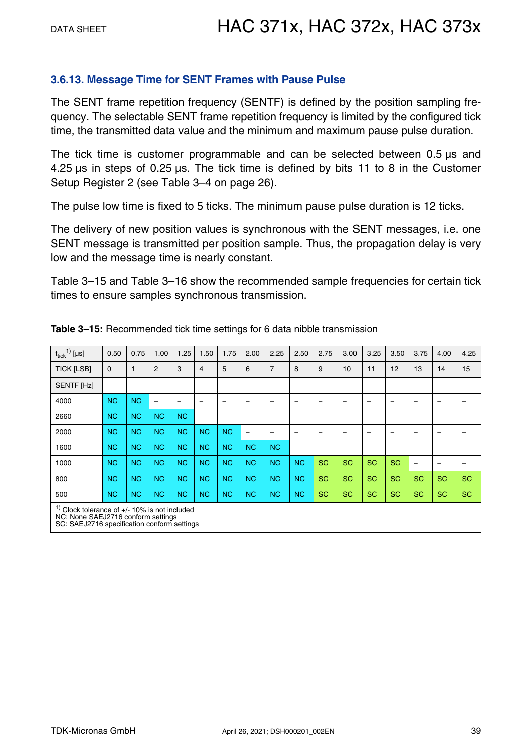### 3.6.13. Message Time for SENT Frames with Pause Pulse

The SENT frame repetition frequency (SENTF) is defined by the position sampling frequency. The selectable SENT frame repetition frequency is limited by the configured tick time, the transmitted data value and the minimum and maximum pause pulse duration.

The tick time is customer programmable and can be selected between 0.5 µs and 4.25 µs in steps of 0.25 µs. The tick time is defined by bits 11 to 8 in the Customer Setup Register 2 (see Table 3–4 on page 26).

The pulse low time is fixed to 5 ticks. The minimum pause pulse duration is 12 ticks.

The delivery of new position values is synchronous with the SENT messages, i.e. one SENT message is transmitted per position sample. Thus, the propagation delay is very low and the message time is nearly constant.

Table 3–15 and Table 3–16 show the recommended sample frequencies for certain tick times to ensure samples synchronous transmission.

**Table 3–15:** Recommended tick time settings for 6 data nibble transmission

| $t_{tick}$ [1] [µs] | 0.50 | 0.75 | 1.00 | 1.25 | 1.50 | 1.75 | 2.00 | 2.25 | 2.50 | 2.75 | 3.00 | 3.25 | 3.50 | 3.75 | 4.00 | 4.25 |
|---|---|---|---|---|---|---|---|---|---|---|---|---|---|---|---|---|
| TICK [LSB] | 0 | 1 | 2 | 3 | 4 | 5 | 6 | 7 | 8 | 9 | 10 | 11 | 12 | 13 | 14 | 15 |
| SENTF [Hz] | | | | | | | | | | | | | | | | |
| 4000 | NC | NC | – | – | – | – | – | – | – | – | – | – | – | – | – | – |
| 2660 | NC | NC | NC | NC | – | – | – | – | – | – | – | – | – | – | – | – |
| 2000 | NC | NC | NC | NC | NC | NC | – | – | – | – | – | – | – | – | – | – |
| 1600 | NC | NC | NC | NC | NC | NC | NC | NC | – | – | – | – | – | – | – | – |
| 1000 | NC | NC | NC | NC | NC | NC | NC | NC | NC | SC | SC | SC | SC | – | – | – |
| 800 | NC | NC | NC | NC | NC | NC | NC | NC | NC | SC | SC | SC | SC | SC | SC | SC |
| 500 | NC | NC | NC | NC | NC | NC | NC | NC | NC | SC | SC | SC | SC | SC | SC | SC |

[1] Clock tolerance of +/- 10% is not included
NC: None SAEJ2716 conform settings
SC: SAEJ2716 specification conform settings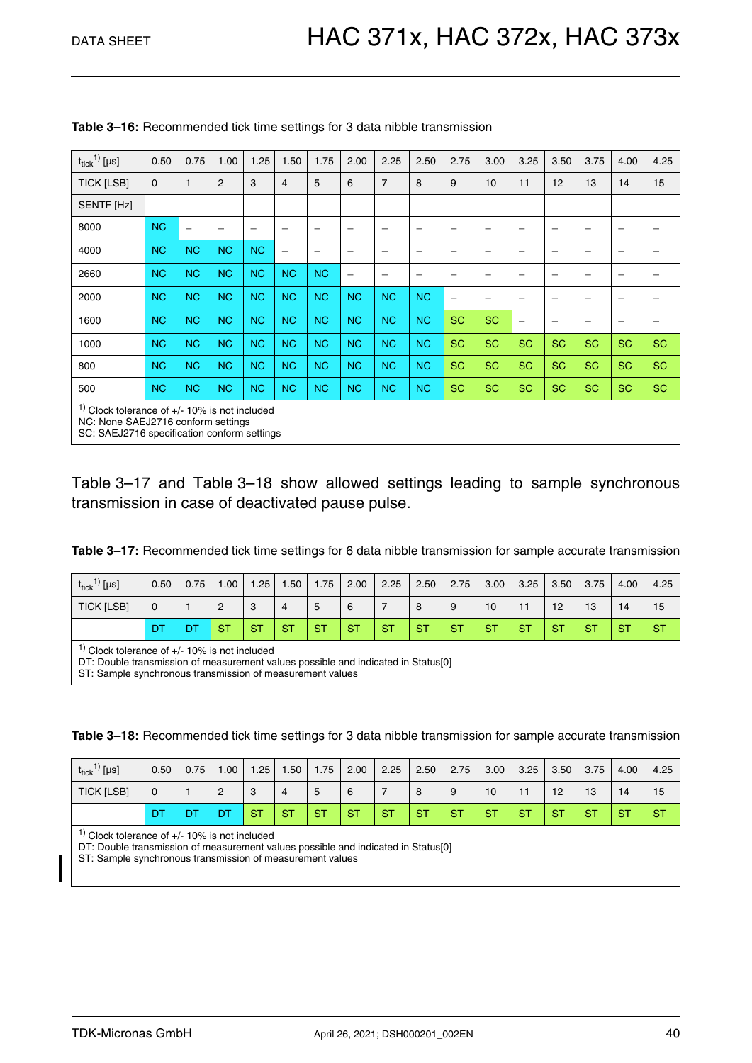**Table 3–16:** Recommended tick time settings for 3 data nibble transmission

| $t_{tick}$[1] [µs] | 0.50 | 0.75 | 1.00 | 1.25 | 1.50 | 1.75 | 2.00 | 2.25 | 2.50 | 2.75 | 3.00 | 3.25 | 3.50 | 3.75 | 4.00 | 4.25 |
|---|---|---|---|---|---|---|---|---|---|---|---|---|---|---|---|---|
| TICK [LSB] | 0 | 1 | 2 | 3 | 4 | 5 | 6 | 7 | 8 | 9 | 10 | 11 | 12 | 13 | 14 | 15 |
| SENTF [Hz] | | | | | | | | | | | | | | | | |
| 8000 | NC | – | – | – | – | – | – | – | – | – | – | – | – | – | – | – |
| 4000 | NC | NC | NC | NC | – | – | – | – | – | – | – | – | – | – | – | – |
| 2660 | NC | NC | NC | NC | NC | NC | – | – | – | – | – | – | – | – | – | – |
| 2000 | NC | NC | NC | NC | NC | NC | NC | NC | NC | – | – | – | – | – | – | – |
| 1600 | NC | NC | NC | NC | NC | NC | NC | NC | NC | SC | SC | – | – | – | – | – |
| 1000 | NC | NC | NC | NC | NC | NC | NC | NC | NC | SC | SC | SC | SC | SC | SC | SC |
| 800 | NC | NC | NC | NC | NC | NC | NC | NC | NC | SC | SC | SC | SC | SC | SC | SC |
| 500 | NC | NC | NC | NC | NC | NC | NC | NC | NC | SC | SC | SC | SC | SC | SC | SC |

[1] Clock tolerance of +/- 10% is not included
NC: None SAEJ2716 conform settings
SC: SAEJ2716 specification conform settings

Table 3–17 and Table 3–18 show allowed settings leading to sample synchronous transmission in case of deactivated pause pulse.

**Table 3–17:** Recommended tick time settings for 6 data nibble transmission for sample accurate transmission

| $t_{tick}$[1] [µs] | 0.50 | 0.75 | 1.00 | 1.25 | 1.50 | 1.75 | 2.00 | 2.25 | 2.50 | 2.75 | 3.00 | 3.25 | 3.50 | 3.75 | 4.00 | 4.25 |
|---|---|---|---|---|---|---|---|---|---|---|---|---|---|---|---|---|
| TICK [LSB] | 0 | 1 | 2 | 3 | 4 | 5 | 6 | 7 | 8 | 9 | 10 | 11 | 12 | 13 | 14 | 15 |
| | DT | DT | ST | ST | ST | ST | ST | ST | ST | ST | ST | ST | ST | ST | ST | ST |

[1] Clock tolerance of +/- 10% is not included
DT: Double transmission of measurement values possible and indicated in Status[0]
ST: Sample synchronous transmission of measurement values

**Table 3–18:** Recommended tick time settings for 3 data nibble transmission for sample accurate transmission

| $t_{tick}$[1] [µs] | 0.50 | 0.75 | 1.00 | 1.25 | 1.50 | 1.75 | 2.00 | 2.25 | 2.50 | 2.75 | 3.00 | 3.25 | 3.50 | 3.75 | 4.00 | 4.25 |
|---|---|---|---|---|---|---|---|---|---|---|---|---|---|---|---|---|
| TICK [LSB] | 0 | 1 | 2 | 3 | 4 | 5 | 6 | 7 | 8 | 9 | 10 | 11 | 12 | 13 | 14 | 15 |
| | DT | DT | DT | ST | ST | ST | ST | ST | ST | ST | ST | ST | ST | ST | ST | ST |

[1] Clock tolerance of +/- 10% is not included
DT: Double transmission of measurement values possible and indicated in Status[0]
ST: Sample synchronous transmission of measurement values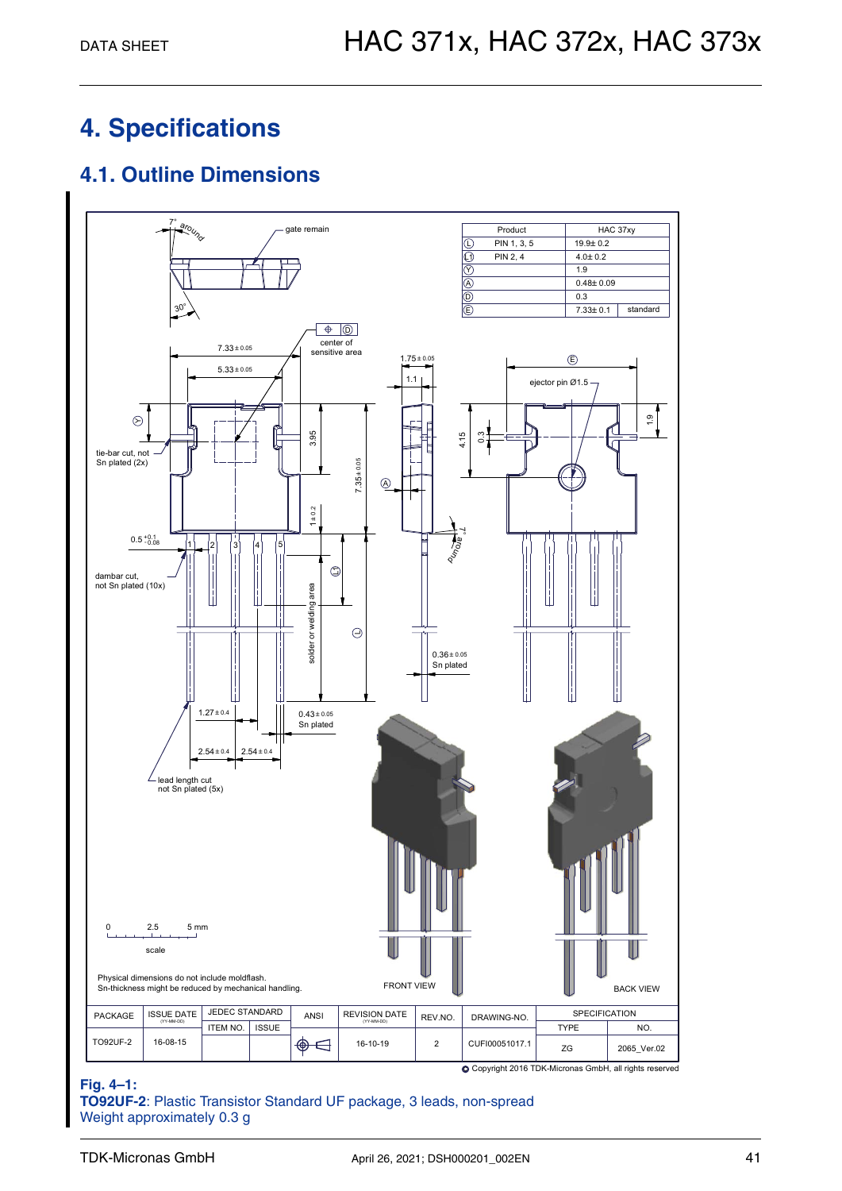# 4. Specifications

## 4.1. Outline Dimensions

| | Product | HAC 37xy | |
|---|---|---|---|
| L | PIN 1, 3, 5 | 19.9± 0.2 | |
| L1 | PIN 2, 4 | 4.0± 0.2 | |
| Y | | 1.9 | |
| A | | 0.48± 0.09 | |
| D | | 0.3 | |
| E | | 7.33± 0.1 | standard |

Physical dimensions do not include moldflash.
Sn-thickness might be reduced by mechanical handling.

| PACKAGE | ISSUE DATE (YY-MM-DD) | JEDEC STANDARD | | ANSI | REVISION DATE (YY-MM-DD) | REV.NO. | DRAWING-NO. | SPECIFICATION | |
|---|---|---|---|---|---|---|---|---|---|
| | | ITEM NO. | ISSUE | | | | | TYPE | NO. |
| TO92UF-2 | 16-08-15 | | | | 16-10-19 | 2 | CUFI00051017.1 | ZG | 2065_Ver.02 |

Copyright 2016 TDK-Micronas GmbH, all rights reserved

**Fig. 4–1:**
**TO92UF-2**: Plastic Transistor Standard UF package, 3 leads, non-spread
Weight approximately 0.3 g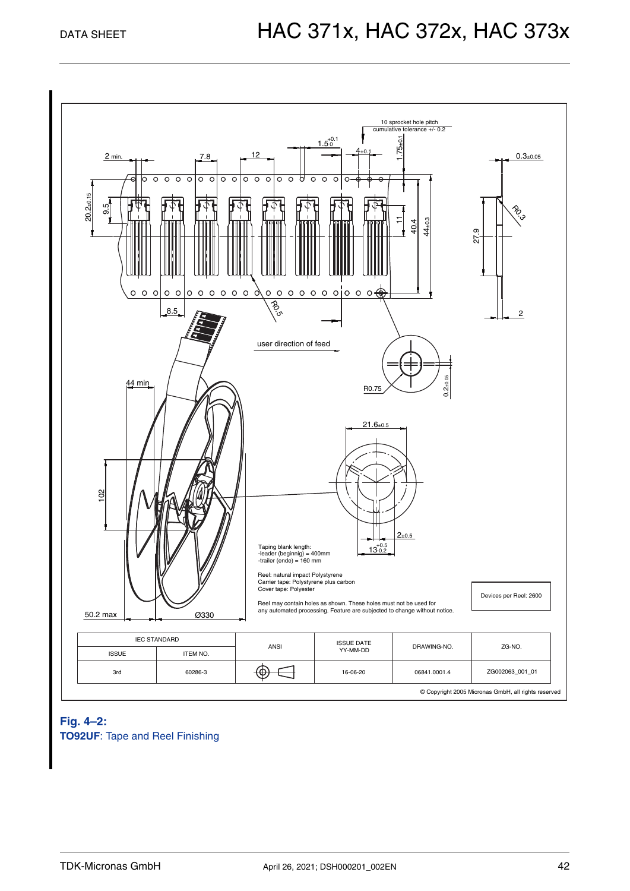10 sprocket hole pitch
cumulative tolerance +/- 0.2

$1.5^{+0.1}_{0}$

$4_{\pm 0.1}$

$1.75_{\pm 0.1}$

2 min.

7.8

12

$0.3_{\pm 0.05}$

$20.2_{\pm 0.15}$

9.5

11

40.4

$44_{\pm 0.3}$

27.9

R0.3

8.5

R0.5

2

user direction of feed

44 min

R0.75

$0.2_{\pm 0.05}$

$21.6_{\pm 0.5}$

102

$2_{\pm 0.5}$

$13^{+0.5}_{-0.2}$

Taping blank length:
-leader (beginnig) = 400mm
-trailer (ende) = 160 mm

Reel: natural impact Polystyrene
Carrier tape: Polystyrene plus carbon
Cover tape: Polyester

Devices per Reel: 2600

Reel may contain holes as shown. These holes must not be used for any automated processing. Feature are subjected to change without notice.

50.2 max

Ø330

| IEC STANDARD | | ANSI | ISSUE DATE YY-MM-DD | DRAWING-NO. | ZG-NO. |
|---|---|---|---|---|---|
| ISSUE | ITEM NO. | | | | |
| 3rd | 60286-3 | | 16-06-20 | 06841.0001.4 | ZG002063_001_01 |

© Copyright 2005 Micronas GmbH, all rights reserved

**Fig. 4–2:**
**TO92UF**: Tape and Reel Finishing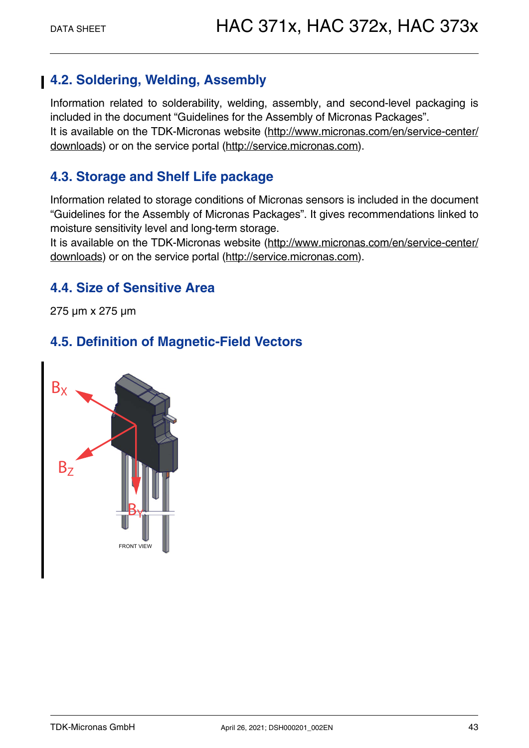## 4.2. Soldering, Welding, Assembly

Information related to solderability, welding, assembly, and second-level packaging is included in the document “Guidelines for the Assembly of Micronas Packages”.
It is available on the TDK-Micronas website (http://www.micronas.com/en/service-center/downloads) or on the service portal (http://service.micronas.com).

## 4.3. Storage and Shelf Life package

Information related to storage conditions of Micronas sensors is included in the document “Guidelines for the Assembly of Micronas Packages”. It gives recommendations linked to moisture sensitivity level and long-term storage.
It is available on the TDK-Micronas website (http://www.micronas.com/en/service-center/downloads) or on the service portal (http://service.micronas.com).

## 4.4. Size of Sensitive Area

275 µm x 275 µm

## 4.5. Definition of Magnetic-Field Vectors

$B_X$

$B_Z$

$B_Y$

FRONT VIEW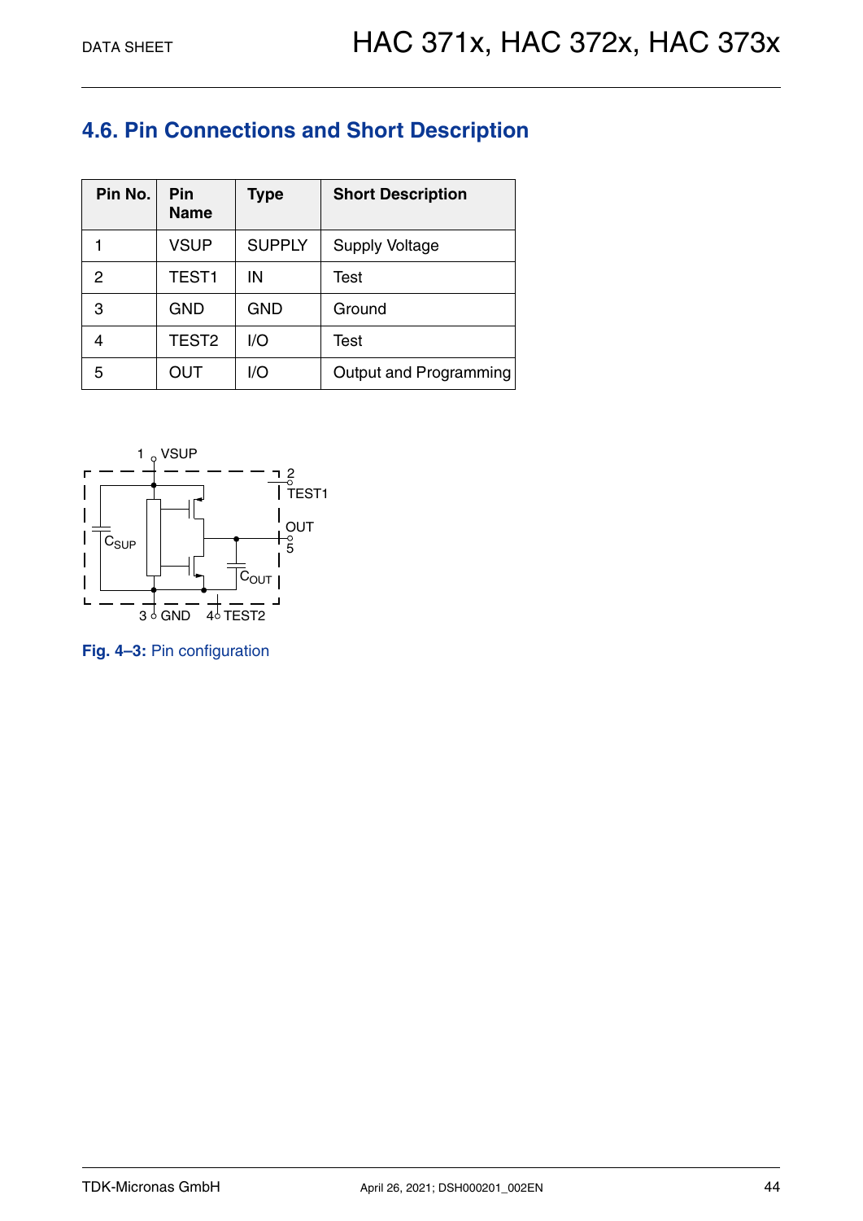## 4.6. Pin Connections and Short Description

| Pin No. | Pin Name | Type | Short Description |
|---|---|---|---|
| 1 | VSUP | SUPPLY | Supply Voltage |
| 2 | TEST1 | IN | Test |
| 3 | GND | GND | Ground |
| 4 | TEST2 | I/O | Test |
| 5 | OUT | I/O | Output and Programming |

**Fig. 4–3:** Pin configuration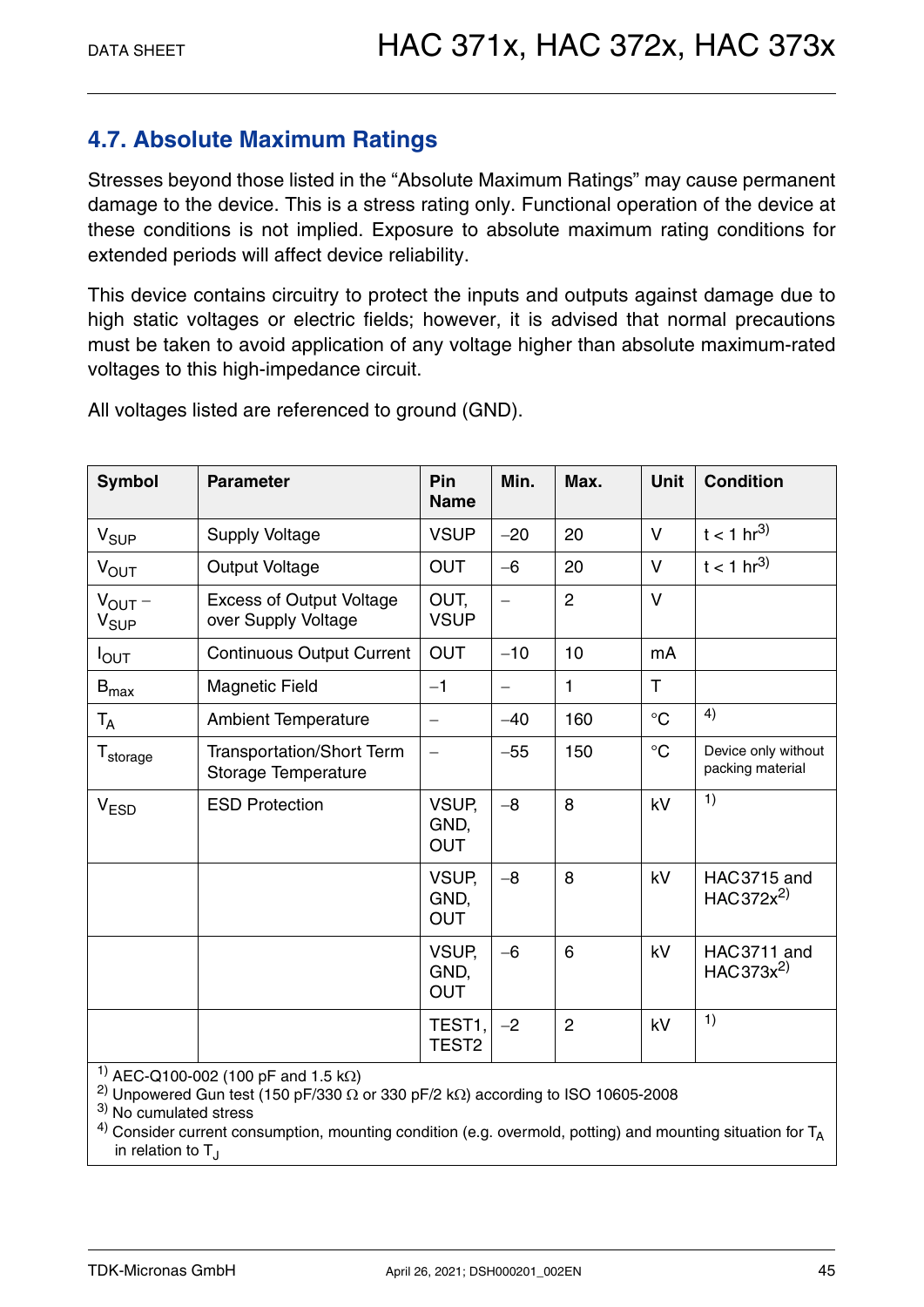## 4.7. Absolute Maximum Ratings

Stresses beyond those listed in the “Absolute Maximum Ratings” may cause permanent damage to the device. This is a stress rating only. Functional operation of the device at these conditions is not implied. Exposure to absolute maximum rating conditions for extended periods will affect device reliability.

This device contains circuitry to protect the inputs and outputs against damage due to high static voltages or electric fields; however, it is advised that normal precautions must be taken to avoid application of any voltage higher than absolute maximum-rated voltages to this high-impedance circuit.

All voltages listed are referenced to ground (GND).

| Symbol | Parameter | Pin Name | Min. | Max. | Unit | Condition |
|---|---|---|---|---|---|---|
| $V_{SUP}$ | Supply Voltage | VSUP | −20 | 20 | V | t < 1 hr[3] |
| $V_{OUT}$ | Output Voltage | OUT | −6 | 20 | V | t < 1 hr[3] |
| $V_{OUT} - V_{SUP}$ | Excess of Output Voltage over Supply Voltage | OUT, VSUP | – | 2 | V | |
| $I_{OUT}$ | Continuous Output Current | OUT | −10 | 10 | mA | |
| $B_{max}$ | Magnetic Field | −1 | – | 1 | T | |
| $T_A$ | Ambient Temperature | – | −40 | 160 | °C | [4] |
| $T_{storage}$ | Transportation/Short Term Storage Temperature | – | −55 | 150 | °C | Device only without packing material |
| $V_{ESD}$ | ESD Protection | VSUP, GND, OUT | −8 | 8 | kV | [1] |
| | | VSUP, GND, OUT | −8 | 8 | kV | HAC3715 and HAC372x[2] |
| | | VSUP, GND, OUT | −6 | 6 | kV | HAC3711 and HAC373x[2] |
| | | TEST1, TEST2 | −2 | 2 | kV | [1] |

[1] AEC-Q100-002 (100 pF and 1.5 kΩ)
[2] Unpowered Gun test (150 pF/330 Ω or 330 pF/2 kΩ) according to ISO 10605-2008
[3] No cumulated stress
[4] Consider current consumption, mounting condition (e.g. overmold, potting) and mounting situation for $T_A$ in relation to $T_J$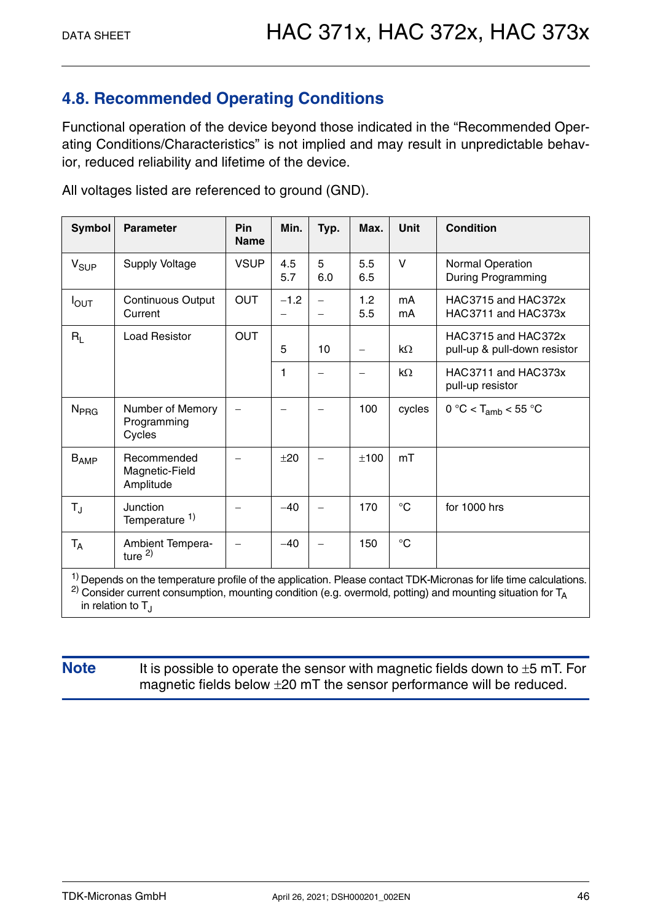## 4.8. Recommended Operating Conditions

Functional operation of the device beyond those indicated in the “Recommended Operating Conditions/Characteristics” is not implied and may result in unpredictable behavior, reduced reliability and lifetime of the device.

All voltages listed are referenced to ground (GND).

| Symbol | Parameter | Pin Name | Min. | Typ. | Max. | Unit | Condition |
|---|---|---|---|---|---|---|---|
| $V_{SUP}$ | Supply Voltage | VSUP | 4.5<br>5.7 | 5<br>6.0 | 5.5<br>6.5 | V | Normal Operation<br>During Programming |
| $I_{OUT}$ | Continuous Output Current | OUT | −1.2<br>– | –<br>– | 1.2<br>5.5 | mA<br>mA | HAC3715 and HAC372x<br>HAC3711 and HAC373x |
| $R_L$ | Load Resistor | OUT | 5 | 10 | – | kΩ | HAC3715 and HAC372x pull-up & pull-down resistor |
| | | | 1 | – | – | kΩ | HAC3711 and HAC373x pull-up resistor |
| $N_{PRG}$ | Number of Memory Programming Cycles | – | – | – | 100 | cycles | 0 °C < $T_{amb}$ < 55 °C |
| $B_{AMP}$ | Recommended Magnetic-Field Amplitude | – | ±20 | – | ±100 | mT | |
| $T_J$ | Junction Temperature [1) ] | – | −40 | – | 170 | °C | for 1000 hrs |
| $T_A$ | Ambient Temperature [2) ] | – | −40 | – | 150 | °C | |

[1)] Depends on the temperature profile of the application. Please contact TDK-Micronas for life time calculations.
[2)] Consider current consumption, mounting condition (e.g. overmold, potting) and mounting situation for $T_A$ in relation to $T_J$

**Note** It is possible to operate the sensor with magnetic fields down to ±5 mT. For magnetic fields below ±20 mT the sensor performance will be reduced.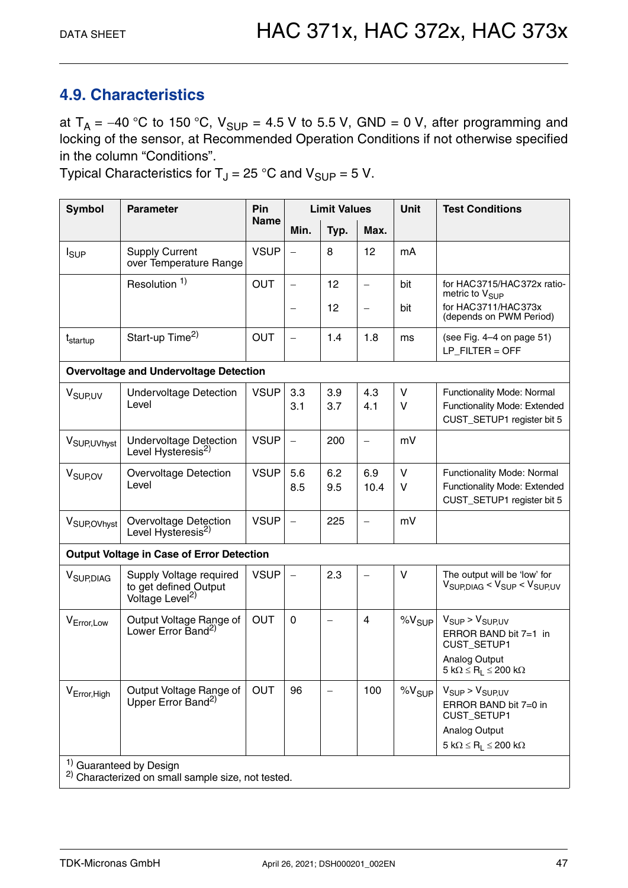## 4.9. Characteristics

at $T_A$ = −40 °C to 150 °C, $V_{SUP}$ = 4.5 V to 5.5 V, GND = 0 V, after programming and locking of the sensor, at Recommended Operation Conditions if not otherwise specified in the column “Conditions”.
Typical Characteristics for $T_J$ = 25 °C and $V_{SUP}$ = 5 V.

| Symbol | Parameter | Pin Name | Limit Values | | | Unit | Test Conditions |
|---|---|---|---|---|---|---|---|
| | | | Min. | Typ. | Max. | | |
| $I_{SUP}$ | Supply Current over Temperature Range | VSUP | – | 8 | 12 | mA | |
| | Resolution [1] | OUT | –<br>– | 12<br>12 | –<br>– | bit<br>bit | for HAC3715/HAC372x ratiometric to $V_{SUP}$<br>for HAC3711/HAC373x (depends on PWM Period) |
| $t_{startup}$ | Start-up Time[2] | OUT | – | 1.4 | 1.8 | ms | (see Fig. 4–4 on page 51) LP_FILTER = OFF |
| **Overvoltage and Undervoltage Detection** | | | | | | | |
| $V_{SUP,UV}$ | Undervoltage Detection Level | VSUP | 3.3<br>3.1 | 3.9<br>3.7 | 4.3<br>4.1 | V<br>V | Functionality Mode: Normal<br>Functionality Mode: Extended<br>CUST_SETUP1 register bit 5 |
| $V_{SUP,UVhyst}$ | Undervoltage Detection Level Hysteresis[2] | VSUP | – | 200 | – | mV | |
| $V_{SUP,OV}$ | Overvoltage Detection Level | VSUP | 5.6<br>8.5 | 6.2<br>9.5 | 6.9<br>10.4 | V<br>V | Functionality Mode: Normal<br>Functionality Mode: Extended<br>CUST_SETUP1 register bit 5 |
| $V_{SUP,OVhyst}$ | Overvoltage Detection Level Hysteresis[2] | VSUP | – | 225 | – | mV | |
| **Output Voltage in Case of Error Detection** | | | | | | | |
| $V_{SUP,DIAG}$ | Supply Voltage required to get defined Output Voltage Level[2] | VSUP | – | 2.3 | – | V | The output will be ‘low’ for $V_{SUP,DIAG} < V_{SUP} < V_{SUP,UV}$ |
| $V_{Error,Low}$ | Output Voltage Range of Lower Error Band[2] | OUT | 0 | – | 4 | %$V_{SUP}$ | $V_{SUP} > V_{SUP,UV}$<br>ERROR BAND bit 7=1 in CUST_SETUP1<br>Analog Output<br>5 kΩ ≤ $R_L$ ≤ 200 kΩ |
| $V_{Error,High}$ | Output Voltage Range of Upper Error Band[2] | OUT | 96 | – | 100 | %$V_{SUP}$ | $V_{SUP} > V_{SUP,UV}$<br>ERROR BAND bit 7=0 in CUST_SETUP1<br>Analog Output<br>5 kΩ ≤ $R_L$ ≤ 200 kΩ |

[1] Guaranteed by Design
[2] Characterized on small sample size, not tested.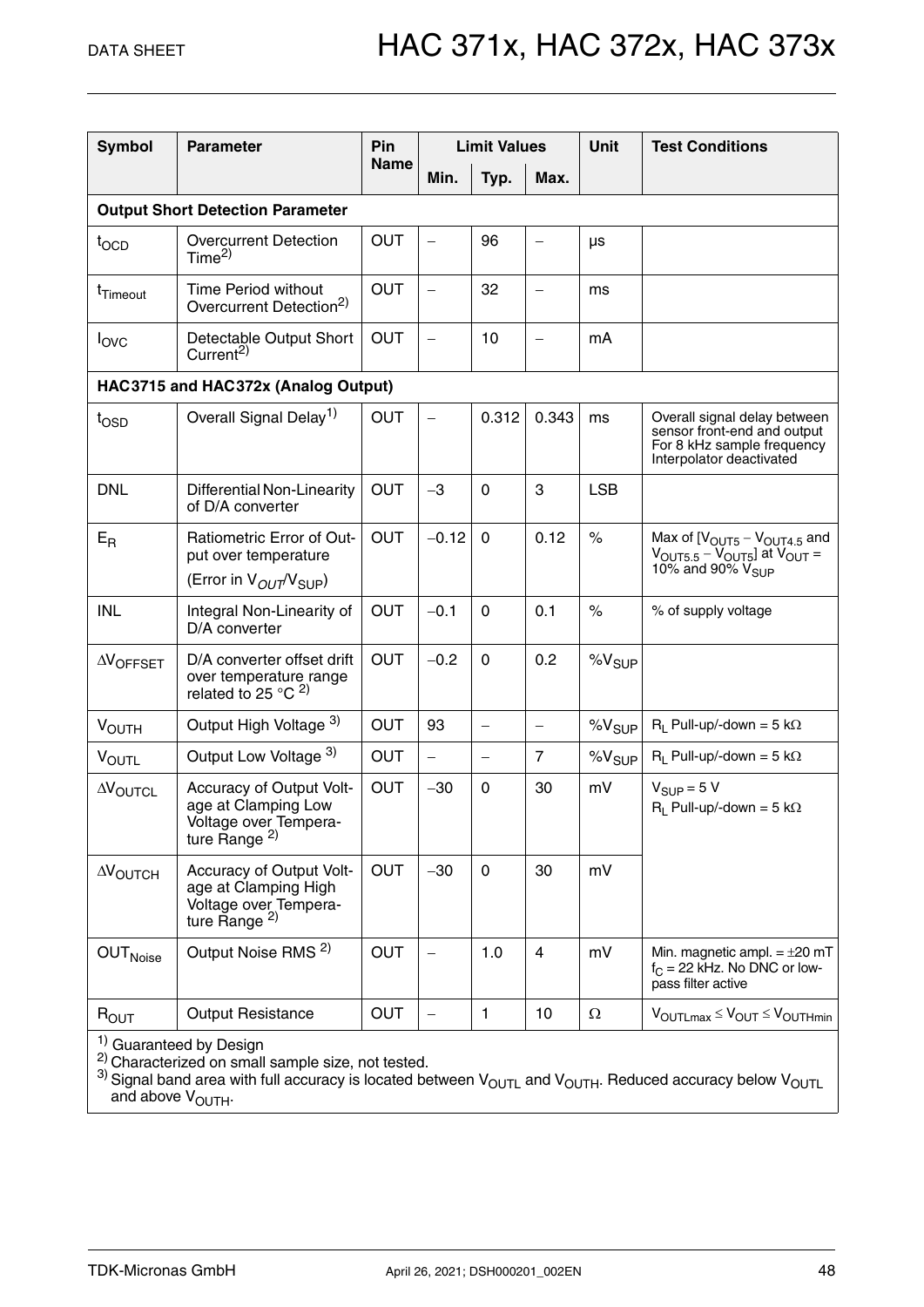| Symbol | Parameter | Pin Name | Limit Values | | | Unit | Test Conditions |
|---|---|---|---|---|---|---|---|
| | | | Min. | Typ. | Max. | | |
| **Output Short Detection Parameter** | | | | | | | |
| $t_{OCD}$ | Overcurrent Detection Time[2)] | OUT | – | 96 | – | µs | |
| $t_{Timeout}$ | Time Period without Overcurrent Detection[2)] | OUT | – | 32 | – | ms | |
| $I_{OVC}$ | Detectable Output Short Current[2)] | OUT | – | 10 | – | mA | |
| **HAC3715 and HAC372x (Analog Output)** | | | | | | | |
| $t_{OSD}$ | Overall Signal Delay[1)] | OUT | – | 0.312 | 0.343 | ms | Overall signal delay between sensor front-end and output For 8 kHz sample frequency Interpolator deactivated |
| DNL | Differential Non-Linearity of D/A converter | OUT | −3 | 0 | 3 | LSB | |
| $E_R$ | Ratiometric Error of Output over temperature (Error in $V_{OUT}/V_{SUP}$) | OUT | −0.12 | 0 | 0.12 | % | Max of [$V_{OUT5} - V_{OUT4.5}$ and $V_{OUT5.5} - V_{OUT5}$] at $V_{OUT}$ = 10% and 90% $V_{SUP}$ |
| INL | Integral Non-Linearity of D/A converter | OUT | −0.1 | 0 | 0.1 | % | % of supply voltage |
| $\Delta V_{OFFSET}$ | D/A converter offset drift over temperature range related to 25 °C [2)] | OUT | −0.2 | 0 | 0.2 | $\%V_{SUP}$ | |
| $V_{OUTH}$ | Output High Voltage [3)] | OUT | 93 | – | – | $\%V_{SUP}$ | $R_L$ Pull-up/-down = 5 kΩ |
| $V_{OUTL}$ | Output Low Voltage [3)] | OUT | – | – | 7 | $\%V_{SUP}$ | $R_L$ Pull-up/-down = 5 kΩ |
| $\Delta V_{OUTCL}$ | Accuracy of Output Voltage at Clamping Low Voltage over Temperature Range [2)] | OUT | −30 | 0 | 30 | mV | $V_{SUP}$ = 5 V $R_L$ Pull-up/-down = 5 kΩ |
| $\Delta V_{OUTCH}$ | Accuracy of Output Voltage at Clamping High Voltage over Temperature Range [2)] | OUT | −30 | 0 | 30 | mV | |
| $OUT_{Noise}$ | Output Noise RMS [2)] | OUT | – | 1.0 | 4 | mV | Min. magnetic ampl. = ±20 mT $f_C$ = 22 kHz. No DNC or low-pass filter active |
| $R_{OUT}$ | Output Resistance | OUT | – | 1 | 10 | Ω | $V_{OUTLmax} \leq V_{OUT} \leq V_{OUTHmin}$ |

1) Guaranteed by Design
2) Characterized on small sample size, not tested.
3) Signal band area with full accuracy is located between $V_{OUTL}$ and $V_{OUTH}$. Reduced accuracy below $V_{OUTL}$ and above $V_{OUTH}$.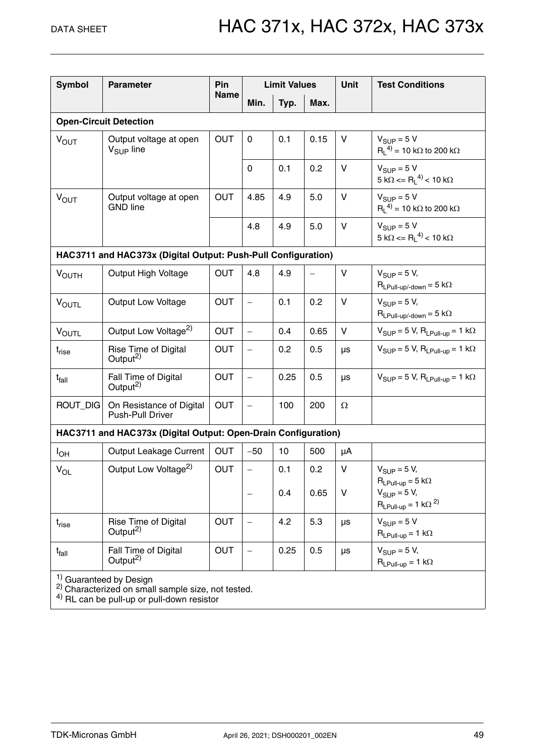| Symbol | Parameter | Pin Name | Limit Values | | | Unit | Test Conditions |
|---|---|---|---|---|---|---|---|
| | | | Min. | Typ. | Max. | | |
| **Open-Circuit Detection** | | | | | | | |
| $V_{OUT}$ | Output voltage at open $V_{SUP}$ line | OUT | 0 | 0.1 | 0.15 | V | $V_{SUP}$ = 5 V $R_L$[4] = 10 kΩ to 200 kΩ |
| | | | 0 | 0.1 | 0.2 | V | $V_{SUP}$ = 5 V 5 kΩ <= $R_L$[4] < 10 kΩ |
| $V_{OUT}$ | Output voltage at open GND line | OUT | 4.85 | 4.9 | 5.0 | V | $V_{SUP}$ = 5 V $R_L$[4] = 10 kΩ to 200 kΩ |
| | | | 4.8 | 4.9 | 5.0 | V | $V_{SUP}$ = 5 V 5 kΩ <= $R_L$[4] < 10 kΩ |
| **HAC3711 and HAC373x (Digital Output: Push-Pull Configuration)** | | | | | | | |
| $V_{OUTH}$ | Output High Voltage | OUT | 4.8 | 4.9 | – | V | $V_{SUP}$ = 5 V, $R_{LPull-up/-down}$ = 5 kΩ |
| $V_{OUTL}$ | Output Low Voltage | OUT | – | 0.1 | 0.2 | V | $V_{SUP}$ = 5 V, $R_{LPull-up/-down}$ = 5 kΩ |
| $V_{OUTL}$ | Output Low Voltage[2] | OUT | – | 0.4 | 0.65 | V | $V_{SUP}$ = 5 V, $R_{LPull-up}$ = 1 kΩ |
| $t_{rise}$ | Rise Time of Digital Output[2] | OUT | – | 0.2 | 0.5 | µs | $V_{SUP}$ = 5 V, $R_{LPull-up}$ = 1 kΩ |
| $t_{fall}$ | Fall Time of Digital Output[2] | OUT | – | 0.25 | 0.5 | µs | $V_{SUP}$ = 5 V, $R_{LPull-up}$ = 1 kΩ |
| ROUT_DIG | On Resistance of Digital Push-Pull Driver | OUT | – | 100 | 200 | Ω | |
| **HAC3711 and HAC373x (Digital Output: Open-Drain Configuration)** | | | | | | | |
| $I_{OH}$ | Output Leakage Current | OUT | −50 | 10 | 500 | µA | |
| $V_{OL}$ | Output Low Voltage[2] | OUT | – | 0.1 | 0.2 | V | $V_{SUP}$ = 5 V, $R_{LPull-up}$ = 5 kΩ |
| | | | – | 0.4 | 0.65 | V | $V_{SUP}$ = 5 V, $R_{LPull-up}$ = 1 kΩ [2] |
| $t_{rise}$ | Rise Time of Digital Output[2] | OUT | – | 4.2 | 5.3 | µs | $V_{SUP}$ = 5 V $R_{LPull-up}$ = 1 kΩ |
| $t_{fall}$ | Fall Time of Digital Output[2] | OUT | – | 0.25 | 0.5 | µs | $V_{SUP}$ = 5 V, $R_{LPull-up}$ = 1 kΩ |

[1] Guaranteed by Design
[2] Characterized on small sample size, not tested.
[4] RL can be pull-up or pull-down resistor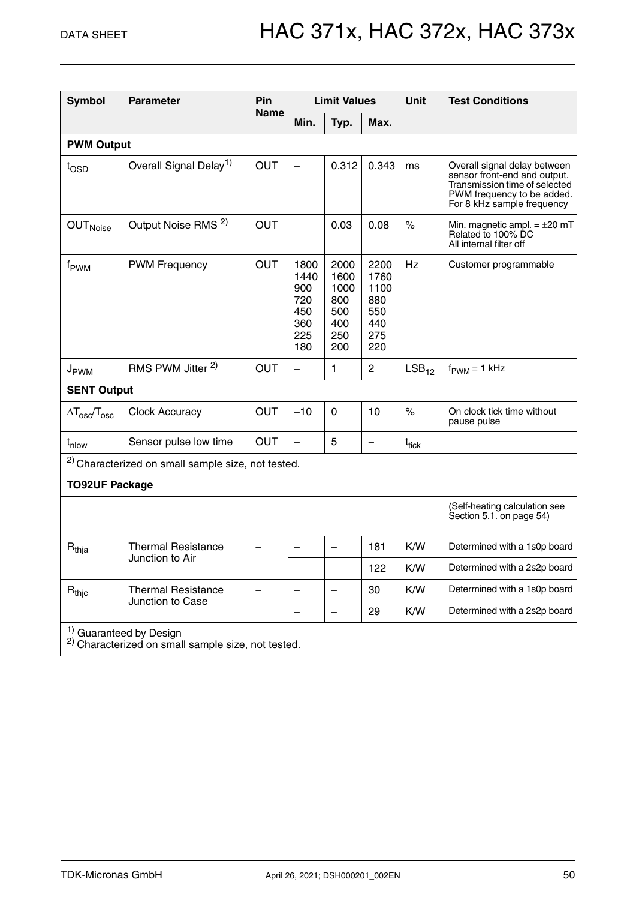| Symbol | Parameter | Pin Name | Limit Values | | | Unit | Test Conditions |
|---|---|---|---|---|---|---|---|
| | | | Min. | Typ. | Max. | | |
| **PWM Output** | | | | | | | |
| $t_{OSD}$ | Overall Signal Delay[1] | OUT | – | 0.312 | 0.343 | ms | Overall signal delay between sensor front-end and output. Transmission time of selected PWM frequency to be added. For 8 kHz sample frequency |
| $OUT_{Noise}$ | Output Noise RMS [2] | OUT | – | 0.03 | 0.08 | % | Min. magnetic ampl. = ±20 mT Related to 100% DC All internal filter off |
| $f_{PWM}$ | PWM Frequency | OUT | 1800<br>1440<br>900<br>720<br>450<br>360<br>225<br>180 | 2000<br>1600<br>1000<br>800<br>500<br>400<br>250<br>200 | 2200<br>1760<br>1100<br>880<br>550<br>440<br>275<br>220 | Hz | Customer programmable |
| $J_{PWM}$ | RMS PWM Jitter [2] | OUT | – | 1 | 2 | $LSB_{12}$ | $f_{PWM}$ = 1 kHz |
| **SENT Output** | | | | | | | |
| $\Delta T_{osc}/T_{osc}$ | Clock Accuracy | OUT | −10 | 0 | 10 | % | On clock tick time without pause pulse |
| $t_{nlow}$ | Sensor pulse low time | OUT | – | 5 | – | $t_{tick}$ | |
| [2] Characterized on small sample size, not tested. | | | | | | | |
| **TO92UF Package** | | | | | | | |
| | | | | | | | (Self-heating calculation see Section 5.1. on page 54) |
| $R_{thja}$ | Thermal Resistance Junction to Air | – | – | – | 181 | K/W | Determined with a 1s0p board |
| | | | – | – | 122 | K/W | Determined with a 2s2p board |
| $R_{thjc}$ | Thermal Resistance Junction to Case | – | – | – | 30 | K/W | Determined with a 1s0p board |
| | | | – | – | 29 | K/W | Determined with a 2s2p board |

[1] Guaranteed by Design
[2] Characterized on small sample size, not tested.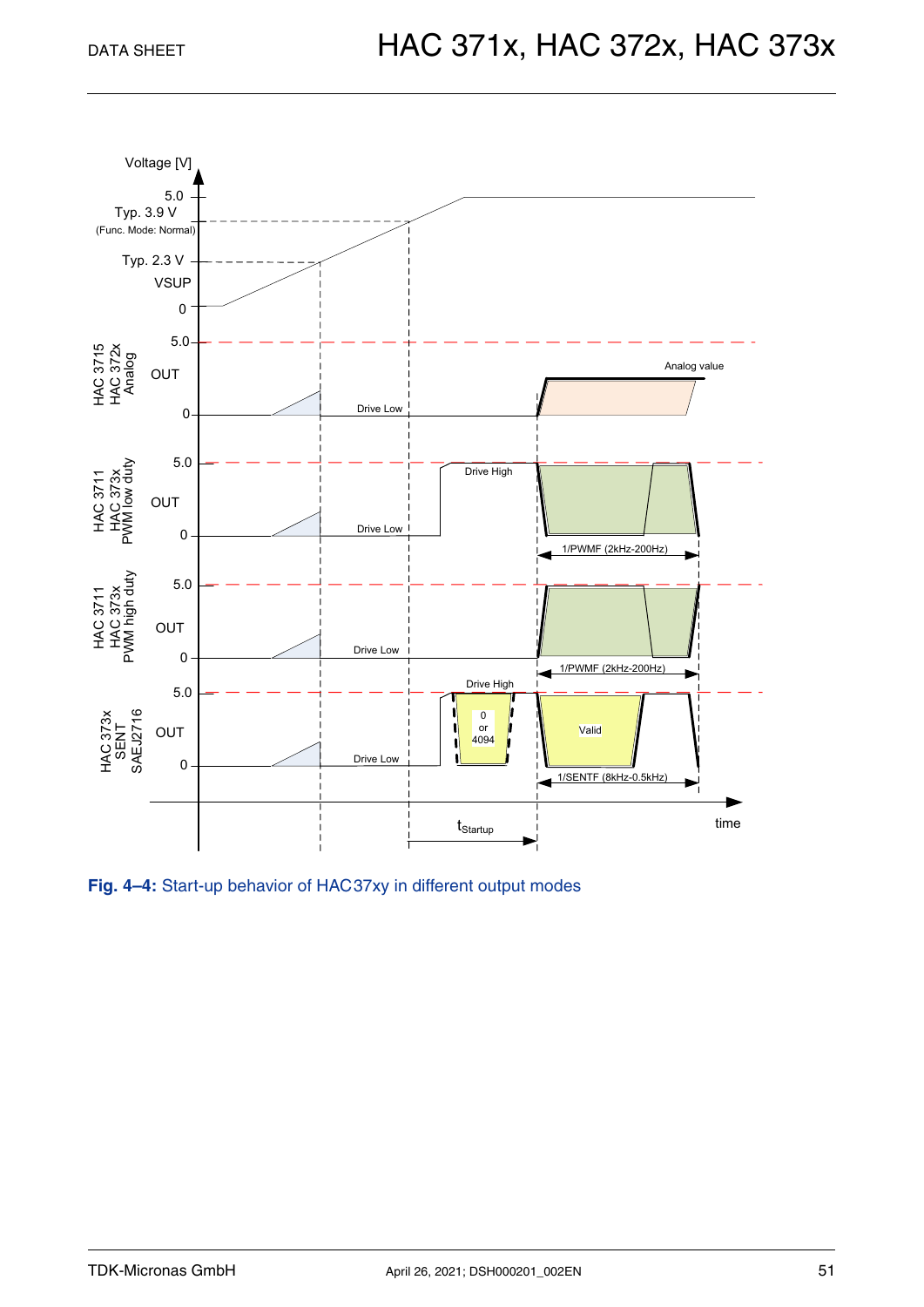Fig. 4–4: Start-up behavior of HAC37xy in different output modes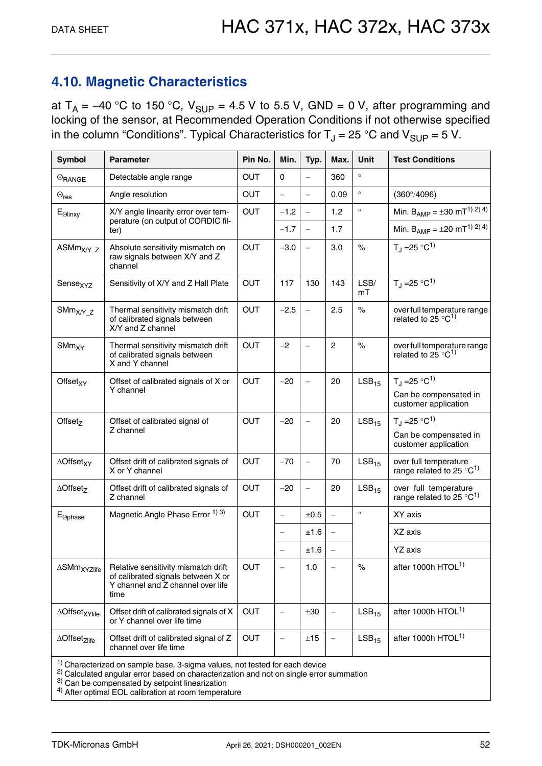## 4.10. Magnetic Characteristics

at $T_A$ = −40 °C to 150 °C, $V_{SUP}$ = 4.5 V to 5.5 V, GND = 0 V, after programming and locking of the sensor, at Recommended Operation Conditions if not otherwise specified in the column "Conditions". Typical Characteristics for $T_J$ = 25 °C and $V_{SUP}$ = 5 V.

| Symbol | Parameter | Pin No. | Min. | Typ. | Max. | Unit | Test Conditions |
|---|---|---|---|---|---|---|---|
| $\Theta_{RANGE}$ | Detectable angle range | OUT | 0 | – | 360 | ° | |
| $\Theta_{res}$ | Angle resolution | OUT | – | – | 0.09 | ° | (360°/4096) |
| $E_{\Theta linxy}$ | X/Y angle linearity error over temperature (on output of CORDIC filter) | OUT | −1.2 | – | 1.2 | ° | Min. $B_{AMP}$ = ±30 mT[1) 2) 4)] |
| | | | −1.7 | – | 1.7 | | Min. $B_{AMP}$ = ±20 mT[1) 2) 4)] |
| $ASMm_{X/Y\_Z}$ | Absolute sensitivity mismatch on raw signals between X/Y and Z channel | OUT | −3.0 | – | 3.0 | % | $T_J$ =25 °C[1)] |
| $Sense_{XYZ}$ | Sensitivity of X/Y and Z Hall Plate | OUT | 117 | 130 | 143 | LSB/mT | $T_J$ =25 °C[1)] |
| $SMm_{X/Y\_Z}$ | Thermal sensitivity mismatch drift of calibrated signals between X/Y and Z channel | OUT | −2.5 | – | 2.5 | % | over full temperature range related to 25 °C[1)] |
| $SMm_{XY}$ | Thermal sensitivity mismatch drift of calibrated signals between X and Y channel | OUT | −2 | – | 2 | % | over full temperature range related to 25 °C[1)] |
| $Offset_{XY}$ | Offset of calibrated signals of X or Y channel | OUT | −20 | – | 20 | $LSB_{15}$ | $T_J$ =25 °C[1)] Can be compensated in customer application |
| $Offset_Z$ | Offset of calibrated signal of Z channel | OUT | −20 | – | 20 | $LSB_{15}$ | $T_J$ =25 °C[1)] Can be compensated in customer application |
| $\Delta Offset_{XY}$ | Offset drift of calibrated signals of X or Y channel | OUT | −70 | – | 70 | $LSB_{15}$ | over full temperature range related to 25 °C[1)] |
| $\Delta Offset_Z$ | Offset drift of calibrated signals of Z channel | OUT | −20 | – | 20 | $LSB_{15}$ | over full temperature range related to 25 °C[1)] |
| $E_{\Theta phase}$ | Magnetic Angle Phase Error [1) 3)] | OUT | – | ±0.5 | – | ° | XY axis |
| | | | – | ±1.6 | – | | XZ axis |
| | | | – | ±1.6 | – | | YZ axis |
| $\Delta SMm_{XYZlife}$ | Relative sensitivity mismatch drift of calibrated signals between X or Y channel and Z channel over life time | OUT | – | 1.0 | – | % | after 1000h HTOL[1)] |
| $\Delta Offset_{XYlife}$ | Offset drift of calibrated signals of X or Y channel over life time | OUT | – | ±30 | – | $LSB_{15}$ | after 1000h HTOL[1)] |
| $\Delta Offset_{Zlife}$ | Offset drift of calibrated signal of Z channel over life time | OUT | – | ±15 | – | $LSB_{15}$ | after 1000h HTOL[1)] |

[1)] Characterized on sample base, 3-sigma values, not tested for each device
[2)] Calculated angular error based on characterization and not on single error summation
[3)] Can be compensated by setpoint linearization
[4)] After optimal EOL calibration at room temperature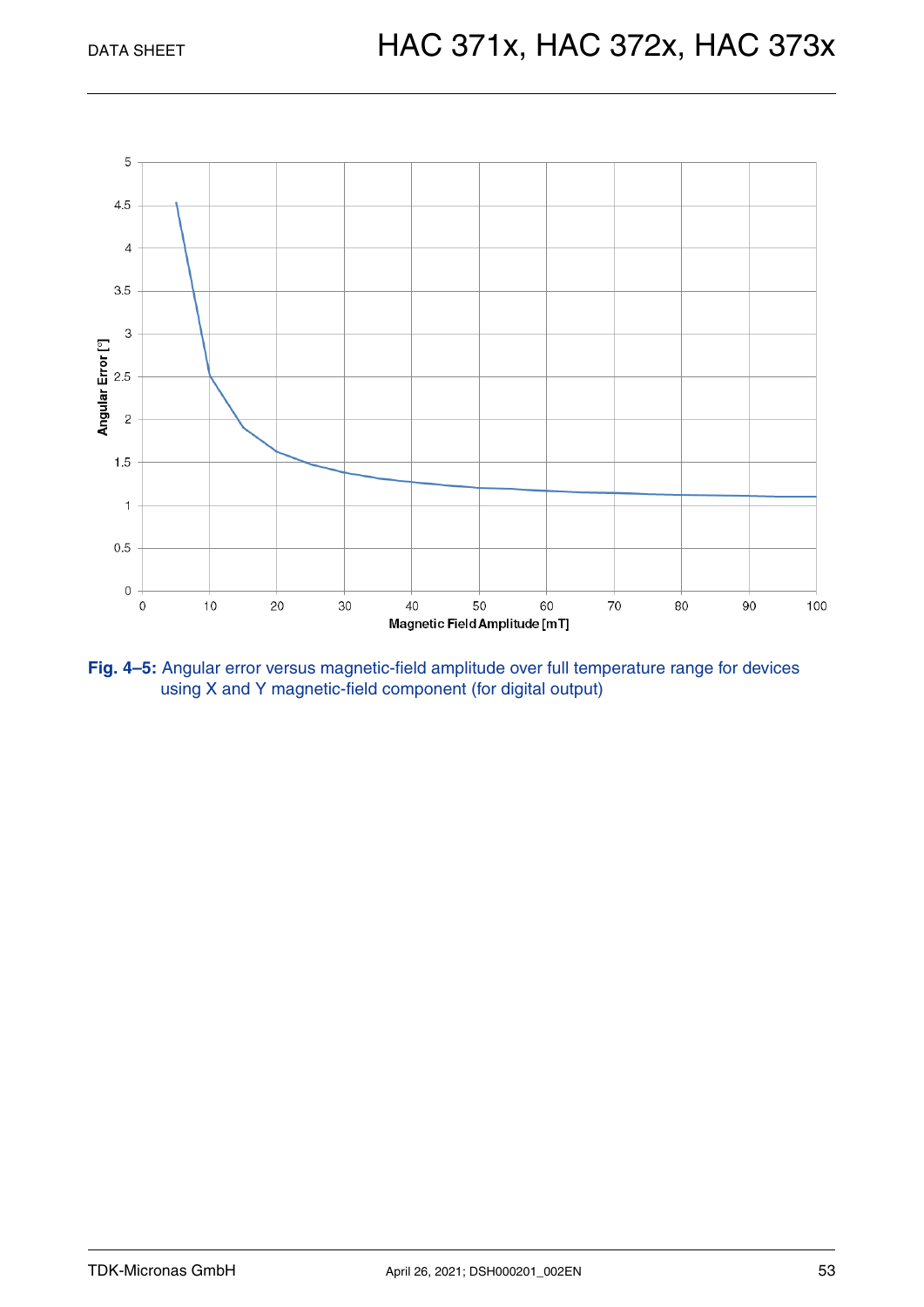**Fig. 4–5:** Angular error versus magnetic-field amplitude over full temperature range for devices using X and Y magnetic-field component (for digital output)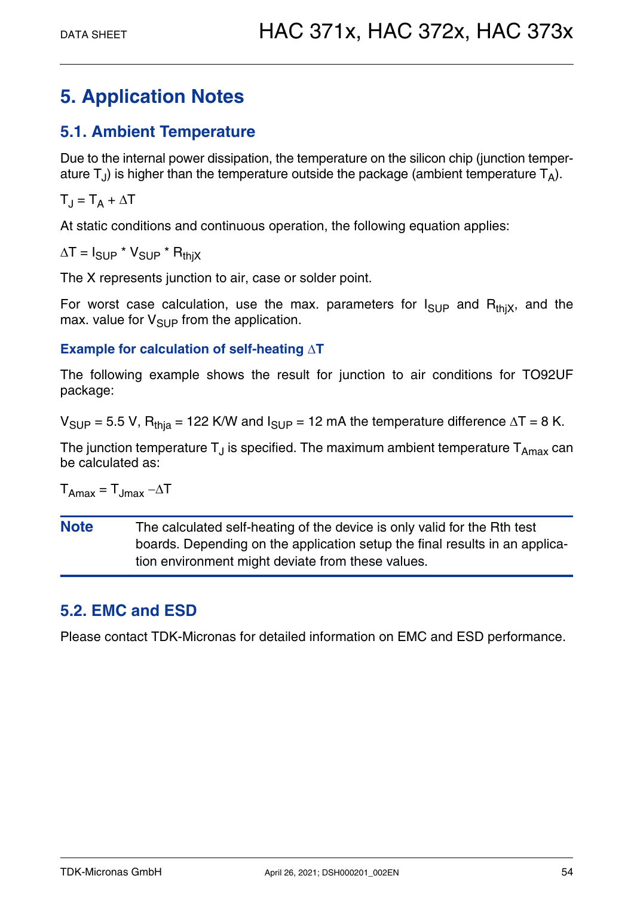# 5. Application Notes

## 5.1. Ambient Temperature

Due to the internal power dissipation, the temperature on the silicon chip (junction temperature $T_J$) is higher than the temperature outside the package (ambient temperature $T_A$).

$T_J = T_A + \Delta T$

At static conditions and continuous operation, the following equation applies:

$\Delta T = I_{SUP} * V_{SUP} * R_{thjX}$

The X represents junction to air, case or solder point.

For worst case calculation, use the max. parameters for $I_{SUP}$ and $R_{thjX}$, and the max. value for $V_{SUP}$ from the application.

### Example for calculation of self-heating $\Delta T$

The following example shows the result for junction to air conditions for TO92UF package:

$V_{SUP} = 5.5$ V, $R_{thja} = 122$ K/W and $I_{SUP} = 12$ mA the temperature difference $\Delta T = 8$ K.

The junction temperature $T_J$ is specified. The maximum ambient temperature $T_{Amax}$ can be calculated as:

$T_{Amax} = T_{Jmax} - \Delta T$

**Note** The calculated self-heating of the device is only valid for the Rth test boards. Depending on the application setup the final results in an application environment might deviate from these values.

## 5.2. EMC and ESD

Please contact TDK-Micronas for detailed information on EMC and ESD performance.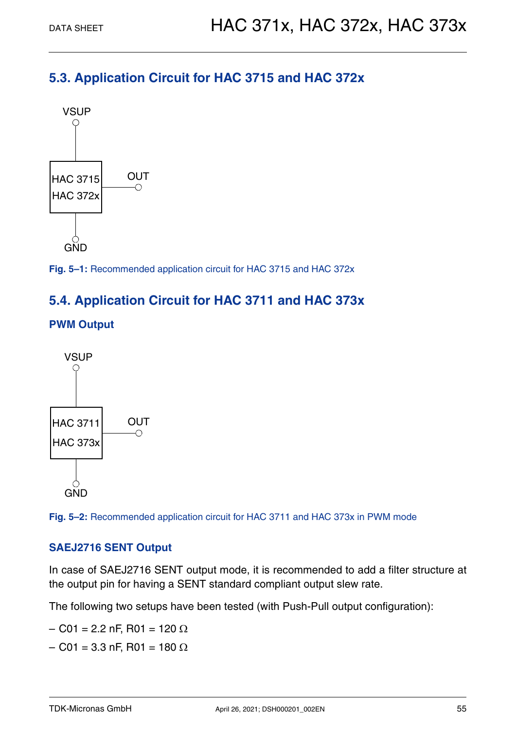## 5.3. Application Circuit for HAC 3715 and HAC 372x

VSUP

HAC 3715
HAC 372x

OUT

GND

**Fig. 5–1:** Recommended application circuit for HAC 3715 and HAC 372x

## 5.4. Application Circuit for HAC 3711 and HAC 373x

### PWM Output

VSUP

HAC 3711
HAC 373x

OUT

GND

**Fig. 5–2:** Recommended application circuit for HAC 3711 and HAC 373x in PWM mode

### SAEJ2716 SENT Output

In case of SAEJ2716 SENT output mode, it is recommended to add a filter structure at the output pin for having a SENT standard compliant output slew rate.

The following two setups have been tested (with Push-Pull output configuration):

– C01 = 2.2 nF, R01 = 120 Ω

– C01 = 3.3 nF, R01 = 180 Ω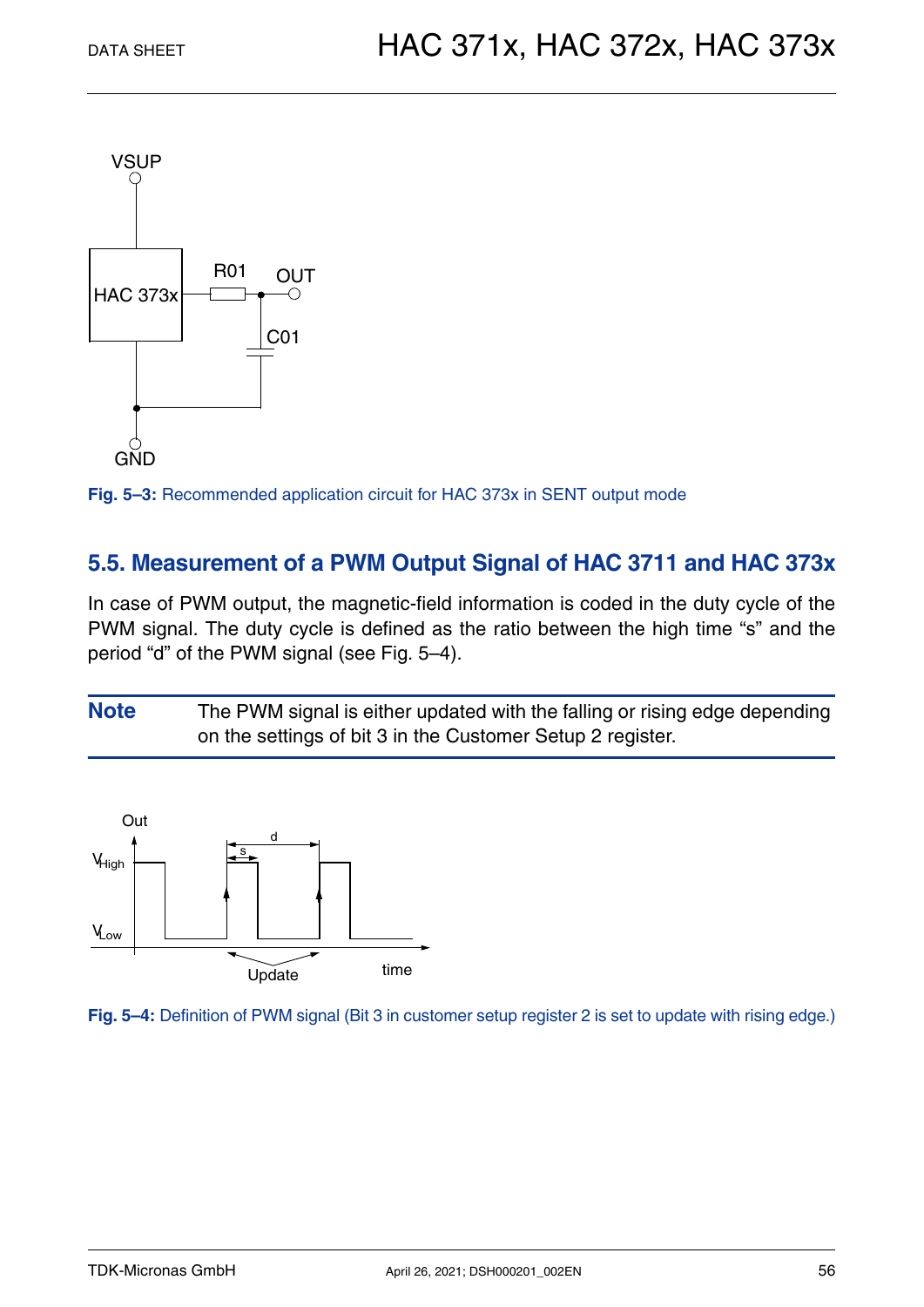Fig. 5–3: Recommended application circuit for HAC 373x in SENT output mode

## 5.5. Measurement of a PWM Output Signal of HAC 3711 and HAC 373x

In case of PWM output, the magnetic-field information is coded in the duty cycle of the PWM signal. The duty cycle is defined as the ratio between the high time "s" and the period "d" of the PWM signal (see Fig. 5–4).

**Note** The PWM signal is either updated with the falling or rising edge depending on the settings of bit 3 in the Customer Setup 2 register.

Fig. 5–4: Definition of PWM signal (Bit 3 in customer setup register 2 is set to update with rising edge.)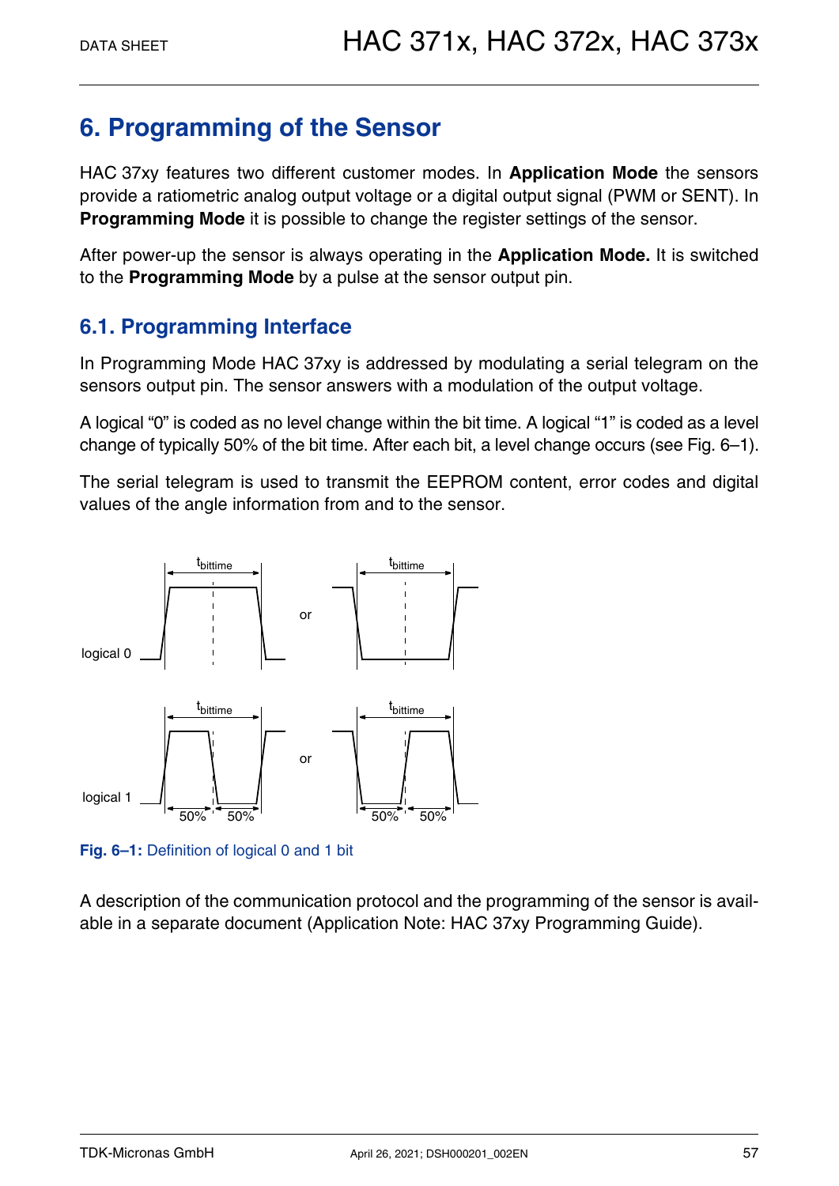# 6. Programming of the Sensor

HAC 37xy features two different customer modes. In **Application Mode** the sensors provide a ratiometric analog output voltage or a digital output signal (PWM or SENT). In **Programming Mode** it is possible to change the register settings of the sensor.

After power-up the sensor is always operating in the **Application Mode.** It is switched to the **Programming Mode** by a pulse at the sensor output pin.

## 6.1. Programming Interface

In Programming Mode HAC 37xy is addressed by modulating a serial telegram on the sensors output pin. The sensor answers with a modulation of the output voltage.

A logical “0” is coded as no level change within the bit time. A logical “1” is coded as a level change of typically 50% of the bit time. After each bit, a level change occurs (see Fig. 6–1).

The serial telegram is used to transmit the EEPROM content, error codes and digital values of the angle information from and to the sensor.

**Fig. 6–1:** Definition of logical 0 and 1 bit

A description of the communication protocol and the programming of the sensor is available in a separate document (Application Note: HAC 37xy Programming Guide).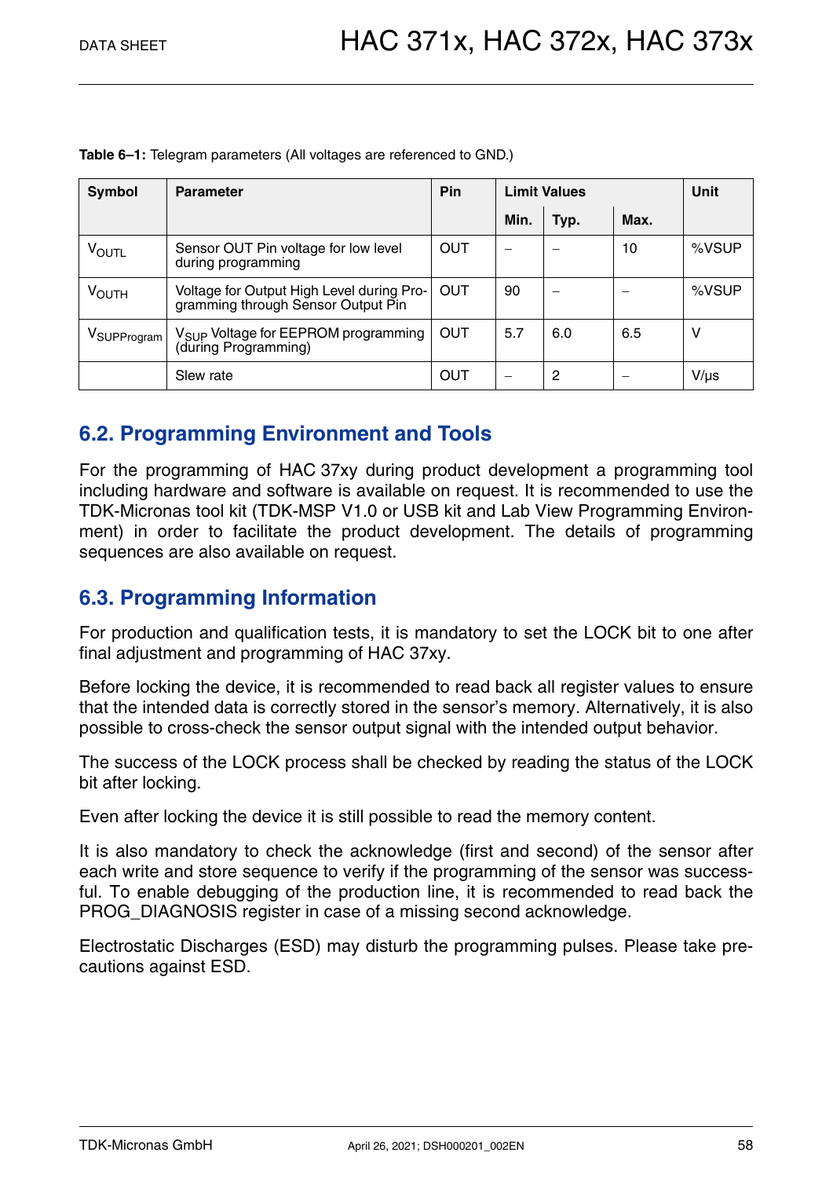**Table 6–1:** Telegram parameters (All voltages are referenced to GND.)

| Symbol | Parameter | Pin | Limit Values | | | Unit |
|---|---|---|---|---|---|---|
| | | | Min. | Typ. | Max. | |
| $V_{OUTL}$ | Sensor OUT Pin voltage for low level during programming | OUT | – | – | 10 | %VSUP |
| $V_{OUTH}$ | Voltage for Output High Level during Programming through Sensor Output Pin | OUT | 90 | – | – | %VSUP |
| $V_{SUPProgram}$ | $V_{SUP}$ Voltage for EEPROM programming (during Programming) | OUT | 5.7 | 6.0 | 6.5 | V |
| | Slew rate | OUT | – | 2 | – | V/µs |

## 6.2. Programming Environment and Tools

For the programming of HAC 37xy during product development a programming tool including hardware and software is available on request. It is recommended to use the TDK-Micronas tool kit (TDK-MSP V1.0 or USB kit and Lab View Programming Environment) in order to facilitate the product development. The details of programming sequences are also available on request.

## 6.3. Programming Information

For production and qualification tests, it is mandatory to set the LOCK bit to one after final adjustment and programming of HAC 37xy.

Before locking the device, it is recommended to read back all register values to ensure that the intended data is correctly stored in the sensor's memory. Alternatively, it is also possible to cross-check the sensor output signal with the intended output behavior.

The success of the LOCK process shall be checked by reading the status of the LOCK bit after locking.

Even after locking the device it is still possible to read the memory content.

It is also mandatory to check the acknowledge (first and second) of the sensor after each write and store sequence to verify if the programming of the sensor was successful. To enable debugging of the production line, it is recommended to read back the PROG_DIAGNOSIS register in case of a missing second acknowledge.

Electrostatic Discharges (ESD) may disturb the programming pulses. Please take precautions against ESD.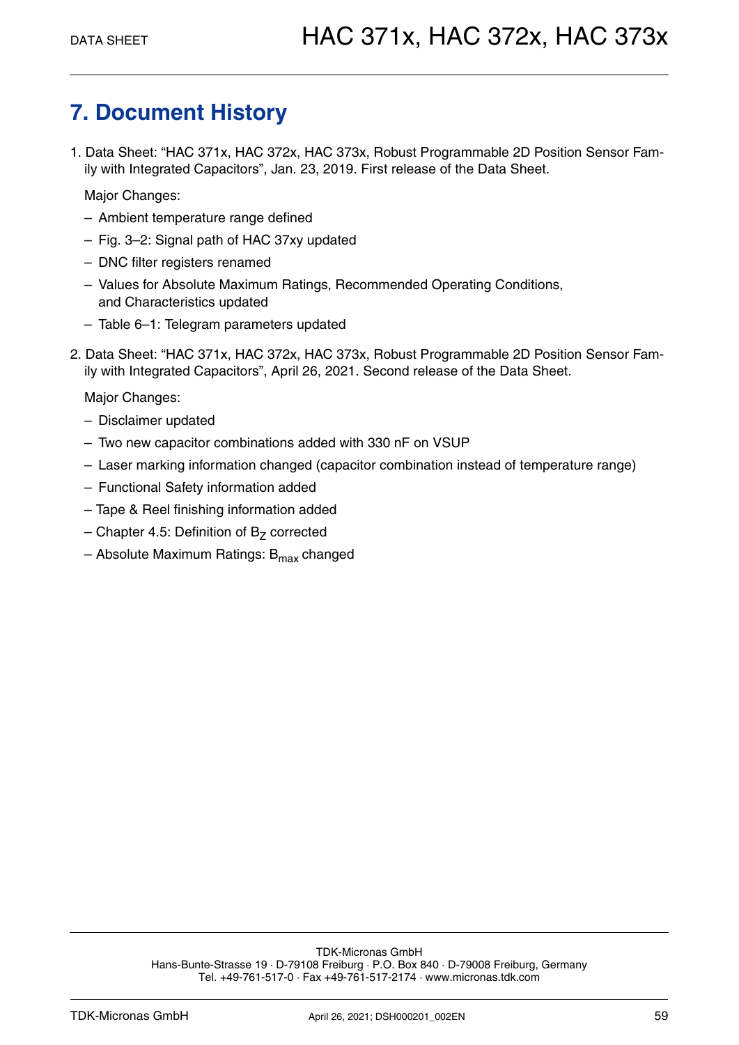# 7. Document History

1. Data Sheet: "HAC 371x, HAC 372x, HAC 373x, Robust Programmable 2D Position Sensor Family with Integrated Capacitors", Jan. 23, 2019. First release of the Data Sheet.

   Major Changes:

   – Ambient temperature range defined

   – Fig. 3–2: Signal path of HAC 37xy updated

   – DNC filter registers renamed

   – Values for Absolute Maximum Ratings, Recommended Operating Conditions, and Characteristics updated

   – Table 6–1: Telegram parameters updated

2. Data Sheet: "HAC 371x, HAC 372x, HAC 373x, Robust Programmable 2D Position Sensor Family with Integrated Capacitors", April 26, 2021. Second release of the Data Sheet.

   Major Changes:

   – Disclaimer updated

   – Two new capacitor combinations added with 330 nF on VSUP

   – Laser marking information changed (capacitor combination instead of temperature range)

   – Functional Safety information added

   – Tape & Reel finishing information added

   – Chapter 4.5: Definition of $B_Z$ corrected

   – Absolute Maximum Ratings: $B_{max}$ changed

TDK-Micronas GmbH
Hans-Bunte-Strasse 19 · D-79108 Freiburg · P.O. Box 840 · D-79008 Freiburg, Germany
Tel. +49-761-517-0 · Fax +49-761-517-2174 · www.micronas.tdk.com